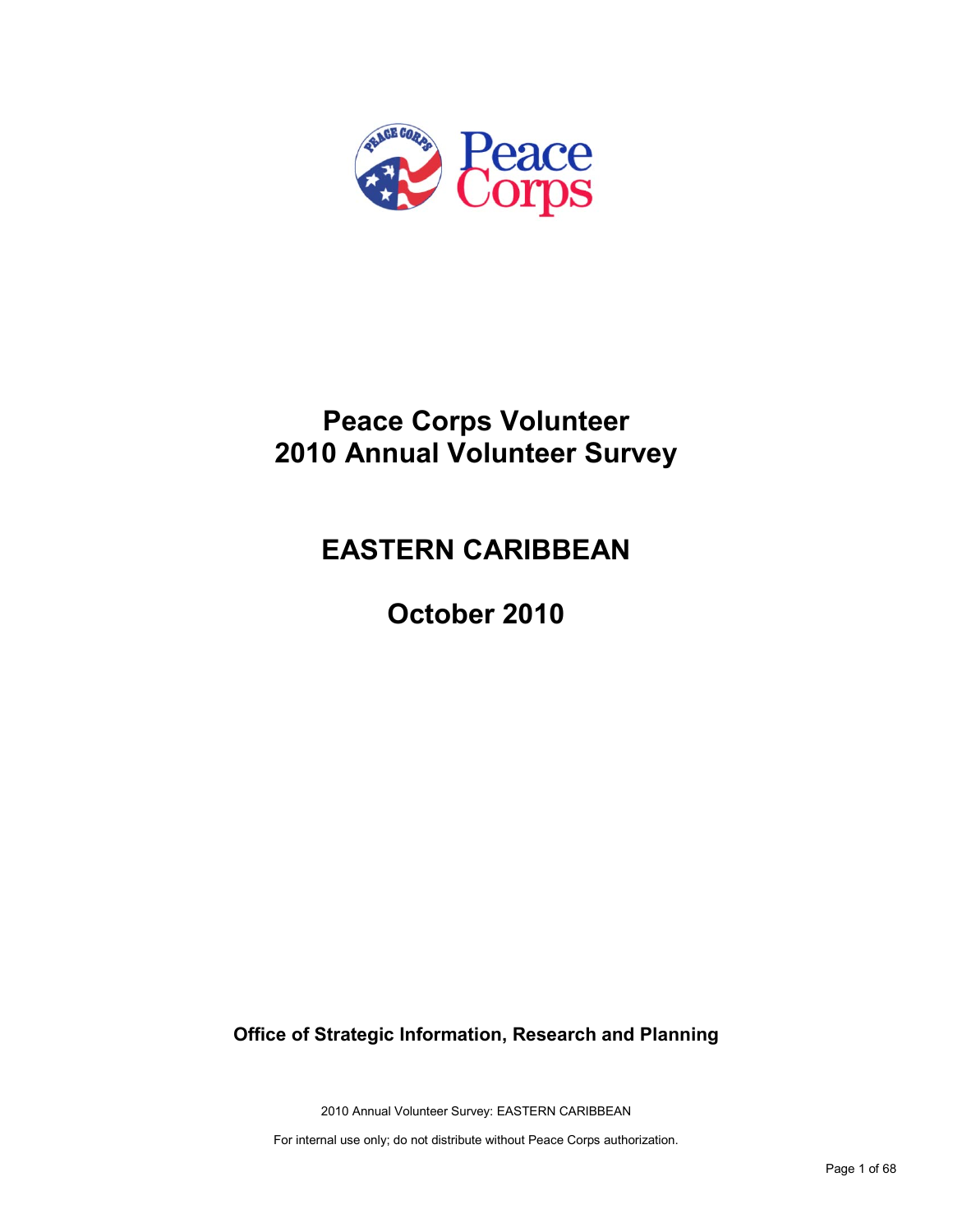# Peace Corps Volunteer
# 2010 Annual Volunteer Survey

# EASTERN CARIBBEAN

# October 2010

**Office of Strategic Information, Research and Planning**

2010 Annual Volunteer Survey: EASTERN CARIBBEAN

For internal use only; do not distribute without Peace Corps authorization.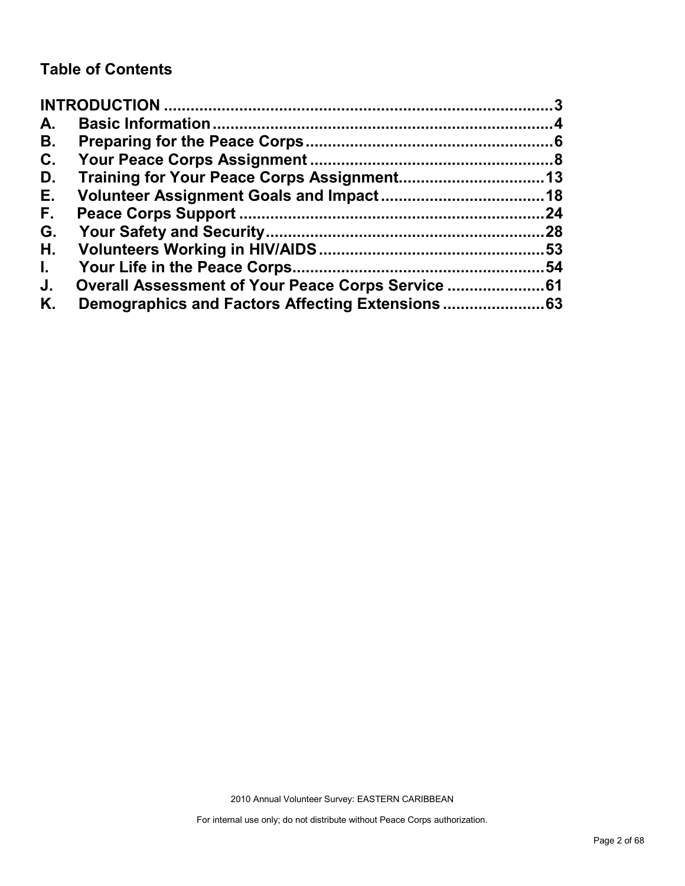## Table of Contents

**INTRODUCTION** .......................................................................... **3**

**A. Basic Information** ...................................................................... **4**

**B. Preparing for the Peace Corps** ................................................ **6**

**C. Your Peace Corps Assignment** ................................................ **8**

**D. Training for Your Peace Corps Assignment** ........................... **13**

**E. Volunteer Assignment Goals and Impact** ............................... **18**

**F. Peace Corps Support** .............................................................. **24**

**G. Your Safety and Security** ........................................................ **28**

**H. Volunteers Working in HIV/AIDS** ............................................ **53**

**I. Your Life in the Peace Corps** .................................................... **54**

**J. Overall Assessment of Your Peace Corps Service** .................. **61**

**K. Demographics and Factors Affecting Extensions** ................... **63**

2010 Annual Volunteer Survey: EASTERN CARIBBEAN

For internal use only; do not distribute without Peace Corps authorization.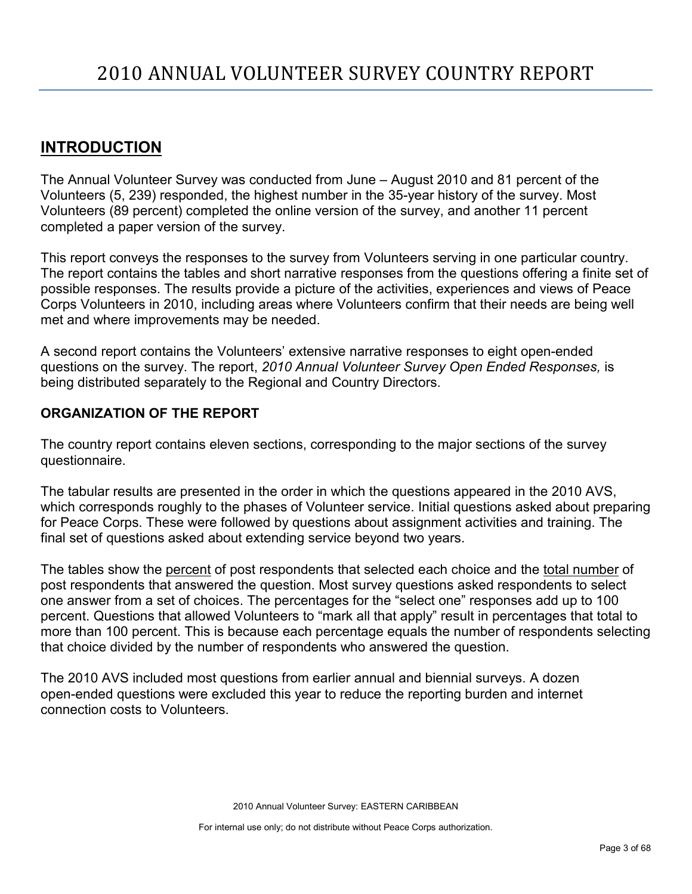# 2010 ANNUAL VOLUNTEER SURVEY COUNTRY REPORT

## INTRODUCTION

The Annual Volunteer Survey was conducted from June – August 2010 and 81 percent of the Volunteers (5, 239) responded, the highest number in the 35-year history of the survey. Most Volunteers (89 percent) completed the online version of the survey, and another 11 percent completed a paper version of the survey.

This report conveys the responses to the survey from Volunteers serving in one particular country. The report contains the tables and short narrative responses from the questions offering a finite set of possible responses. The results provide a picture of the activities, experiences and views of Peace Corps Volunteers in 2010, including areas where Volunteers confirm that their needs are being well met and where improvements may be needed.

A second report contains the Volunteers' extensive narrative responses to eight open-ended questions on the survey. The report, *2010 Annual Volunteer Survey Open Ended Responses,* is being distributed separately to the Regional and Country Directors.

### ORGANIZATION OF THE REPORT

The country report contains eleven sections, corresponding to the major sections of the survey questionnaire.

The tabular results are presented in the order in which the questions appeared in the 2010 AVS, which corresponds roughly to the phases of Volunteer service. Initial questions asked about preparing for Peace Corps. These were followed by questions about assignment activities and training. The final set of questions asked about extending service beyond two years.

The tables show the percent of post respondents that selected each choice and the total number of post respondents that answered the question. Most survey questions asked respondents to select one answer from a set of choices. The percentages for the "select one" responses add up to 100 percent. Questions that allowed Volunteers to "mark all that apply" result in percentages that total to more than 100 percent. This is because each percentage equals the number of respondents selecting that choice divided by the number of respondents who answered the question.

The 2010 AVS included most questions from earlier annual and biennial surveys. A dozen open-ended questions were excluded this year to reduce the reporting burden and internet connection costs to Volunteers.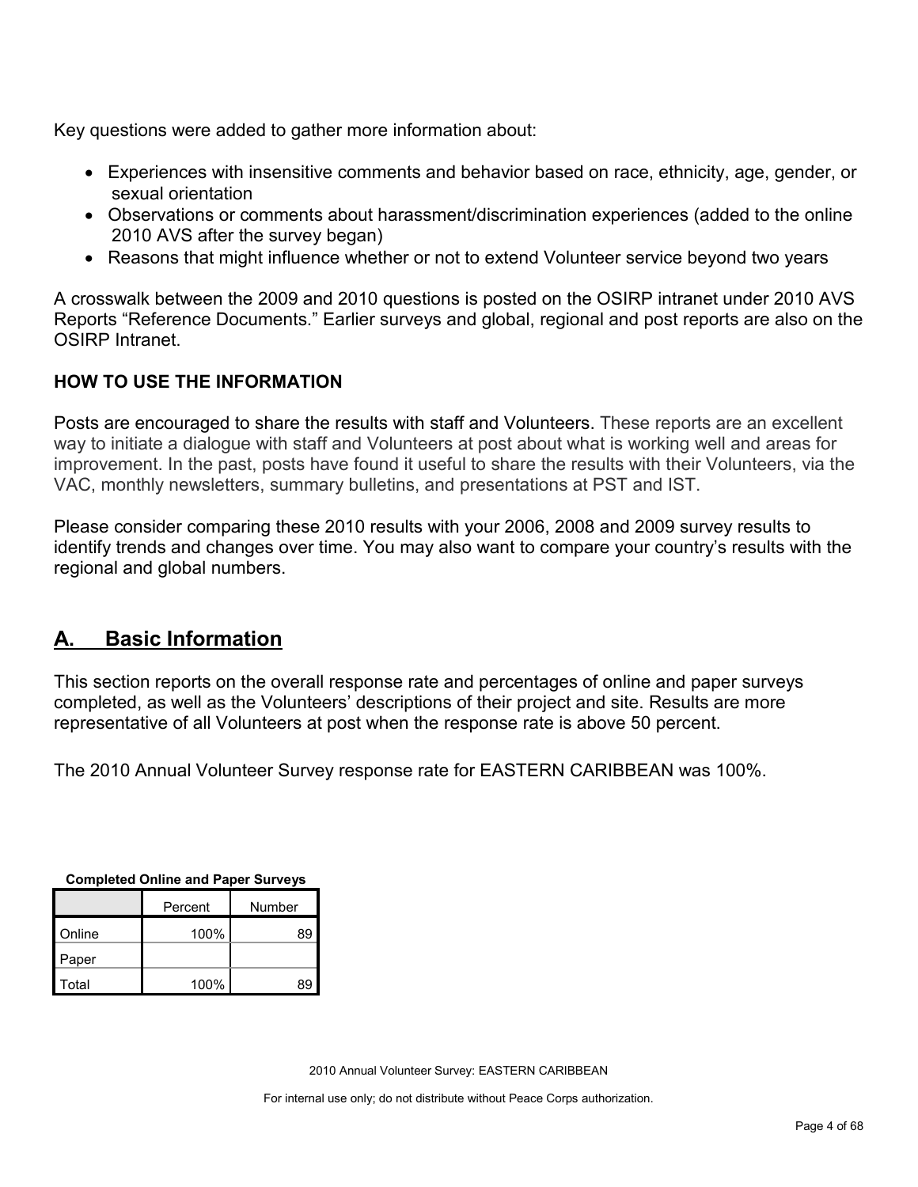Key questions were added to gather more information about:

- Experiences with insensitive comments and behavior based on race, ethnicity, age, gender, or sexual orientation
- Observations or comments about harassment/discrimination experiences (added to the online 2010 AVS after the survey began)
- Reasons that might influence whether or not to extend Volunteer service beyond two years

A crosswalk between the 2009 and 2010 questions is posted on the OSIRP intranet under 2010 AVS Reports "Reference Documents." Earlier surveys and global, regional and post reports are also on the OSIRP Intranet.

**HOW TO USE THE INFORMATION**

Posts are encouraged to share the results with staff and Volunteers. These reports are an excellent way to initiate a dialogue with staff and Volunteers at post about what is working well and areas for improvement. In the past, posts have found it useful to share the results with their Volunteers, via the VAC, monthly newsletters, summary bulletins, and presentations at PST and IST.

Please consider comparing these 2010 results with your 2006, 2008 and 2009 survey results to identify trends and changes over time. You may also want to compare your country's results with the regional and global numbers.

## A. Basic Information

This section reports on the overall response rate and percentages of online and paper surveys completed, as well as the Volunteers' descriptions of their project and site. Results are more representative of all Volunteers at post when the response rate is above 50 percent.

The 2010 Annual Volunteer Survey response rate for EASTERN CARIBBEAN was 100%.

**Completed Online and Paper Surveys**

| | Percent | Number |
|---|---|---|
| Online | 100% | 89 |
| Paper | | |
| Total | 100% | 89 |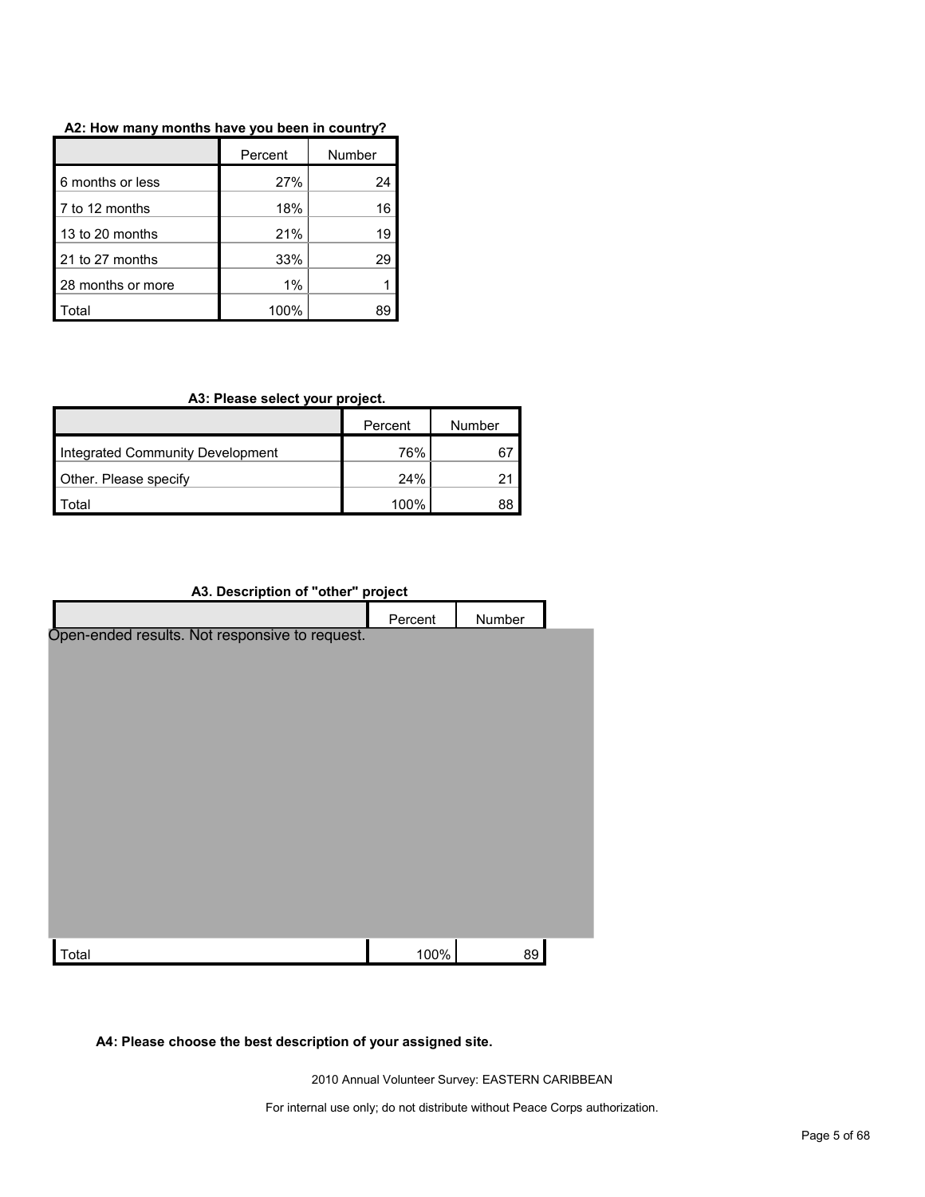**A2: How many months have you been in country?**

| | Percent | Number |
|---|---|---|
| 6 months or less | 27% | 24 |
| 7 to 12 months | 18% | 16 |
| 13 to 20 months | 21% | 19 |
| 21 to 27 months | 33% | 29 |
| 28 months or more | 1% | 1 |
| Total | 100% | 89 |

**A3: Please select your project.**

| | Percent | Number |
|---|---|---|
| Integrated Community Development | 76% | 67 |
| Other. Please specify | 24% | 21 |
| Total | 100% | 88 |

**A3. Description of "other" project**

| | Percent | Number |
|---|---|---|
| Open-ended results. Not responsive to request. | | |
| Total | 100% | 89 |

**A4: Please choose the best description of your assigned site.**

2010 Annual Volunteer Survey: EASTERN CARIBBEAN

For internal use only; do not distribute without Peace Corps authorization.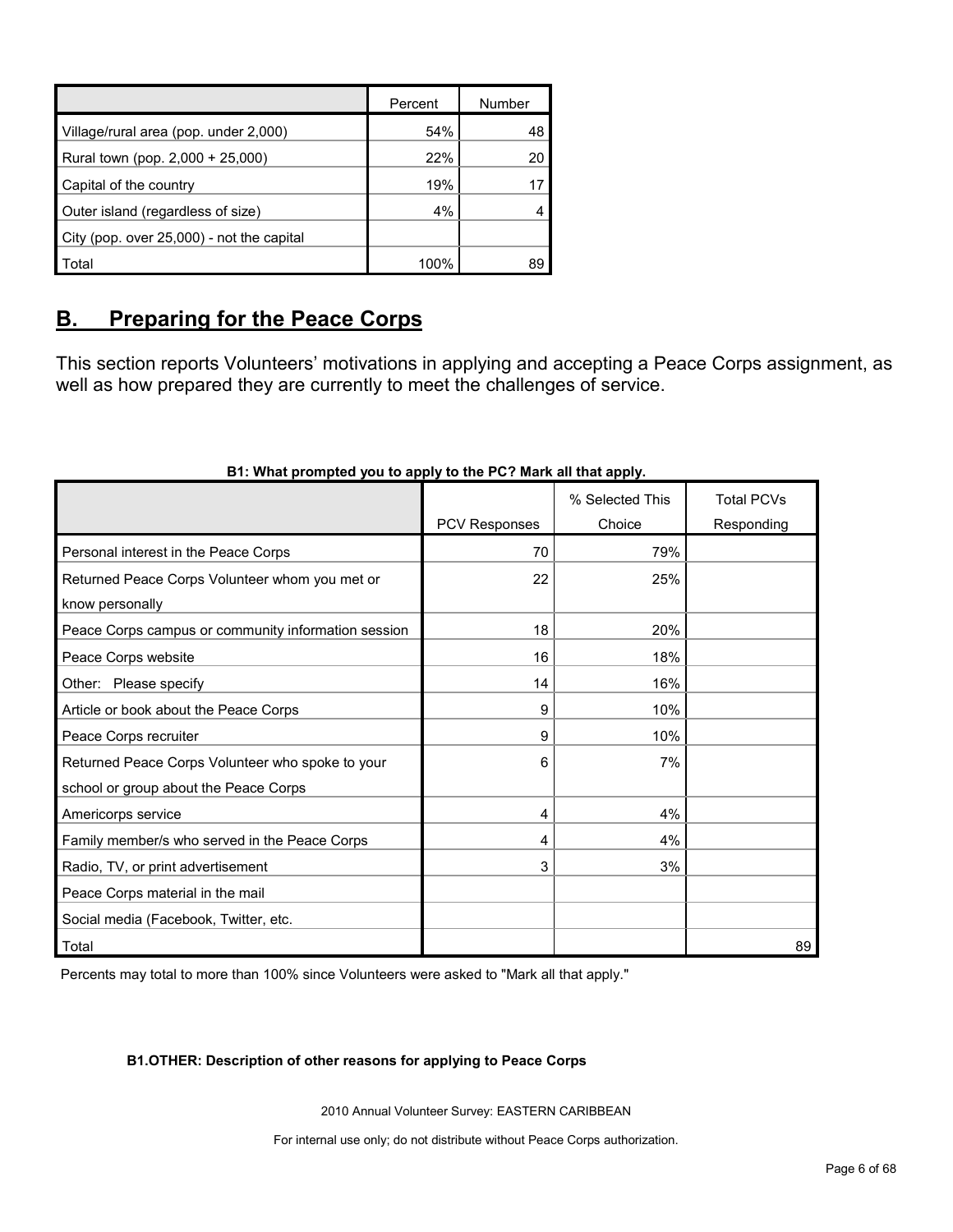| | Percent | Number |
|---|---|---|
| Village/rural area (pop. under 2,000) | 54% | 48 |
| Rural town (pop. 2,000 + 25,000) | 22% | 20 |
| Capital of the country | 19% | 17 |
| Outer island (regardless of size) | 4% | 4 |
| City (pop. over 25,000) - not the capital | | |
| Total | 100% | 89 |

## B. Preparing for the Peace Corps

This section reports Volunteers' motivations in applying and accepting a Peace Corps assignment, as well as how prepared they are currently to meet the challenges of service.

**B1: What prompted you to apply to the PC? Mark all that apply.**

| | PCV Responses | % Selected This Choice | Total PCVs Responding |
|---|---|---|---|
| Personal interest in the Peace Corps | 70 | 79% | |
| Returned Peace Corps Volunteer whom you met or know personally | 22 | 25% | |
| Peace Corps campus or community information session | 18 | 20% | |
| Peace Corps website | 16 | 18% | |
| Other: Please specify | 14 | 16% | |
| Article or book about the Peace Corps | 9 | 10% | |
| Peace Corps recruiter | 9 | 10% | |
| Returned Peace Corps Volunteer who spoke to your school or group about the Peace Corps | 6 | 7% | |
| Americorps service | 4 | 4% | |
| Family member/s who served in the Peace Corps | 4 | 4% | |
| Radio, TV, or print advertisement | 3 | 3% | |
| Peace Corps material in the mail | | | |
| Social media (Facebook, Twitter, etc. | | | |
| Total | | | 89 |

Percents may total to more than 100% since Volunteers were asked to "Mark all that apply."

**B1.OTHER: Description of other reasons for applying to Peace Corps**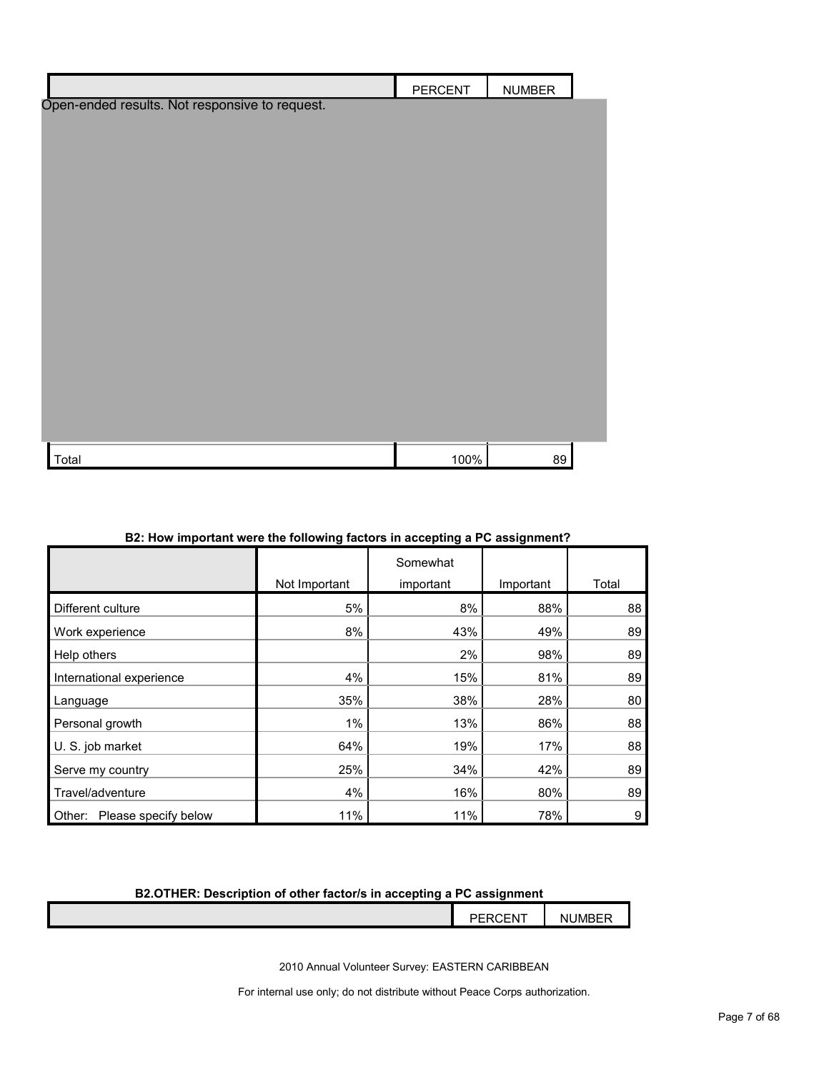| | PERCENT | NUMBER |
|---|---|---|
| Open-ended results. Not responsive to request. | | |
| Total | 100% | 89 |

**B2: How important were the following factors in accepting a PC assignment?**

| | Not Important | Somewhat important | Important | Total |
|---|---|---|---|---|
| Different culture | 5% | 8% | 88% | 88 |
| Work experience | 8% | 43% | 49% | 89 |
| Help others | | 2% | 98% | 89 |
| International experience | 4% | 15% | 81% | 89 |
| Language | 35% | 38% | 28% | 80 |
| Personal growth | 1% | 13% | 86% | 88 |
| U. S. job market | 64% | 19% | 17% | 88 |
| Serve my country | 25% | 34% | 42% | 89 |
| Travel/adventure | 4% | 16% | 80% | 89 |
| Other: Please specify below | 11% | 11% | 78% | 9 |

**B2.OTHER: Description of other factor/s in accepting a PC assignment**

| | PERCENT | NUMBER |
|---|---|---|

2010 Annual Volunteer Survey: EASTERN CARIBBEAN

For internal use only; do not distribute without Peace Corps authorization.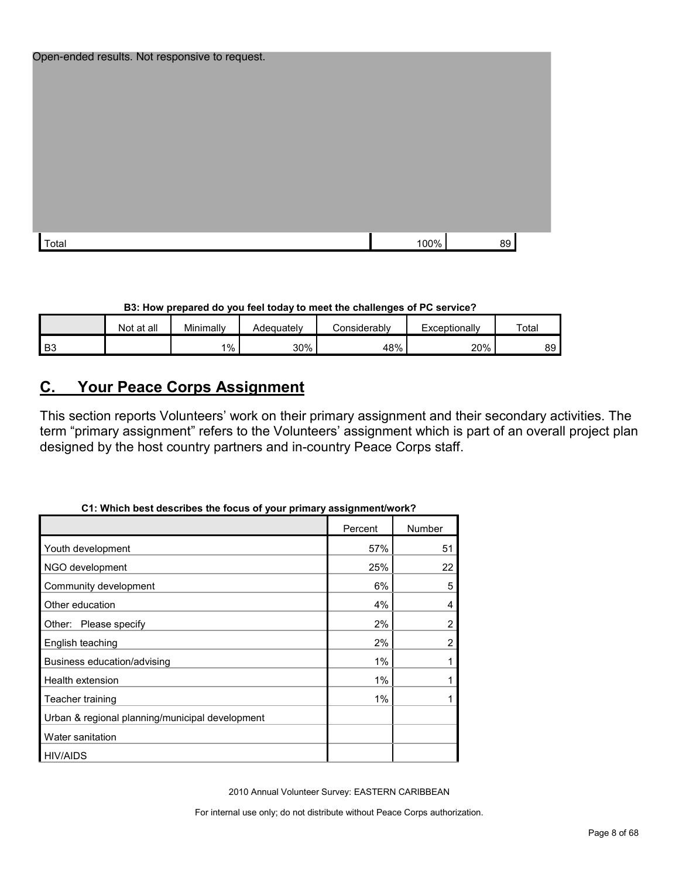Open-ended results. Not responsive to request.

| | | |
|---|---|---|
| Total | 100% | 89 |

**B3: How prepared do you feel today to meet the challenges of PC service?**

| | Not at all | Minimally | Adequately | Considerably | Exceptionally | Total |
|---|---|---|---|---|---|---|
| B3 | | 1% | 30% | 48% | 20% | 89 |

## C. Your Peace Corps Assignment

This section reports Volunteers' work on their primary assignment and their secondary activities. The term "primary assignment" refers to the Volunteers' assignment which is part of an overall project plan designed by the host country partners and in-country Peace Corps staff.

**C1: Which best describes the focus of your primary assignment/work?**

| | Percent | Number |
|---|---|---|
| Youth development | 57% | 51 |
| NGO development | 25% | 22 |
| Community development | 6% | 5 |
| Other education | 4% | 4 |
| Other: Please specify | 2% | 2 |
| English teaching | 2% | 2 |
| Business education/advising | 1% | 1 |
| Health extension | 1% | 1 |
| Teacher training | 1% | 1 |
| Urban & regional planning/municipal development | | |
| Water sanitation | | |
| HIV/AIDS | | |

2010 Annual Volunteer Survey: EASTERN CARIBBEAN

For internal use only; do not distribute without Peace Corps authorization.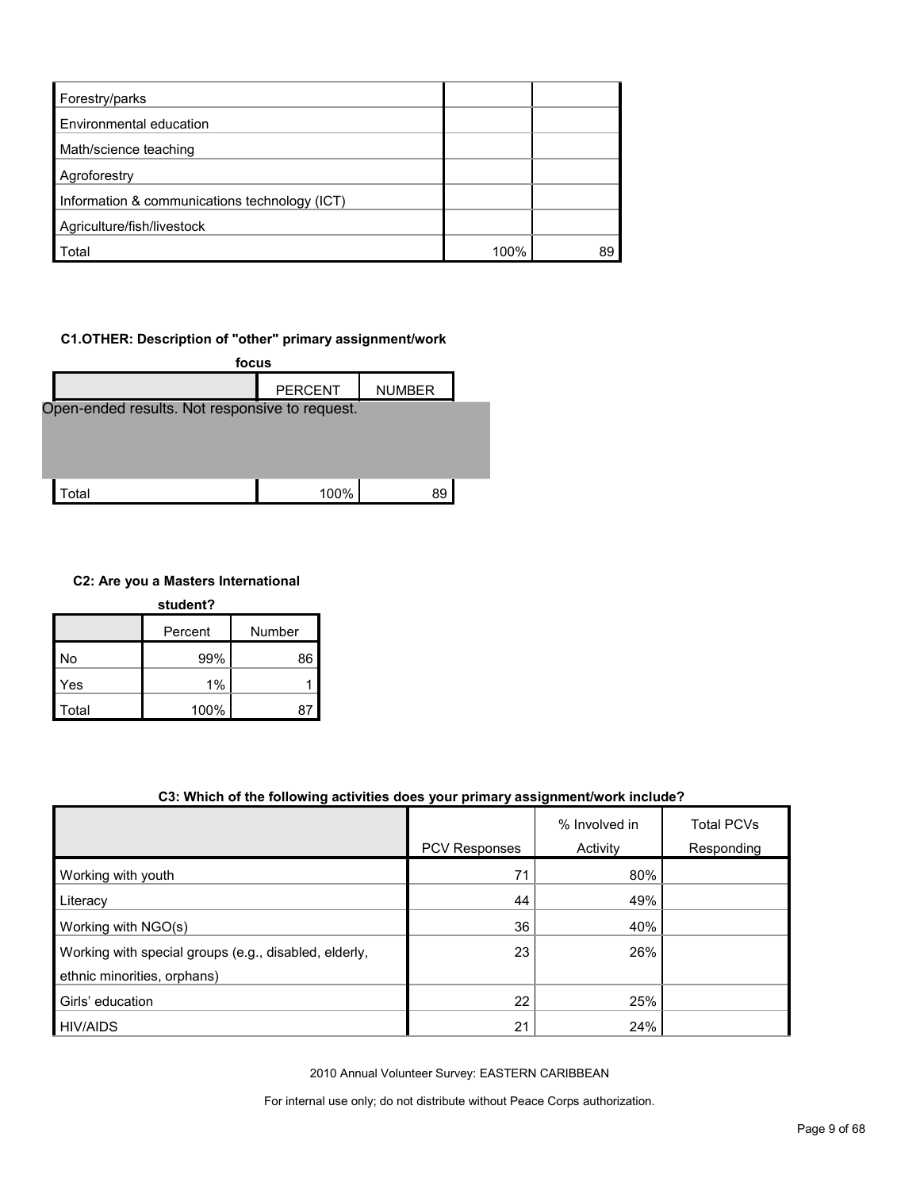| | | |
|---|---|---|
| Forestry/parks | | |
| Environmental education | | |
| Math/science teaching | | |
| Agroforestry | | |
| Information & communications technology (ICT) | | |
| Agriculture/fish/livestock | | |
| Total | 100% | 89 |

**C1.OTHER: Description of "other" primary assignment/work focus**

| | PERCENT | NUMBER |
|---|---|---|
| Open-ended results. Not responsive to request. | | |
| Total | 100% | 89 |

**C2: Are you a Masters International student?**

| | Percent | Number |
|---|---|---|
| No | 99% | 86 |
| Yes | 1% | 1 |
| Total | 100% | 87 |

**C3: Which of the following activities does your primary assignment/work include?**

| | PCV Responses | % Involved in Activity | Total PCVs Responding |
|---|---|---|---|
| Working with youth | 71 | 80% | |
| Literacy | 44 | 49% | |
| Working with NGO(s) | 36 | 40% | |
| Working with special groups (e.g., disabled, elderly, ethnic minorities, orphans) | 23 | 26% | |
| Girls' education | 22 | 25% | |
| HIV/AIDS | 21 | 24% | |

2010 Annual Volunteer Survey: EASTERN CARIBBEAN

For internal use only; do not distribute without Peace Corps authorization.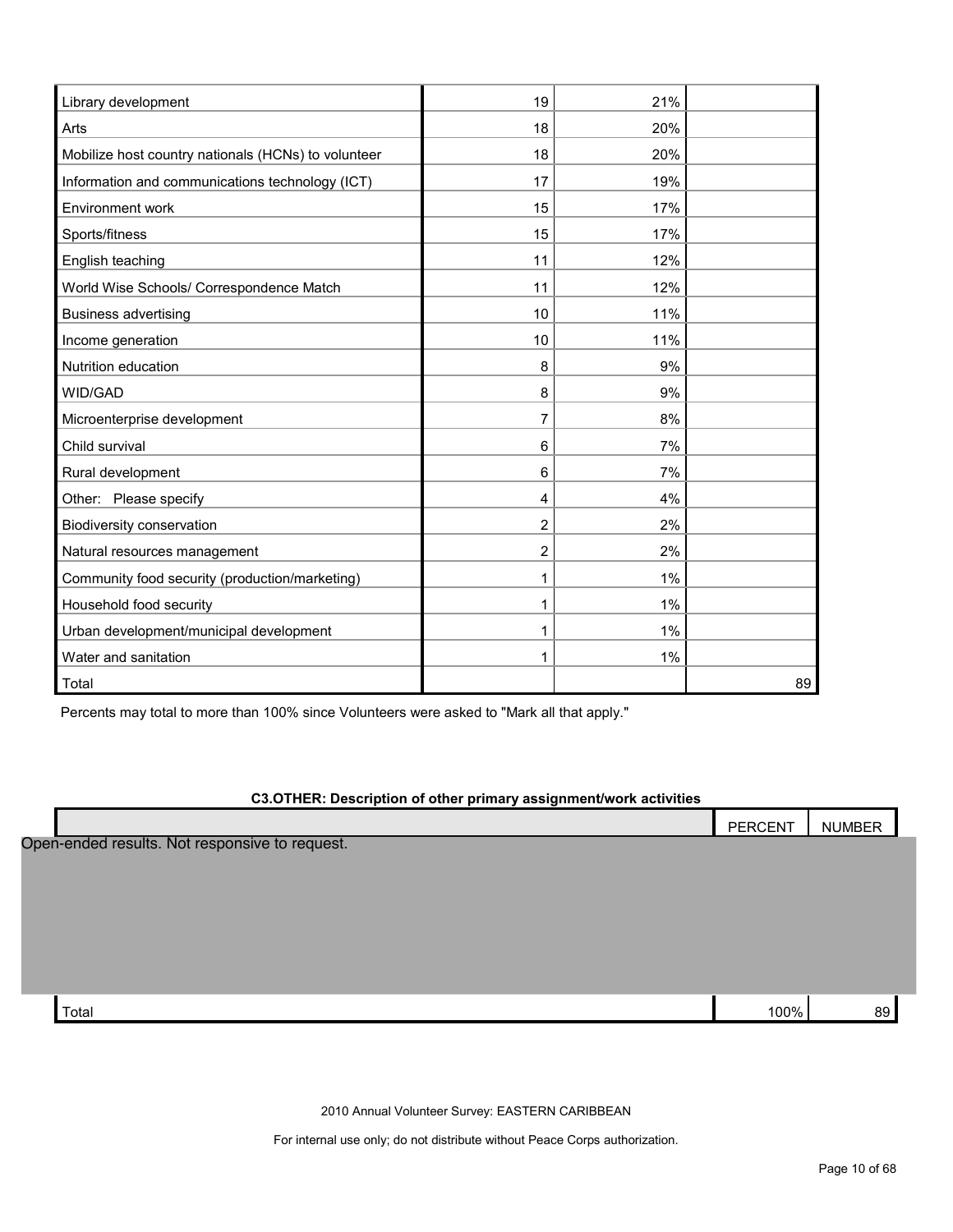| | | | |
|---|---|---|---|
| Library development | 19 | 21% | |
| Arts | 18 | 20% | |
| Mobilize host country nationals (HCNs) to volunteer | 18 | 20% | |
| Information and communications technology (ICT) | 17 | 19% | |
| Environment work | 15 | 17% | |
| Sports/fitness | 15 | 17% | |
| English teaching | 11 | 12% | |
| World Wise Schools/ Correspondence Match | 11 | 12% | |
| Business advertising | 10 | 11% | |
| Income generation | 10 | 11% | |
| Nutrition education | 8 | 9% | |
| WID/GAD | 8 | 9% | |
| Microenterprise development | 7 | 8% | |
| Child survival | 6 | 7% | |
| Rural development | 6 | 7% | |
| Other: Please specify | 4 | 4% | |
| Biodiversity conservation | 2 | 2% | |
| Natural resources management | 2 | 2% | |
| Community food security (production/marketing) | 1 | 1% | |
| Household food security | 1 | 1% | |
| Urban development/municipal development | 1 | 1% | |
| Water and sanitation | 1 | 1% | |
| Total | | | 89 |

Percents may total to more than 100% since Volunteers were asked to "Mark all that apply."

**C3.OTHER: Description of other primary assignment/work activities**

| | PERCENT | NUMBER |
|---|---|---|
| Open-ended results. Not responsive to request. | | |
| Total | 100% | 89 |

2010 Annual Volunteer Survey: EASTERN CARIBBEAN

For internal use only; do not distribute without Peace Corps authorization.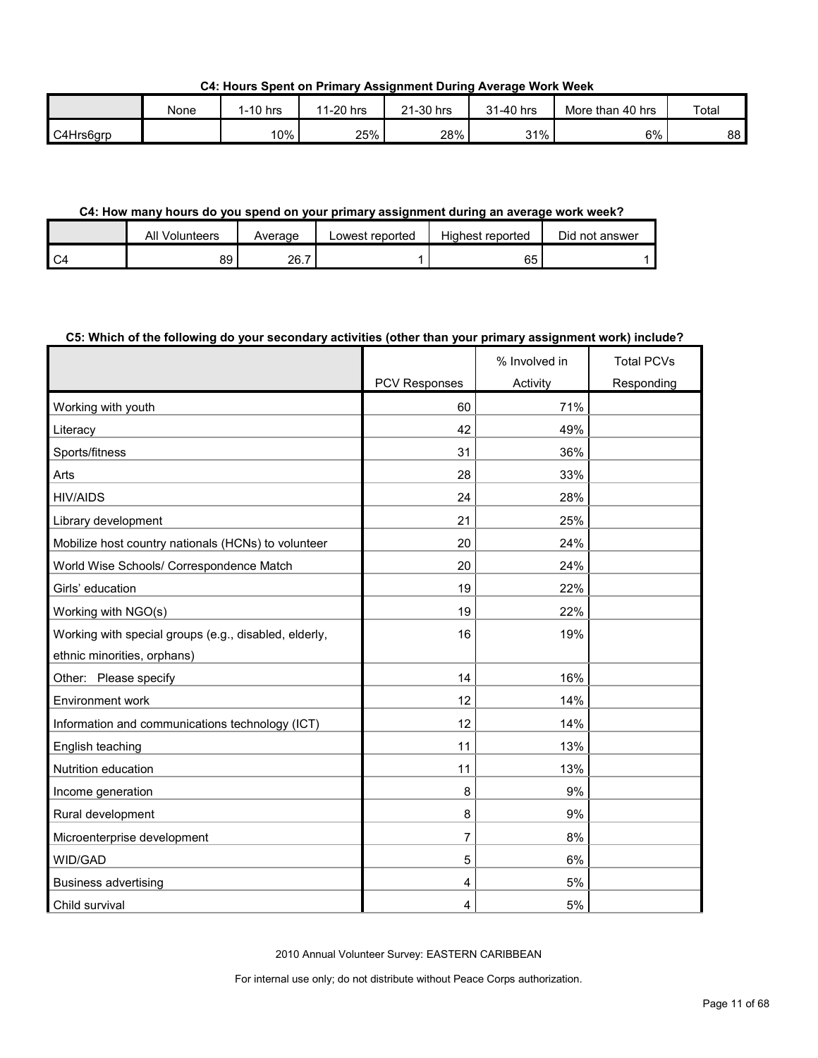**C4: Hours Spent on Primary Assignment During Average Work Week**

| | None | 1-10 hrs | 11-20 hrs | 21-30 hrs | 31-40 hrs | More than 40 hrs | Total |
|---|---|---|---|---|---|---|---|
| C4Hrs6grp | | 10% | 25% | 28% | 31% | 6% | 88 |

**C4: How many hours do you spend on your primary assignment during an average work week?**

| | All Volunteers | Average | Lowest reported | Highest reported | Did not answer |
|---|---|---|---|---|---|
| C4 | 89 | 26.7 | 1 | 65 | 1 |

**C5: Which of the following do your secondary activities (other than your primary assignment work) include?**

| | PCV Responses | % Involved in Activity | Total PCVs Responding |
|---|---|---|---|
| Working with youth | 60 | 71% | |
| Literacy | 42 | 49% | |
| Sports/fitness | 31 | 36% | |
| Arts | 28 | 33% | |
| HIV/AIDS | 24 | 28% | |
| Library development | 21 | 25% | |
| Mobilize host country nationals (HCNs) to volunteer | 20 | 24% | |
| World Wise Schools/ Correspondence Match | 20 | 24% | |
| Girls' education | 19 | 22% | |
| Working with NGO(s) | 19 | 22% | |
| Working with special groups (e.g., disabled, elderly, ethnic minorities, orphans) | 16 | 19% | |
| Other: Please specify | 14 | 16% | |
| Environment work | 12 | 14% | |
| Information and communications technology (ICT) | 12 | 14% | |
| English teaching | 11 | 13% | |
| Nutrition education | 11 | 13% | |
| Income generation | 8 | 9% | |
| Rural development | 8 | 9% | |
| Microenterprise development | 7 | 8% | |
| WID/GAD | 5 | 6% | |
| Business advertising | 4 | 5% | |
| Child survival | 4 | 5% | |

2010 Annual Volunteer Survey: EASTERN CARIBBEAN

For internal use only; do not distribute without Peace Corps authorization.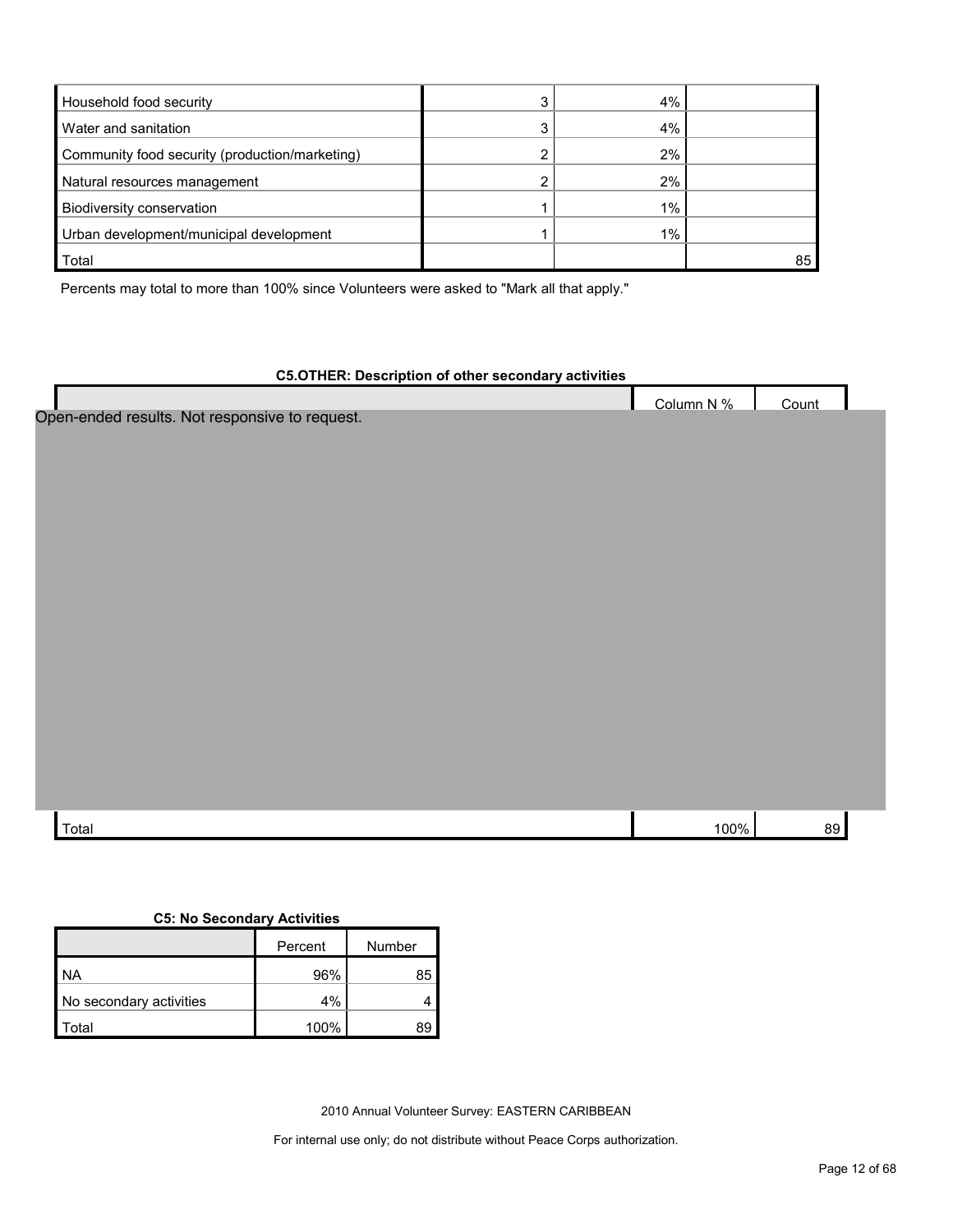| | | | |
|---|---|---|---|
| Household food security | 3 | 4% | |
| Water and sanitation | 3 | 4% | |
| Community food security (production/marketing) | 2 | 2% | |
| Natural resources management | 2 | 2% | |
| Biodiversity conservation | 1 | 1% | |
| Urban development/municipal development | 1 | 1% | |
| Total | | | 85 |

Percents may total to more than 100% since Volunteers were asked to "Mark all that apply."

**C5.OTHER: Description of other secondary activities**

| | Column N % | Count |
|---|---|---|
| Open-ended results. Not responsive to request. | | |
| Total | 100% | 89 |

**C5: No Secondary Activities**

| | Percent | Number |
|---|---|---|
| NA | 96% | 85 |
| No secondary activities | 4% | 4 |
| Total | 100% | 89 |

2010 Annual Volunteer Survey: EASTERN CARIBBEAN

For internal use only; do not distribute without Peace Corps authorization.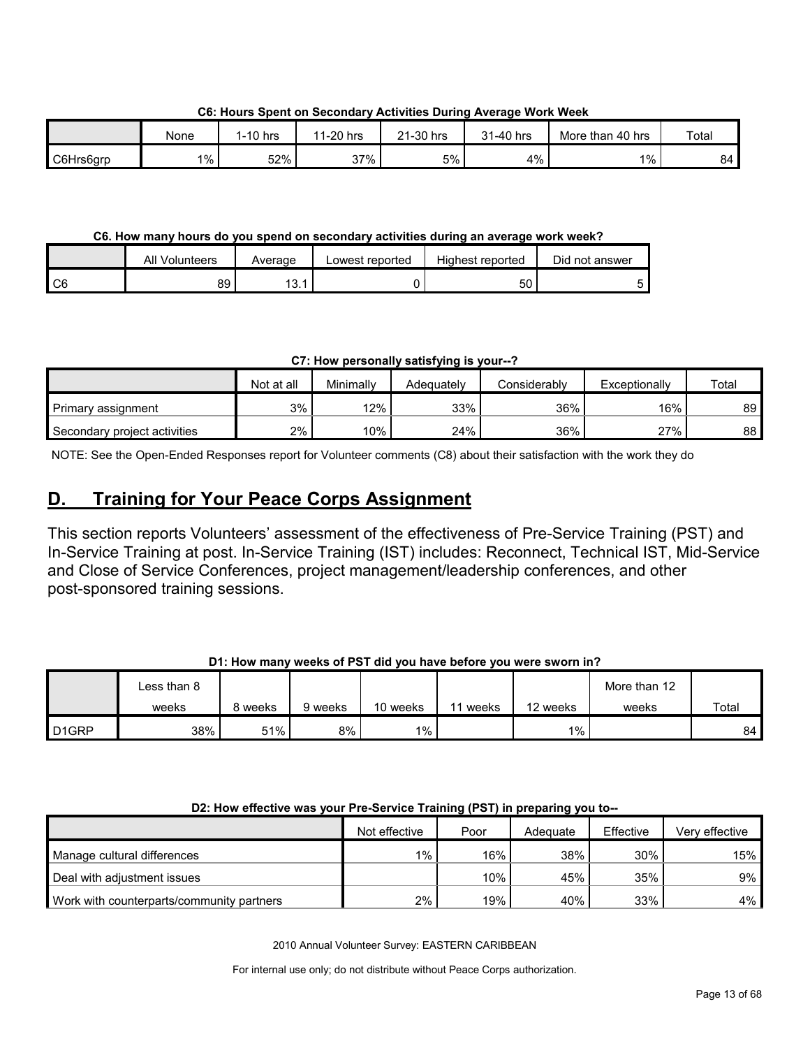**C6: Hours Spent on Secondary Activities During Average Work Week**

| | None | 1-10 hrs | 11-20 hrs | 21-30 hrs | 31-40 hrs | More than 40 hrs | Total |
|---|---|---|---|---|---|---|---|
| C6Hrs6grp | 1% | 52% | 37% | 5% | 4% | 1% | 84 |

**C6. How many hours do you spend on secondary activities during an average work week?**

| | All Volunteers | Average | Lowest reported | Highest reported | Did not answer |
|---|---|---|---|---|---|
| C6 | 89 | 13.1 | 0 | 50 | 5 |

**C7: How personally satisfying is your--?**

| | Not at all | Minimally | Adequately | Considerably | Exceptionally | Total |
|---|---|---|---|---|---|---|
| Primary assignment | 3% | 12% | 33% | 36% | 16% | 89 |
| Secondary project activities | 2% | 10% | 24% | 36% | 27% | 88 |

NOTE: See the Open-Ended Responses report for Volunteer comments (C8) about their satisfaction with the work they do

## D. Training for Your Peace Corps Assignment

This section reports Volunteers' assessment of the effectiveness of Pre-Service Training (PST) and In-Service Training at post. In-Service Training (IST) includes: Reconnect, Technical IST, Mid-Service and Close of Service Conferences, project management/leadership conferences, and other post-sponsored training sessions.

**D1: How many weeks of PST did you have before you were sworn in?**

| | Less than 8 weeks | 8 weeks | 9 weeks | 10 weeks | 11 weeks | 12 weeks | More than 12 weeks | Total |
|---|---|---|---|---|---|---|---|---|
| D1GRP | 38% | 51% | 8% | 1% | | 1% | | 84 |

**D2: How effective was your Pre-Service Training (PST) in preparing you to--**

| | Not effective | Poor | Adequate | Effective | Very effective |
|---|---|---|---|---|---|
| Manage cultural differences | 1% | 16% | 38% | 30% | 15% |
| Deal with adjustment issues | | 10% | 45% | 35% | 9% |
| Work with counterparts/community partners | 2% | 19% | 40% | 33% | 4% |

2010 Annual Volunteer Survey: EASTERN CARIBBEAN

For internal use only; do not distribute without Peace Corps authorization.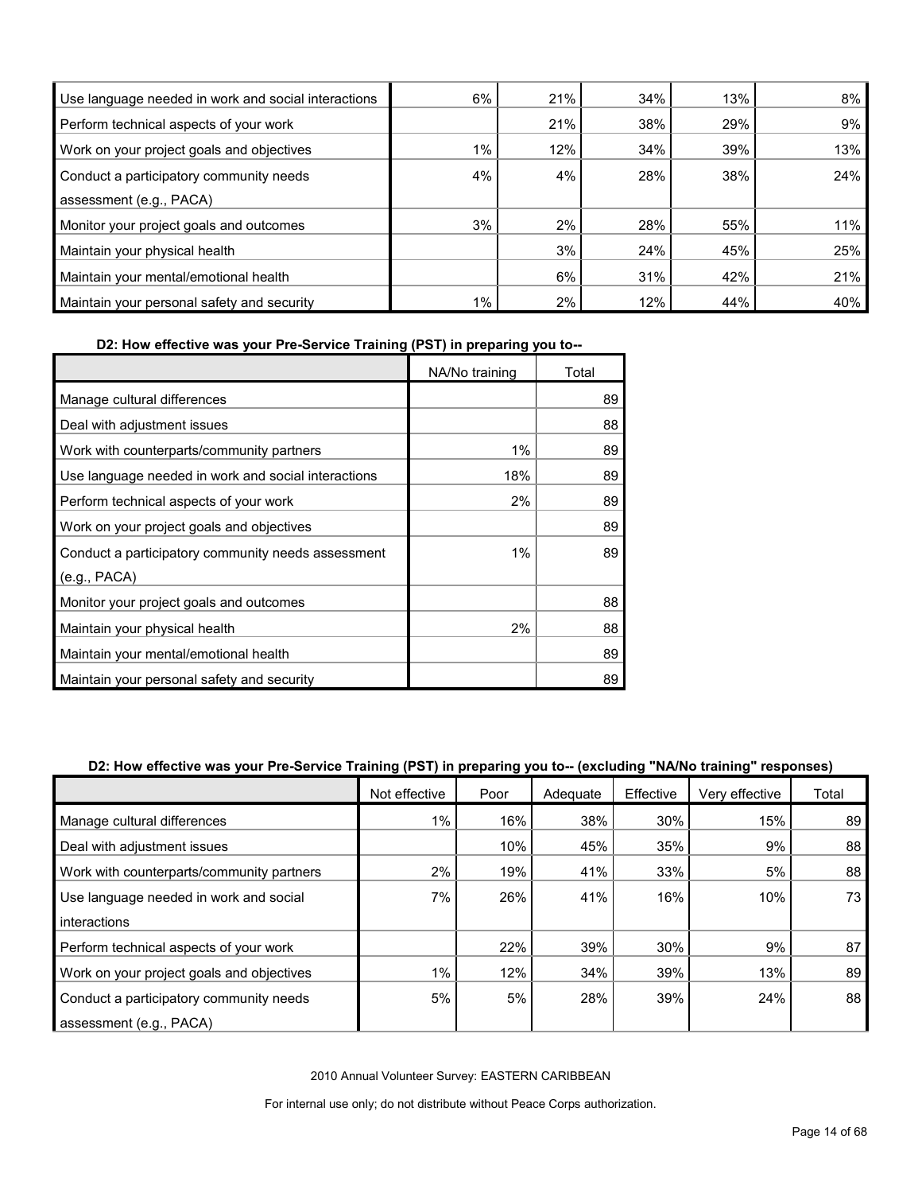| | | | | | |
|---|---|---|---|---|---|
| Use language needed in work and social interactions | 6% | 21% | 34% | 13% | 8% |
| Perform technical aspects of your work | | 21% | 38% | 29% | 9% |
| Work on your project goals and objectives | 1% | 12% | 34% | 39% | 13% |
| Conduct a participatory community needs assessment (e.g., PACA) | 4% | 4% | 28% | 38% | 24% |
| Monitor your project goals and outcomes | 3% | 2% | 28% | 55% | 11% |
| Maintain your physical health | | 3% | 24% | 45% | 25% |
| Maintain your mental/emotional health | | 6% | 31% | 42% | 21% |
| Maintain your personal safety and security | 1% | 2% | 12% | 44% | 40% |

**D2: How effective was your Pre-Service Training (PST) in preparing you to--**

| | NA/No training | Total |
|---|---|---|
| Manage cultural differences | | 89 |
| Deal with adjustment issues | | 88 |
| Work with counterparts/community partners | 1% | 89 |
| Use language needed in work and social interactions | 18% | 89 |
| Perform technical aspects of your work | 2% | 89 |
| Work on your project goals and objectives | | 89 |
| Conduct a participatory community needs assessment (e.g., PACA) | 1% | 89 |
| Monitor your project goals and outcomes | | 88 |
| Maintain your physical health | 2% | 88 |
| Maintain your mental/emotional health | | 89 |
| Maintain your personal safety and security | | 89 |

**D2: How effective was your Pre-Service Training (PST) in preparing you to-- (excluding "NA/No training" responses)**

| | Not effective | Poor | Adequate | Effective | Very effective | Total |
|---|---|---|---|---|---|---|
| Manage cultural differences | 1% | 16% | 38% | 30% | 15% | 89 |
| Deal with adjustment issues | | 10% | 45% | 35% | 9% | 88 |
| Work with counterparts/community partners | 2% | 19% | 41% | 33% | 5% | 88 |
| Use language needed in work and social interactions | 7% | 26% | 41% | 16% | 10% | 73 |
| Perform technical aspects of your work | | 22% | 39% | 30% | 9% | 87 |
| Work on your project goals and objectives | 1% | 12% | 34% | 39% | 13% | 89 |
| Conduct a participatory community needs assessment (e.g., PACA) | 5% | 5% | 28% | 39% | 24% | 88 |

2010 Annual Volunteer Survey: EASTERN CARIBBEAN

For internal use only; do not distribute without Peace Corps authorization.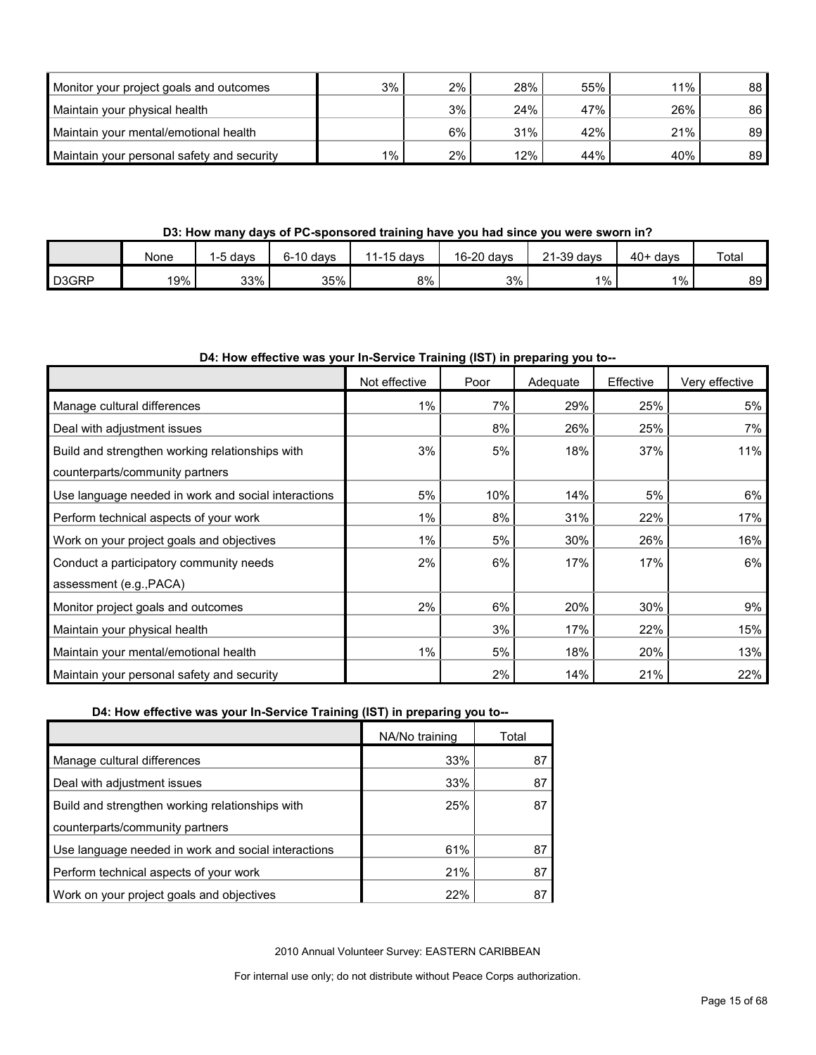| | | | | | | |
|---|---|---|---|---|---|---|
| Monitor your project goals and outcomes | 3% | 2% | 28% | 55% | 11% | 88 |
| Maintain your physical health | | 3% | 24% | 47% | 26% | 86 |
| Maintain your mental/emotional health | | 6% | 31% | 42% | 21% | 89 |
| Maintain your personal safety and security | 1% | 2% | 12% | 44% | 40% | 89 |

**D3: How many days of PC-sponsored training have you had since you were sworn in?**

| | None | 1-5 days | 6-10 days | 11-15 days | 16-20 days | 21-39 days | 40+ days | Total |
|---|---|---|---|---|---|---|---|---|
| D3GRP | 19% | 33% | 35% | 8% | 3% | 1% | 1% | 89 |

**D4: How effective was your In-Service Training (IST) in preparing you to--**

| | Not effective | Poor | Adequate | Effective | Very effective |
|---|---|---|---|---|---|
| Manage cultural differences | 1% | 7% | 29% | 25% | 5% |
| Deal with adjustment issues | | 8% | 26% | 25% | 7% |
| Build and strengthen working relationships with counterparts/community partners | 3% | 5% | 18% | 37% | 11% |
| Use language needed in work and social interactions | 5% | 10% | 14% | 5% | 6% |
| Perform technical aspects of your work | 1% | 8% | 31% | 22% | 17% |
| Work on your project goals and objectives | 1% | 5% | 30% | 26% | 16% |
| Conduct a participatory community needs assessment (e.g.,PACA) | 2% | 6% | 17% | 17% | 6% |
| Monitor project goals and outcomes | 2% | 6% | 20% | 30% | 9% |
| Maintain your physical health | | 3% | 17% | 22% | 15% |
| Maintain your mental/emotional health | 1% | 5% | 18% | 20% | 13% |
| Maintain your personal safety and security | | 2% | 14% | 21% | 22% |

**D4: How effective was your In-Service Training (IST) in preparing you to--**

| | NA/No training | Total |
|---|---|---|
| Manage cultural differences | 33% | 87 |
| Deal with adjustment issues | 33% | 87 |
| Build and strengthen working relationships with counterparts/community partners | 25% | 87 |
| Use language needed in work and social interactions | 61% | 87 |
| Perform technical aspects of your work | 21% | 87 |
| Work on your project goals and objectives | 22% | 87 |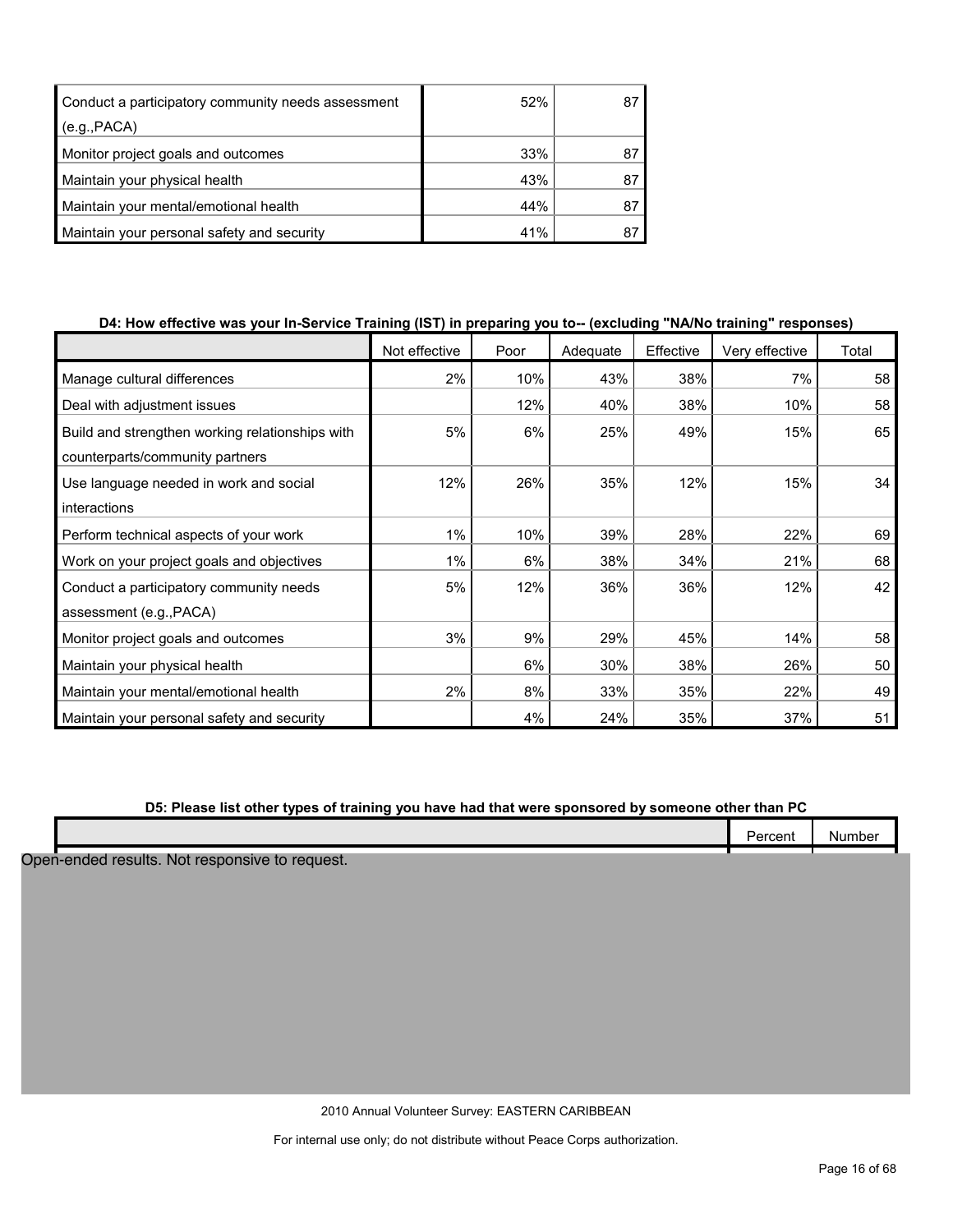| | | |
|---|---|---|
| Conduct a participatory community needs assessment (e.g.,PACA) | 52% | 87 |
| Monitor project goals and outcomes | 33% | 87 |
| Maintain your physical health | 43% | 87 |
| Maintain your mental/emotional health | 44% | 87 |
| Maintain your personal safety and security | 41% | 87 |

**D4: How effective was your In-Service Training (IST) in preparing you to-- (excluding "NA/No training" responses)**

| | Not effective | Poor | Adequate | Effective | Very effective | Total |
|---|---|---|---|---|---|---|
| Manage cultural differences | 2% | 10% | 43% | 38% | 7% | 58 |
| Deal with adjustment issues | | 12% | 40% | 38% | 10% | 58 |
| Build and strengthen working relationships with counterparts/community partners | 5% | 6% | 25% | 49% | 15% | 65 |
| Use language needed in work and social interactions | 12% | 26% | 35% | 12% | 15% | 34 |
| Perform technical aspects of your work | 1% | 10% | 39% | 28% | 22% | 69 |
| Work on your project goals and objectives | 1% | 6% | 38% | 34% | 21% | 68 |
| Conduct a participatory community needs assessment (e.g.,PACA) | 5% | 12% | 36% | 36% | 12% | 42 |
| Monitor project goals and outcomes | 3% | 9% | 29% | 45% | 14% | 58 |
| Maintain your physical health | | 6% | 30% | 38% | 26% | 50 |
| Maintain your mental/emotional health | 2% | 8% | 33% | 35% | 22% | 49 |
| Maintain your personal safety and security | | 4% | 24% | 35% | 37% | 51 |

**D5: Please list other types of training you have had that were sponsored by someone other than PC**

| | Percent | Number |
|---|---|---|

Open-ended results. Not responsive to request.

2010 Annual Volunteer Survey: EASTERN CARIBBEAN

For internal use only; do not distribute without Peace Corps authorization.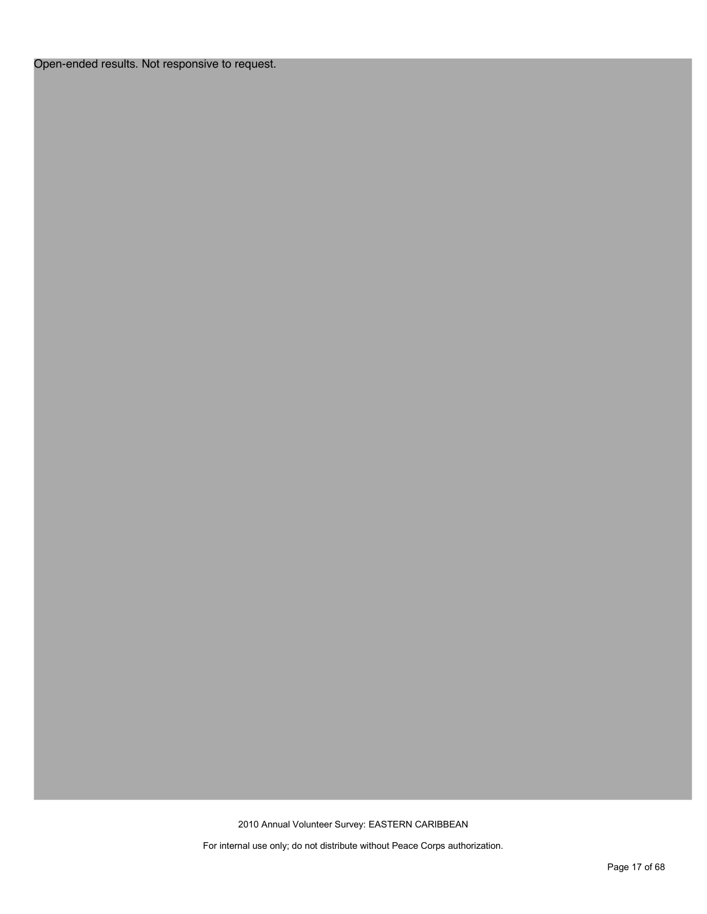Open-ended results. Not responsive to request.

2010 Annual Volunteer Survey: EASTERN CARIBBEAN

For internal use only; do not distribute without Peace Corps authorization.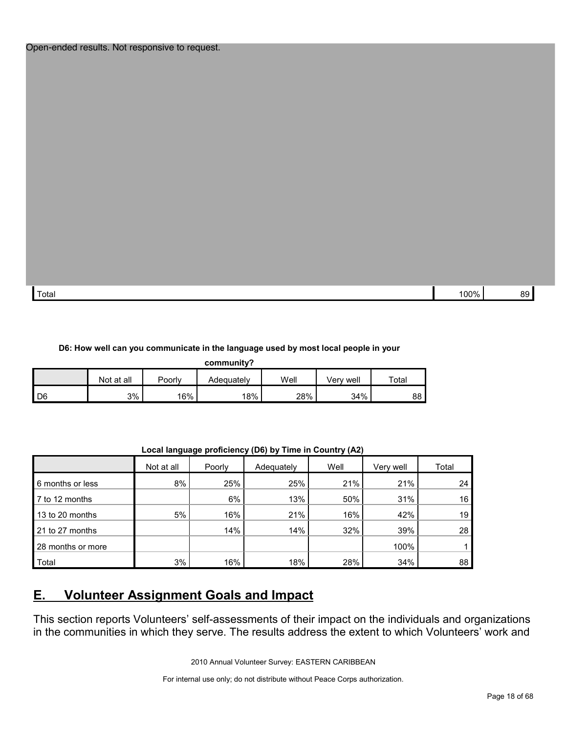Open-ended results. Not responsive to request.

| | | |
|---|---|---|
| Total | 100% | 89 |

**D6: How well can you communicate in the language used by most local people in your community?**

| | Not at all | Poorly | Adequately | Well | Very well | Total |
|---|---|---|---|---|---|---|
| D6 | 3% | 16% | 18% | 28% | 34% | 88 |

**Local language proficiency (D6) by Time in Country (A2)**

| | Not at all | Poorly | Adequately | Well | Very well | Total |
|---|---|---|---|---|---|---|
| 6 months or less | 8% | 25% | 25% | 21% | 21% | 24 |
| 7 to 12 months | | 6% | 13% | 50% | 31% | 16 |
| 13 to 20 months | 5% | 16% | 21% | 16% | 42% | 19 |
| 21 to 27 months | | 14% | 14% | 32% | 39% | 28 |
| 28 months or more | | | | | 100% | 1 |
| Total | 3% | 16% | 18% | 28% | 34% | 88 |

## E. Volunteer Assignment Goals and Impact

This section reports Volunteers' self-assessments of their impact on the individuals and organizations in the communities in which they serve. The results address the extent to which Volunteers' work and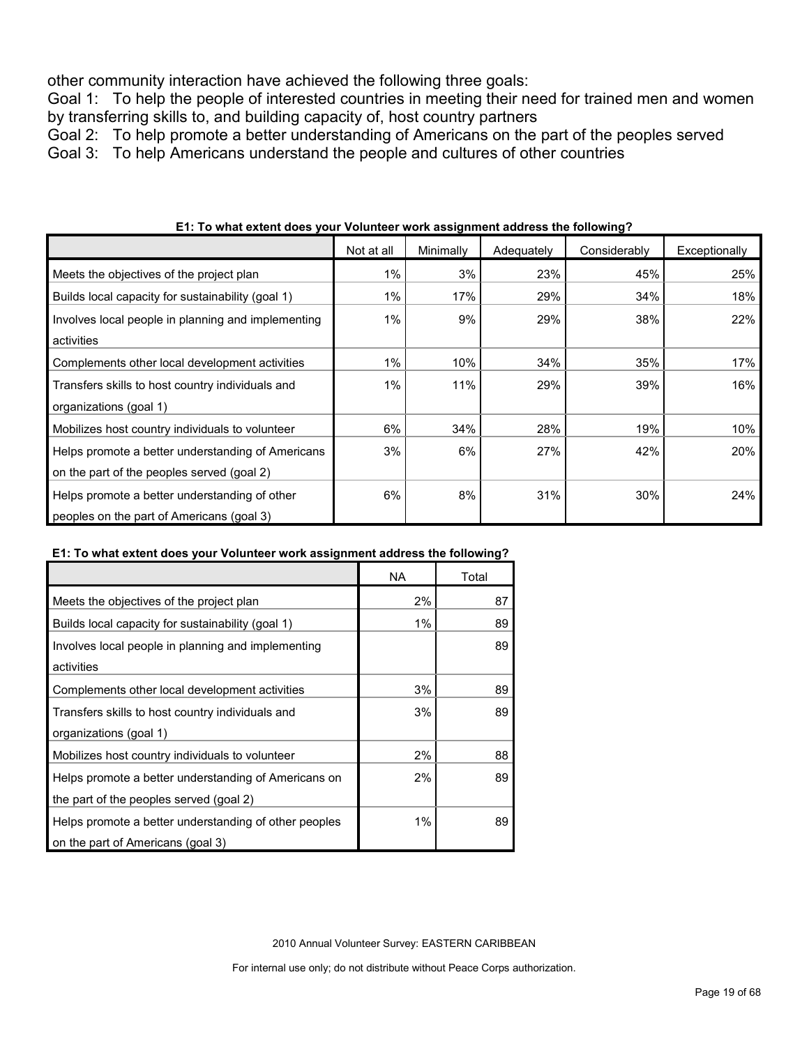other community interaction have achieved the following three goals:

Goal 1: To help the people of interested countries in meeting their need for trained men and women by transferring skills to, and building capacity of, host country partners

Goal 2: To help promote a better understanding of Americans on the part of the peoples served

Goal 3: To help Americans understand the people and cultures of other countries

**E1: To what extent does your Volunteer work assignment address the following?**

| | Not at all | Minimally | Adequately | Considerably | Exceptionally |
|---|---|---|---|---|---|
| Meets the objectives of the project plan | 1% | 3% | 23% | 45% | 25% |
| Builds local capacity for sustainability (goal 1) | 1% | 17% | 29% | 34% | 18% |
| Involves local people in planning and implementing activities | 1% | 9% | 29% | 38% | 22% |
| Complements other local development activities | 1% | 10% | 34% | 35% | 17% |
| Transfers skills to host country individuals and organizations (goal 1) | 1% | 11% | 29% | 39% | 16% |
| Mobilizes host country individuals to volunteer | 6% | 34% | 28% | 19% | 10% |
| Helps promote a better understanding of Americans on the part of the peoples served (goal 2) | 3% | 6% | 27% | 42% | 20% |
| Helps promote a better understanding of other peoples on the part of Americans (goal 3) | 6% | 8% | 31% | 30% | 24% |

**E1: To what extent does your Volunteer work assignment address the following?**

| | NA | Total |
|---|---|---|
| Meets the objectives of the project plan | 2% | 87 |
| Builds local capacity for sustainability (goal 1) | 1% | 89 |
| Involves local people in planning and implementing activities | | 89 |
| Complements other local development activities | 3% | 89 |
| Transfers skills to host country individuals and organizations (goal 1) | 3% | 89 |
| Mobilizes host country individuals to volunteer | 2% | 88 |
| Helps promote a better understanding of Americans on the part of the peoples served (goal 2) | 2% | 89 |
| Helps promote a better understanding of other peoples on the part of Americans (goal 3) | 1% | 89 |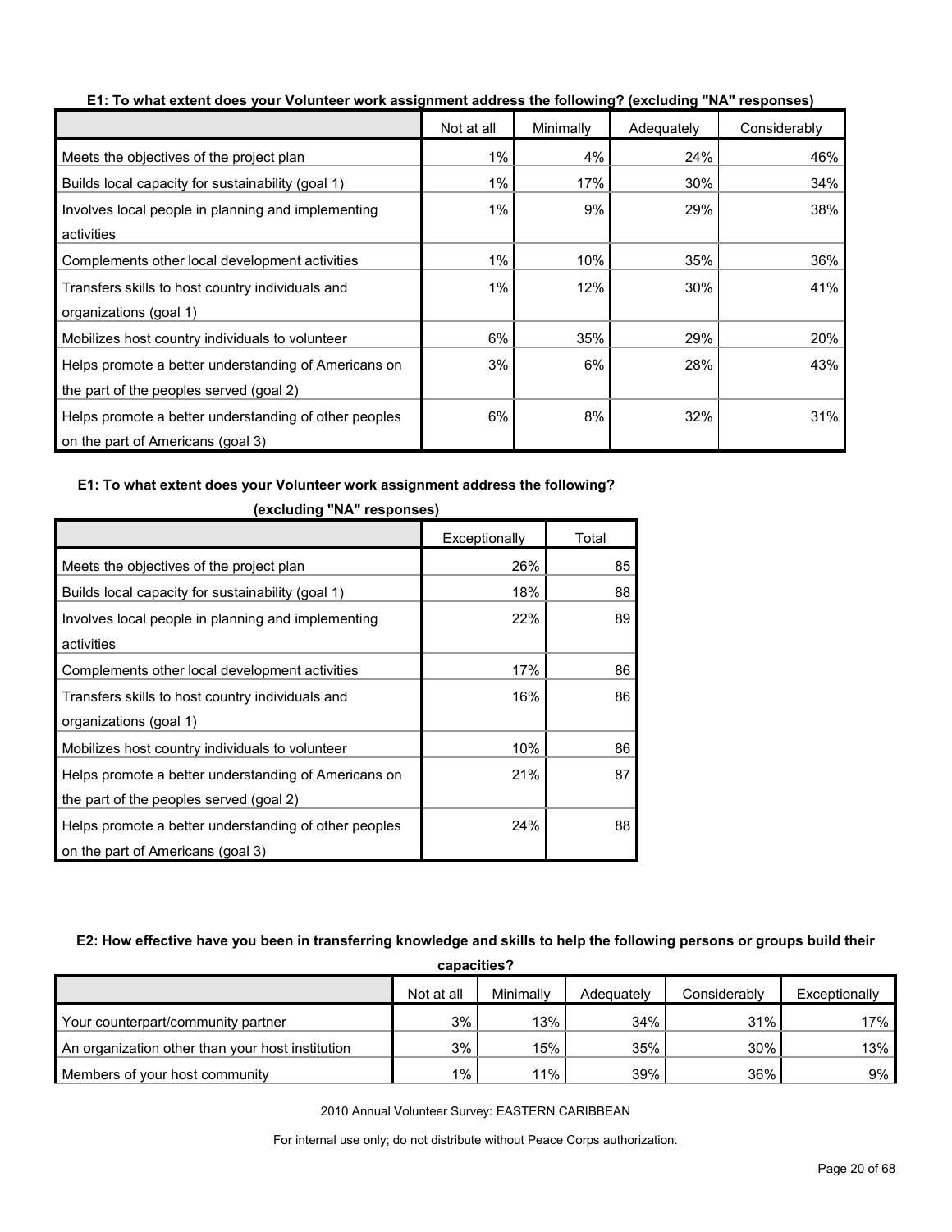**E1: To what extent does your Volunteer work assignment address the following? (excluding "NA" responses)**

| | Not at all | Minimally | Adequately | Considerably |
|---|---|---|---|---|
| Meets the objectives of the project plan | 1% | 4% | 24% | 46% |
| Builds local capacity for sustainability (goal 1) | 1% | 17% | 30% | 34% |
| Involves local people in planning and implementing activities | 1% | 9% | 29% | 38% |
| Complements other local development activities | 1% | 10% | 35% | 36% |
| Transfers skills to host country individuals and organizations (goal 1) | 1% | 12% | 30% | 41% |
| Mobilizes host country individuals to volunteer | 6% | 35% | 29% | 20% |
| Helps promote a better understanding of Americans on the part of the peoples served (goal 2) | 3% | 6% | 28% | 43% |
| Helps promote a better understanding of other peoples on the part of Americans (goal 3) | 6% | 8% | 32% | 31% |

**E1: To what extent does your Volunteer work assignment address the following? (excluding "NA" responses)**

| | Exceptionally | Total |
|---|---|---|
| Meets the objectives of the project plan | 26% | 85 |
| Builds local capacity for sustainability (goal 1) | 18% | 88 |
| Involves local people in planning and implementing activities | 22% | 89 |
| Complements other local development activities | 17% | 86 |
| Transfers skills to host country individuals and organizations (goal 1) | 16% | 86 |
| Mobilizes host country individuals to volunteer | 10% | 86 |
| Helps promote a better understanding of Americans on the part of the peoples served (goal 2) | 21% | 87 |
| Helps promote a better understanding of other peoples on the part of Americans (goal 3) | 24% | 88 |

**E2: How effective have you been in transferring knowledge and skills to help the following persons or groups build their capacities?**

| | Not at all | Minimally | Adequately | Considerably | Exceptionally |
|---|---|---|---|---|---|
| Your counterpart/community partner | 3% | 13% | 34% | 31% | 17% |
| An organization other than your host institution | 3% | 15% | 35% | 30% | 13% |
| Members of your host community | 1% | 11% | 39% | 36% | 9% |

2010 Annual Volunteer Survey: EASTERN CARIBBEAN

For internal use only; do not distribute without Peace Corps authorization.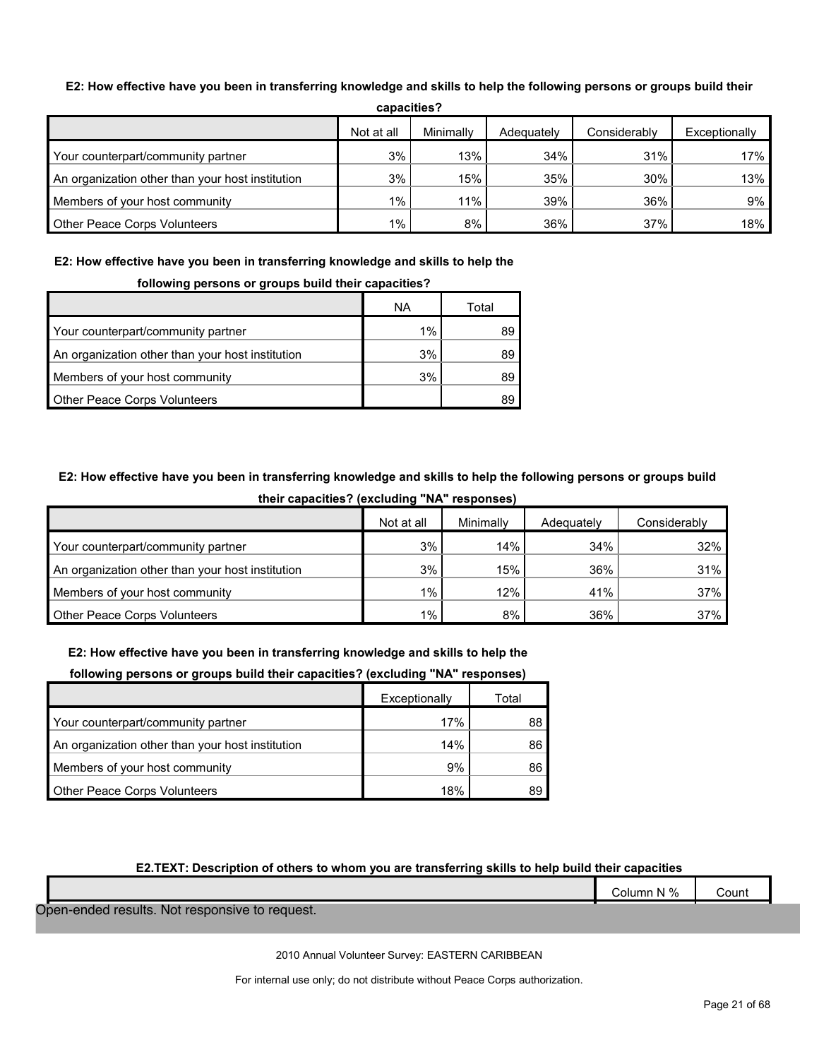**E2: How effective have you been in transferring knowledge and skills to help the following persons or groups build their capacities?**

| | Not at all | Minimally | Adequately | Considerably | Exceptionally |
|---|---|---|---|---|---|
| Your counterpart/community partner | 3% | 13% | 34% | 31% | 17% |
| An organization other than your host institution | 3% | 15% | 35% | 30% | 13% |
| Members of your host community | 1% | 11% | 39% | 36% | 9% |
| Other Peace Corps Volunteers | 1% | 8% | 36% | 37% | 18% |

**E2: How effective have you been in transferring knowledge and skills to help the following persons or groups build their capacities?**

| | NA | Total |
|---|---|---|
| Your counterpart/community partner | 1% | 89 |
| An organization other than your host institution | 3% | 89 |
| Members of your host community | 3% | 89 |
| Other Peace Corps Volunteers | | 89 |

**E2: How effective have you been in transferring knowledge and skills to help the following persons or groups build their capacities? (excluding "NA" responses)**

| | Not at all | Minimally | Adequately | Considerably |
|---|---|---|---|---|
| Your counterpart/community partner | 3% | 14% | 34% | 32% |
| An organization other than your host institution | 3% | 15% | 36% | 31% |
| Members of your host community | 1% | 12% | 41% | 37% |
| Other Peace Corps Volunteers | 1% | 8% | 36% | 37% |

**E2: How effective have you been in transferring knowledge and skills to help the following persons or groups build their capacities? (excluding "NA" responses)**

| | Exceptionally | Total |
|---|---|---|
| Your counterpart/community partner | 17% | 88 |
| An organization other than your host institution | 14% | 86 |
| Members of your host community | 9% | 86 |
| Other Peace Corps Volunteers | 18% | 89 |

**E2.TEXT: Description of others to whom you are transferring skills to help build their capacities**

| | Column N % | Count |
|---|---|---|

Open-ended results. Not responsive to request.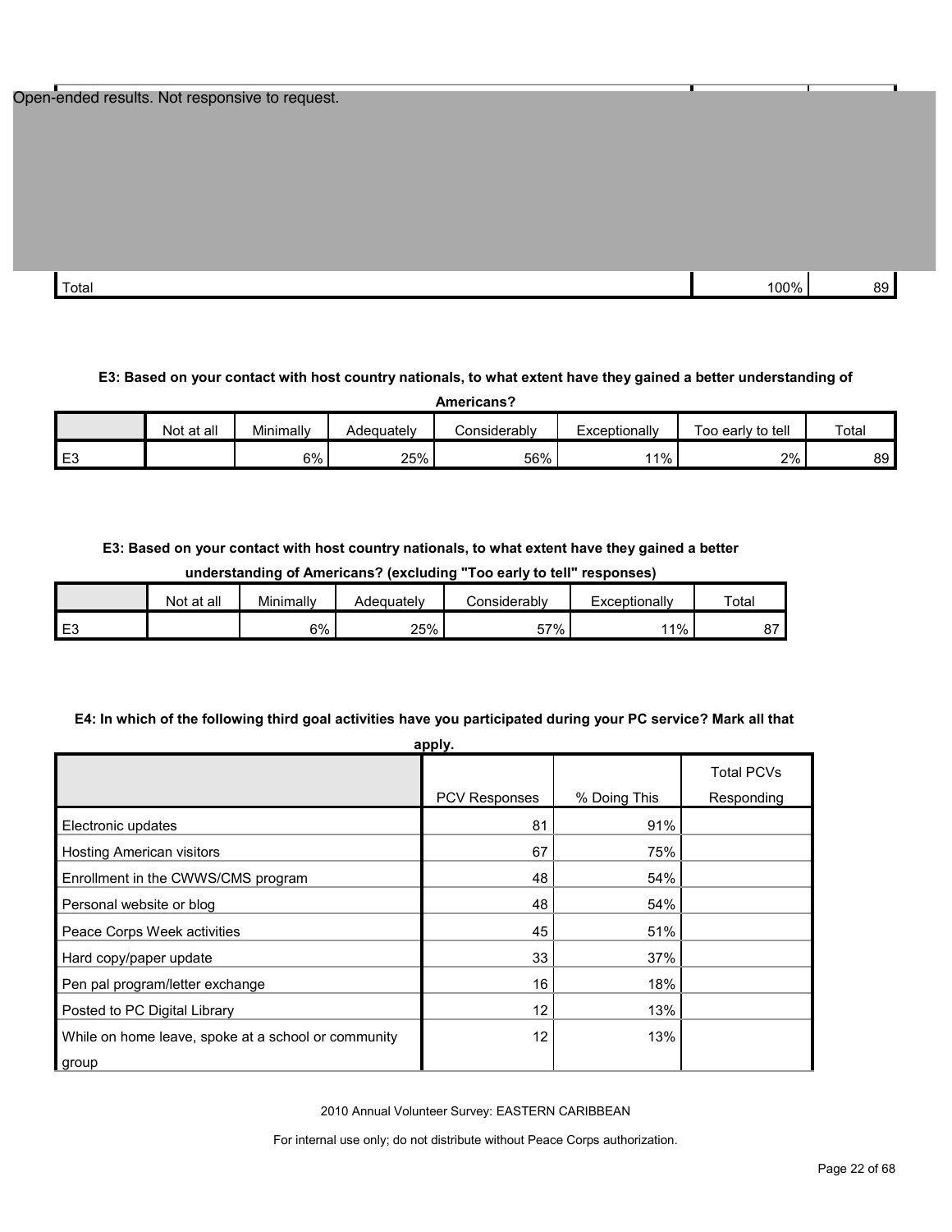Open-ended results. Not responsive to request.

| | | |
|---|---|---|
| Total | 100% | 89 |

**E3: Based on your contact with host country nationals, to what extent have they gained a better understanding of Americans?**

| | Not at all | Minimally | Adequately | Considerably | Exceptionally | Too early to tell | Total |
|---|---|---|---|---|---|---|---|
| E3 | | 6% | 25% | 56% | 11% | 2% | 89 |

**E3: Based on your contact with host country nationals, to what extent have they gained a better understanding of Americans? (excluding "Too early to tell" responses)**

| | Not at all | Minimally | Adequately | Considerably | Exceptionally | Total |
|---|---|---|---|---|---|---|
| E3 | | 6% | 25% | 57% | 11% | 87 |

**E4: In which of the following third goal activities have you participated during your PC service? Mark all that apply.**

| | PCV Responses | % Doing This | Total PCVs Responding |
|---|---|---|---|
| Electronic updates | 81 | 91% | |
| Hosting American visitors | 67 | 75% | |
| Enrollment in the CWWS/CMS program | 48 | 54% | |
| Personal website or blog | 48 | 54% | |
| Peace Corps Week activities | 45 | 51% | |
| Hard copy/paper update | 33 | 37% | |
| Pen pal program/letter exchange | 16 | 18% | |
| Posted to PC Digital Library | 12 | 13% | |
| While on home leave, spoke at a school or community group | 12 | 13% | |

2010 Annual Volunteer Survey: EASTERN CARIBBEAN

For internal use only; do not distribute without Peace Corps authorization.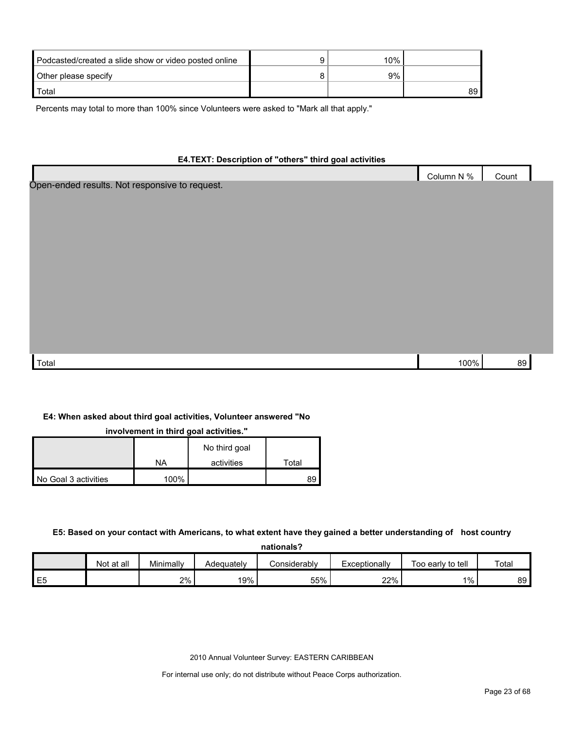| | | | |
|---|---|---|---|
| Podcasted/created a slide show or video posted online | 9 | 10% | |
| Other please specify | 8 | 9% | |
| Total | | | 89 |

Percents may total to more than 100% since Volunteers were asked to "Mark all that apply."

**E4.TEXT: Description of "others" third goal activities**

| | Column N % | Count |
|---|---|---|
| Open-ended results. Not responsive to request. | | |
| Total | 100% | 89 |

**E4: When asked about third goal activities, Volunteer answered "No involvement in third goal activities."**

| | NA | No third goal activities | Total |
|---|---|---|---|
| No Goal 3 activities | 100% | | 89 |

**E5: Based on your contact with Americans, to what extent have they gained a better understanding of host country nationals?**

| | Not at all | Minimally | Adequately | Considerably | Exceptionally | Too early to tell | Total |
|---|---|---|---|---|---|---|---|
| E5 | | 2% | 19% | 55% | 22% | 1% | 89 |

2010 Annual Volunteer Survey: EASTERN CARIBBEAN

For internal use only; do not distribute without Peace Corps authorization.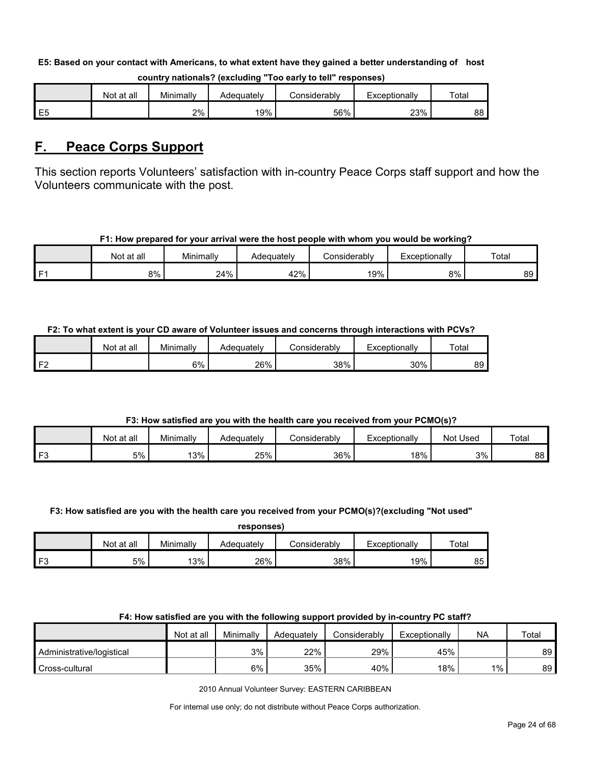**E5: Based on your contact with Americans, to what extent have they gained a better understanding of host country nationals? (excluding "Too early to tell" responses)**

| | Not at all | Minimally | Adequately | Considerably | Exceptionally | Total |
|---|---|---|---|---|---|---|
| E5 | | 2% | 19% | 56% | 23% | 88 |

## F. Peace Corps Support

This section reports Volunteers' satisfaction with in-country Peace Corps staff support and how the Volunteers communicate with the post.

**F1: How prepared for your arrival were the host people with whom you would be working?**

| | Not at all | Minimally | Adequately | Considerably | Exceptionally | Total |
|---|---|---|---|---|---|---|
| F1 | 8% | 24% | 42% | 19% | 8% | 89 |

**F2: To what extent is your CD aware of Volunteer issues and concerns through interactions with PCVs?**

| | Not at all | Minimally | Adequately | Considerably | Exceptionally | Total |
|---|---|---|---|---|---|---|
| F2 | | 6% | 26% | 38% | 30% | 89 |

**F3: How satisfied are you with the health care you received from your PCMO(s)?**

| | Not at all | Minimally | Adequately | Considerably | Exceptionally | Not Used | Total |
|---|---|---|---|---|---|---|---|
| F3 | 5% | 13% | 25% | 36% | 18% | 3% | 88 |

**F3: How satisfied are you with the health care you received from your PCMO(s)?(excluding "Not used" responses)**

| | Not at all | Minimally | Adequately | Considerably | Exceptionally | Total |
|---|---|---|---|---|---|---|
| F3 | 5% | 13% | 26% | 38% | 19% | 85 |

**F4: How satisfied are you with the following support provided by in-country PC staff?**

| | Not at all | Minimally | Adequately | Considerably | Exceptionally | NA | Total |
|---|---|---|---|---|---|---|---|
| Administrative/logistical | | 3% | 22% | 29% | 45% | | 89 |
| Cross-cultural | | 6% | 35% | 40% | 18% | 1% | 89 |

2010 Annual Volunteer Survey: EASTERN CARIBBEAN

For internal use only; do not distribute without Peace Corps authorization.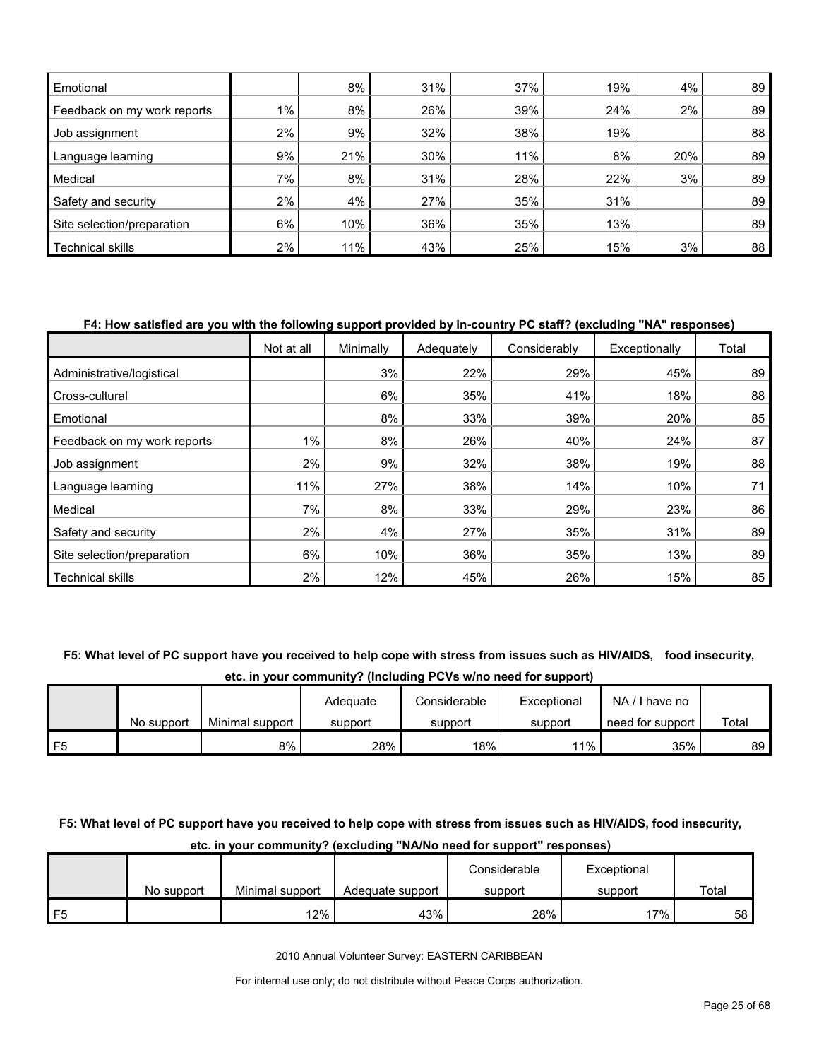| | | | | | | | |
|---|---|---|---|---|---|---|---|
| Emotional | | 8% | 31% | 37% | 19% | 4% | 89 |
| Feedback on my work reports | 1% | 8% | 26% | 39% | 24% | 2% | 89 |
| Job assignment | 2% | 9% | 32% | 38% | 19% | | 88 |
| Language learning | 9% | 21% | 30% | 11% | 8% | 20% | 89 |
| Medical | 7% | 8% | 31% | 28% | 22% | 3% | 89 |
| Safety and security | 2% | 4% | 27% | 35% | 31% | | 89 |
| Site selection/preparation | 6% | 10% | 36% | 35% | 13% | | 89 |
| Technical skills | 2% | 11% | 43% | 25% | 15% | 3% | 88 |

**F4: How satisfied are you with the following support provided by in-country PC staff? (excluding "NA" responses)**

| | Not at all | Minimally | Adequately | Considerably | Exceptionally | Total |
|---|---|---|---|---|---|---|
| Administrative/logistical | | 3% | 22% | 29% | 45% | 89 |
| Cross-cultural | | 6% | 35% | 41% | 18% | 88 |
| Emotional | | 8% | 33% | 39% | 20% | 85 |
| Feedback on my work reports | 1% | 8% | 26% | 40% | 24% | 87 |
| Job assignment | 2% | 9% | 32% | 38% | 19% | 88 |
| Language learning | 11% | 27% | 38% | 14% | 10% | 71 |
| Medical | 7% | 8% | 33% | 29% | 23% | 86 |
| Safety and security | 2% | 4% | 27% | 35% | 31% | 89 |
| Site selection/preparation | 6% | 10% | 36% | 35% | 13% | 89 |
| Technical skills | 2% | 12% | 45% | 26% | 15% | 85 |

**F5: What level of PC support have you received to help cope with stress from issues such as HIV/AIDS, food insecurity, etc. in your community? (Including PCVs w/no need for support)**

| | No support | Minimal support | Adequate support | Considerable support | Exceptional support | NA / I have no need for support | Total |
|---|---|---|---|---|---|---|---|
| F5 | | 8% | 28% | 18% | 11% | 35% | 89 |

**F5: What level of PC support have you received to help cope with stress from issues such as HIV/AIDS, food insecurity, etc. in your community? (excluding "NA/No need for support" responses)**

| | No support | Minimal support | Adequate support | Considerable support | Exceptional support | Total |
|---|---|---|---|---|---|---|
| F5 | | 12% | 43% | 28% | 17% | 58 |

2010 Annual Volunteer Survey: EASTERN CARIBBEAN

For internal use only; do not distribute without Peace Corps authorization.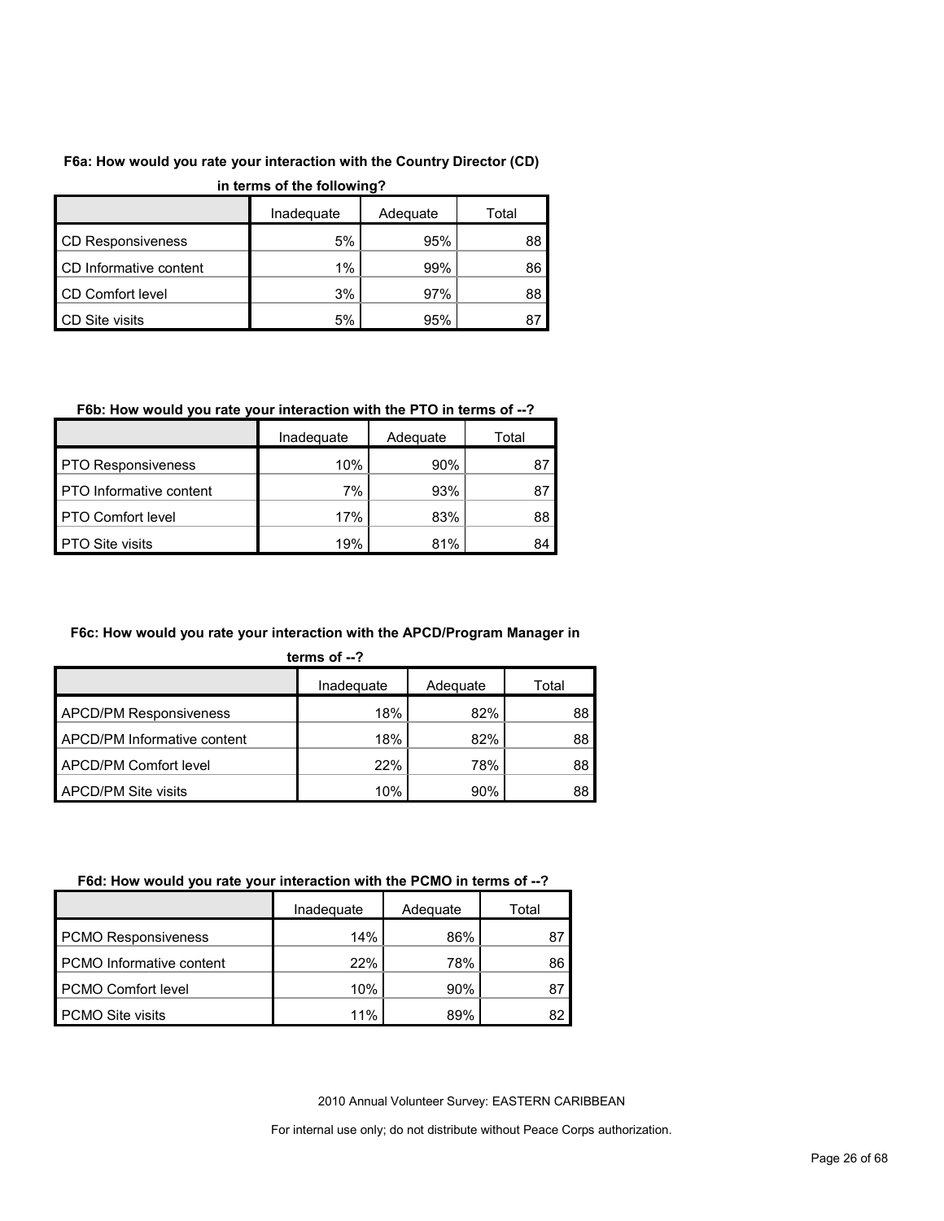**F6a: How would you rate your interaction with the Country Director (CD) in terms of the following?**

| | Inadequate | Adequate | Total |
|---|---|---|---|
| CD Responsiveness | 5% | 95% | 88 |
| CD Informative content | 1% | 99% | 86 |
| CD Comfort level | 3% | 97% | 88 |
| CD Site visits | 5% | 95% | 87 |

**F6b: How would you rate your interaction with the PTO in terms of --?**

| | Inadequate | Adequate | Total |
|---|---|---|---|
| PTO Responsiveness | 10% | 90% | 87 |
| PTO Informative content | 7% | 93% | 87 |
| PTO Comfort level | 17% | 83% | 88 |
| PTO Site visits | 19% | 81% | 84 |

**F6c: How would you rate your interaction with the APCD/Program Manager in terms of --?**

| | Inadequate | Adequate | Total |
|---|---|---|---|
| APCD/PM Responsiveness | 18% | 82% | 88 |
| APCD/PM Informative content | 18% | 82% | 88 |
| APCD/PM Comfort level | 22% | 78% | 88 |
| APCD/PM Site visits | 10% | 90% | 88 |

**F6d: How would you rate your interaction with the PCMO in terms of --?**

| | Inadequate | Adequate | Total |
|---|---|---|---|
| PCMO Responsiveness | 14% | 86% | 87 |
| PCMO Informative content | 22% | 78% | 86 |
| PCMO Comfort level | 10% | 90% | 87 |
| PCMO Site visits | 11% | 89% | 82 |

2010 Annual Volunteer Survey: EASTERN CARIBBEAN

For internal use only; do not distribute without Peace Corps authorization.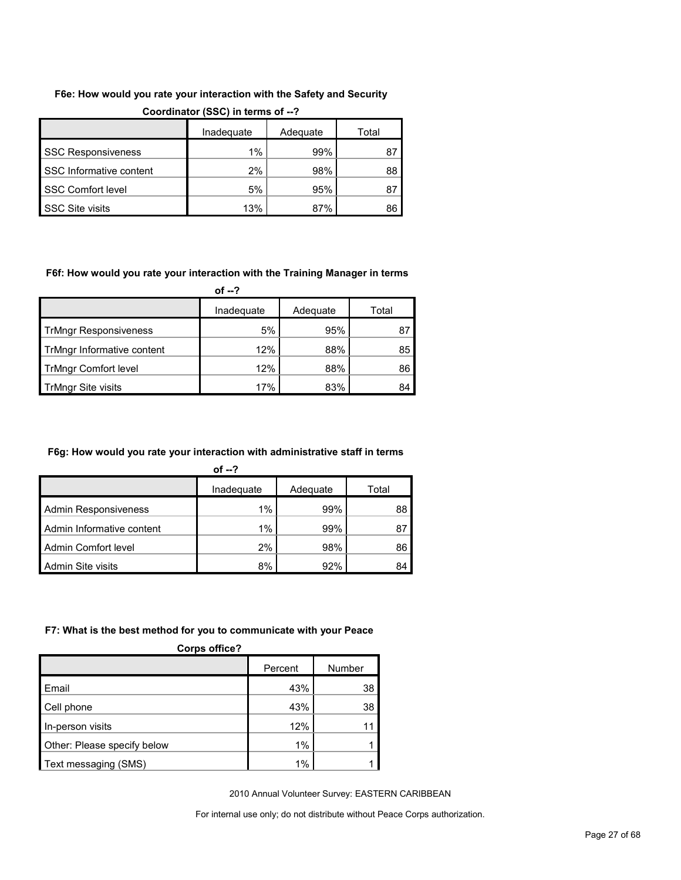**F6e: How would you rate your interaction with the Safety and Security Coordinator (SSC) in terms of --?**

| | Inadequate | Adequate | Total |
|---|---|---|---|
| SSC Responsiveness | 1% | 99% | 87 |
| SSC Informative content | 2% | 98% | 88 |
| SSC Comfort level | 5% | 95% | 87 |
| SSC Site visits | 13% | 87% | 86 |

**F6f: How would you rate your interaction with the Training Manager in terms of --?**

| | Inadequate | Adequate | Total |
|---|---|---|---|
| TrMngr Responsiveness | 5% | 95% | 87 |
| TrMngr Informative content | 12% | 88% | 85 |
| TrMngr Comfort level | 12% | 88% | 86 |
| TrMngr Site visits | 17% | 83% | 84 |

**F6g: How would you rate your interaction with administrative staff in terms of --?**

| | Inadequate | Adequate | Total |
|---|---|---|---|
| Admin Responsiveness | 1% | 99% | 88 |
| Admin Informative content | 1% | 99% | 87 |
| Admin Comfort level | 2% | 98% | 86 |
| Admin Site visits | 8% | 92% | 84 |

**F7: What is the best method for you to communicate with your Peace Corps office?**

| | Percent | Number |
|---|---|---|
| Email | 43% | 38 |
| Cell phone | 43% | 38 |
| In-person visits | 12% | 11 |
| Other: Please specify below | 1% | 1 |
| Text messaging (SMS) | 1% | 1 |

2010 Annual Volunteer Survey: EASTERN CARIBBEAN

For internal use only; do not distribute without Peace Corps authorization.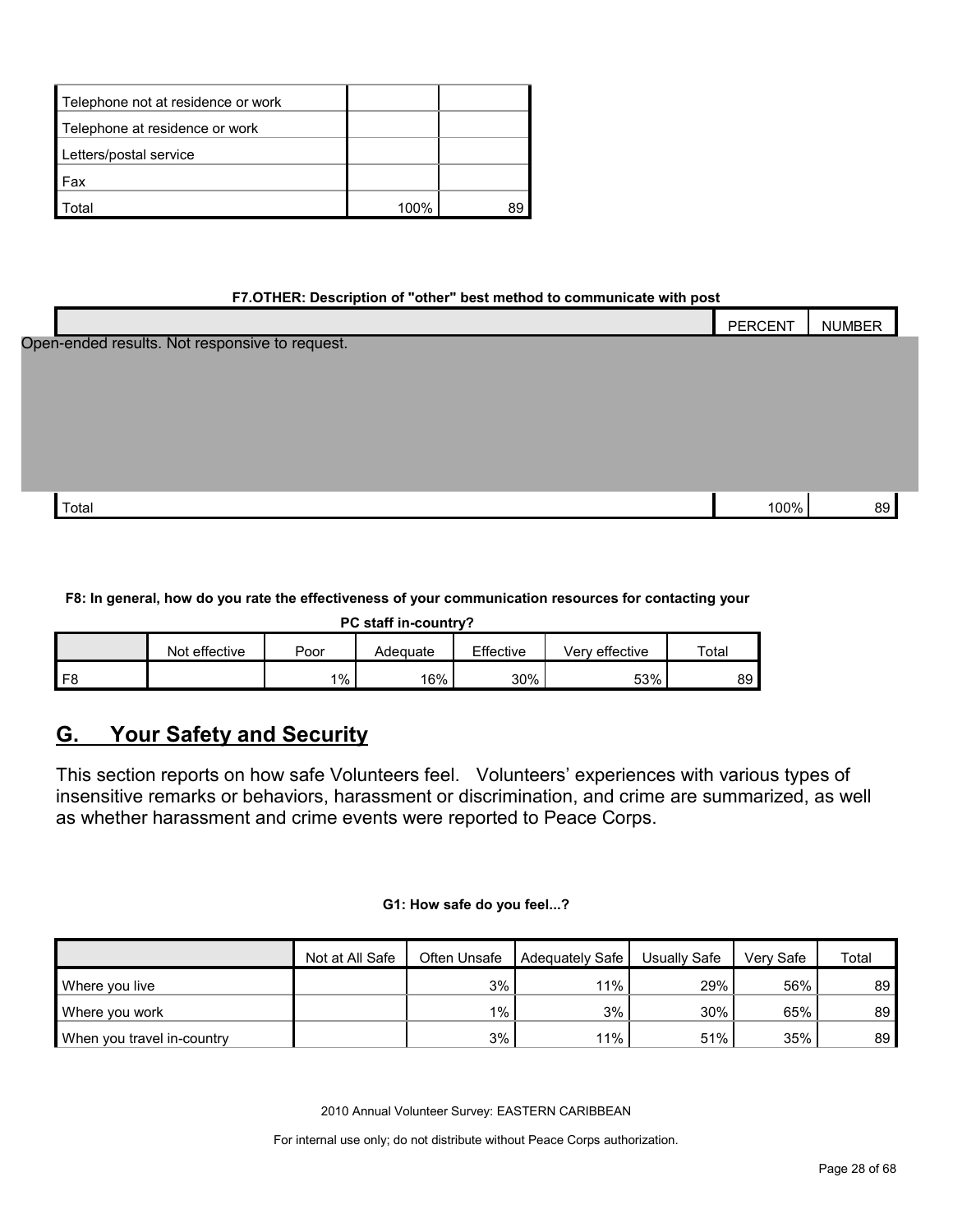| | | |
|---|---|---|
| Telephone not at residence or work | | |
| Telephone at residence or work | | |
| Letters/postal service | | |
| Fax | | |
| Total | 100% | 89 |

**F7.OTHER: Description of "other" best method to communicate with post**

| | PERCENT | NUMBER |
|---|---|---|
| Open-ended results. Not responsive to request. | | |
| Total | 100% | 89 |

**F8: In general, how do you rate the effectiveness of your communication resources for contacting your PC staff in-country?**

| | Not effective | Poor | Adequate | Effective | Very effective | Total |
|---|---|---|---|---|---|---|
| F8 | | 1% | 16% | 30% | 53% | 89 |

## G. Your Safety and Security

This section reports on how safe Volunteers feel. Volunteers' experiences with various types of insensitive remarks or behaviors, harassment or discrimination, and crime are summarized, as well as whether harassment and crime events were reported to Peace Corps.

**G1: How safe do you feel...?**

| | Not at All Safe | Often Unsafe | Adequately Safe | Usually Safe | Very Safe | Total |
|---|---|---|---|---|---|---|
| Where you live | | 3% | 11% | 29% | 56% | 89 |
| Where you work | | 1% | 3% | 30% | 65% | 89 |
| When you travel in-country | | 3% | 11% | 51% | 35% | 89 |

2010 Annual Volunteer Survey: EASTERN CARIBBEAN

For internal use only; do not distribute without Peace Corps authorization.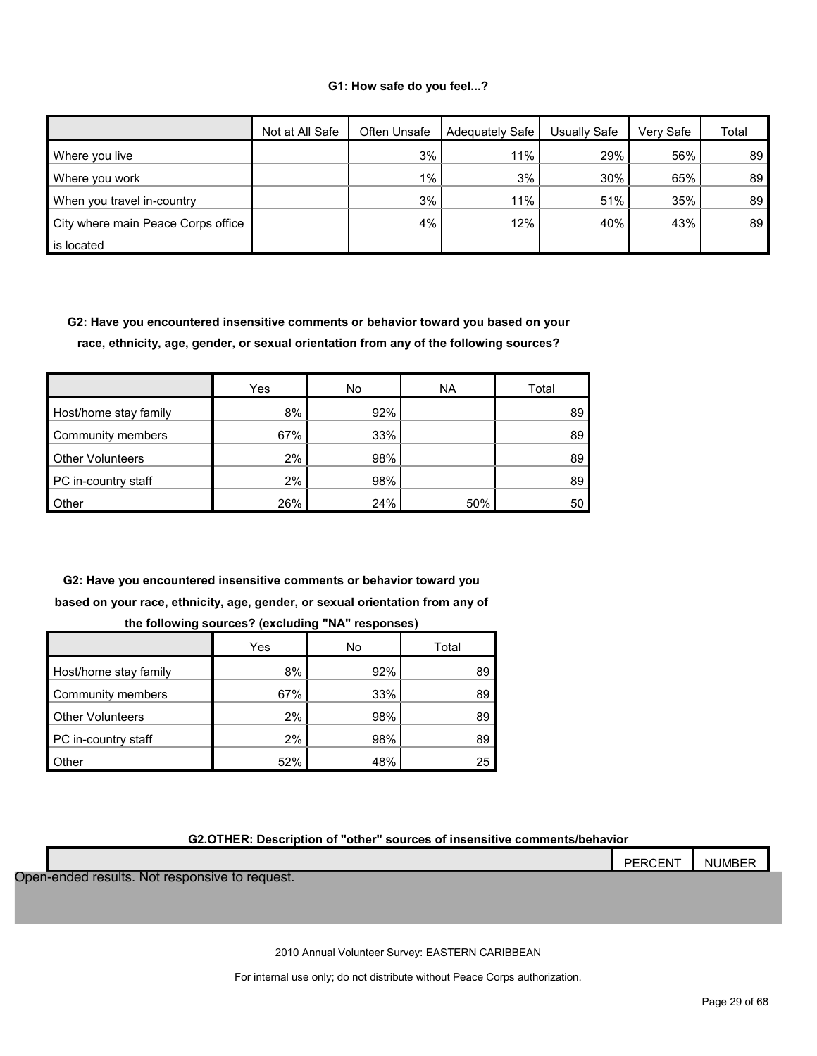**G1: How safe do you feel...?**

| | Not at All Safe | Often Unsafe | Adequately Safe | Usually Safe | Very Safe | Total |
|---|---|---|---|---|---|---|
| Where you live | | 3% | 11% | 29% | 56% | 89 |
| Where you work | | 1% | 3% | 30% | 65% | 89 |
| When you travel in-country | | 3% | 11% | 51% | 35% | 89 |
| City where main Peace Corps office is located | | 4% | 12% | 40% | 43% | 89 |

**G2: Have you encountered insensitive comments or behavior toward you based on your race, ethnicity, age, gender, or sexual orientation from any of the following sources?**

| | Yes | No | NA | Total |
|---|---|---|---|---|
| Host/home stay family | 8% | 92% | | 89 |
| Community members | 67% | 33% | | 89 |
| Other Volunteers | 2% | 98% | | 89 |
| PC in-country staff | 2% | 98% | | 89 |
| Other | 26% | 24% | 50% | 50 |

**G2: Have you encountered insensitive comments or behavior toward you based on your race, ethnicity, age, gender, or sexual orientation from any of the following sources? (excluding "NA" responses)**

| | Yes | No | Total |
|---|---|---|---|
| Host/home stay family | 8% | 92% | 89 |
| Community members | 67% | 33% | 89 |
| Other Volunteers | 2% | 98% | 89 |
| PC in-country staff | 2% | 98% | 89 |
| Other | 52% | 48% | 25 |

**G2.OTHER: Description of "other" sources of insensitive comments/behavior**

| | PERCENT | NUMBER |
|---|---|---|
| Open-ended results. Not responsive to request. | | |

2010 Annual Volunteer Survey: EASTERN CARIBBEAN

For internal use only; do not distribute without Peace Corps authorization.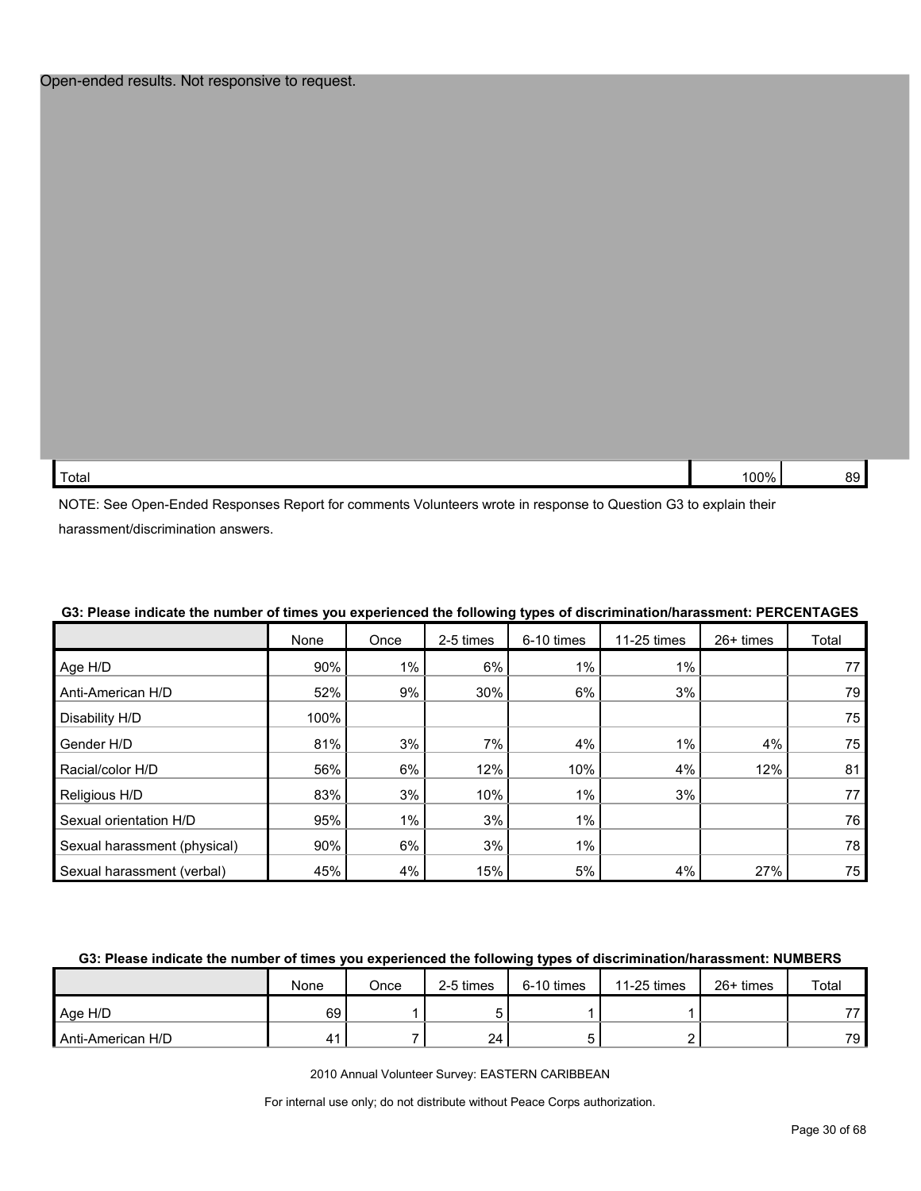Open-ended results. Not responsive to request.

| | | |
|---|---|---|
| Total | 100% | 89 |

NOTE: See Open-Ended Responses Report for comments Volunteers wrote in response to Question G3 to explain their harassment/discrimination answers.

**G3: Please indicate the number of times you experienced the following types of discrimination/harassment: PERCENTAGES**

| | None | Once | 2-5 times | 6-10 times | 11-25 times | 26+ times | Total |
|---|---|---|---|---|---|---|---|
| Age H/D | 90% | 1% | 6% | 1% | 1% | | 77 |
| Anti-American H/D | 52% | 9% | 30% | 6% | 3% | | 79 |
| Disability H/D | 100% | | | | | | 75 |
| Gender H/D | 81% | 3% | 7% | 4% | 1% | 4% | 75 |
| Racial/color H/D | 56% | 6% | 12% | 10% | 4% | 12% | 81 |
| Religious H/D | 83% | 3% | 10% | 1% | 3% | | 77 |
| Sexual orientation H/D | 95% | 1% | 3% | 1% | | | 76 |
| Sexual harassment (physical) | 90% | 6% | 3% | 1% | | | 78 |
| Sexual harassment (verbal) | 45% | 4% | 15% | 5% | 4% | 27% | 75 |

**G3: Please indicate the number of times you experienced the following types of discrimination/harassment: NUMBERS**

| | None | Once | 2-5 times | 6-10 times | 11-25 times | 26+ times | Total |
|---|---|---|---|---|---|---|---|
| Age H/D | 69 | 1 | 5 | 1 | 1 | | 77 |
| Anti-American H/D | 41 | 7 | 24 | 5 | 2 | | 79 |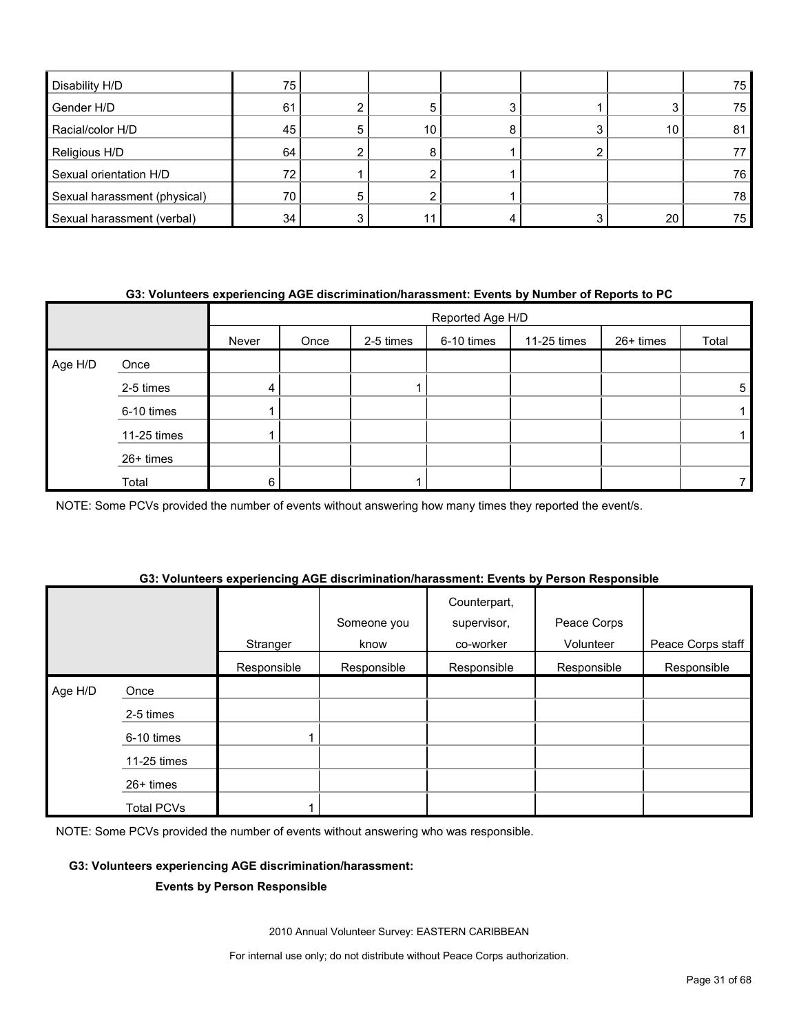| | | | | | | |
|---|---|---|---|---|---|---|
| Disability H/D | 75 | | | | | 75 |
| Gender H/D | 61 | 2 | 5 | 3 | 1 | 3 | 75 |
| Racial/color H/D | 45 | 5 | 10 | 8 | 3 | 10 | 81 |
| Religious H/D | 64 | 2 | 8 | 1 | 2 | | 77 |
| Sexual orientation H/D | 72 | 1 | 2 | 1 | | | 76 |
| Sexual harassment (physical) | 70 | 5 | 2 | 1 | | | 78 |
| Sexual harassment (verbal) | 34 | 3 | 11 | 4 | 3 | 20 | 75 |

**G3: Volunteers experiencing AGE discrimination/harassment: Events by Number of Reports to PC**

| | | Reported Age H/D | | | | | | |
|---|---|---|---|---|---|---|---|---|
| | | Never | Once | 2-5 times | 6-10 times | 11-25 times | 26+ times | Total |
| Age H/D | Once | | | | | | | |
| | 2-5 times | 4 | | 1 | | | | 5 |
| | 6-10 times | 1 | | | | | | 1 |
| | 11-25 times | 1 | | | | | | 1 |
| | 26+ times | | | | | | | |
| | Total | 6 | | 1 | | | | 7 |

NOTE: Some PCVs provided the number of events without answering how many times they reported the event/s.

**G3: Volunteers experiencing AGE discrimination/harassment: Events by Person Responsible**

| | | Stranger | Someone you know | Counterpart, supervisor, co-worker | Peace Corps Volunteer | Peace Corps staff |
|---|---|---|---|---|---|---|
| | | Responsible | Responsible | Responsible | Responsible | Responsible |
| Age H/D | Once | | | | | |
| | 2-5 times | | | | | |
| | 6-10 times | 1 | | | | |
| | 11-25 times | | | | | |
| | 26+ times | | | | | |
| | Total PCVs | 1 | | | | |

NOTE: Some PCVs provided the number of events without answering who was responsible.

**G3: Volunteers experiencing AGE discrimination/harassment:**

**Events by Person Responsible**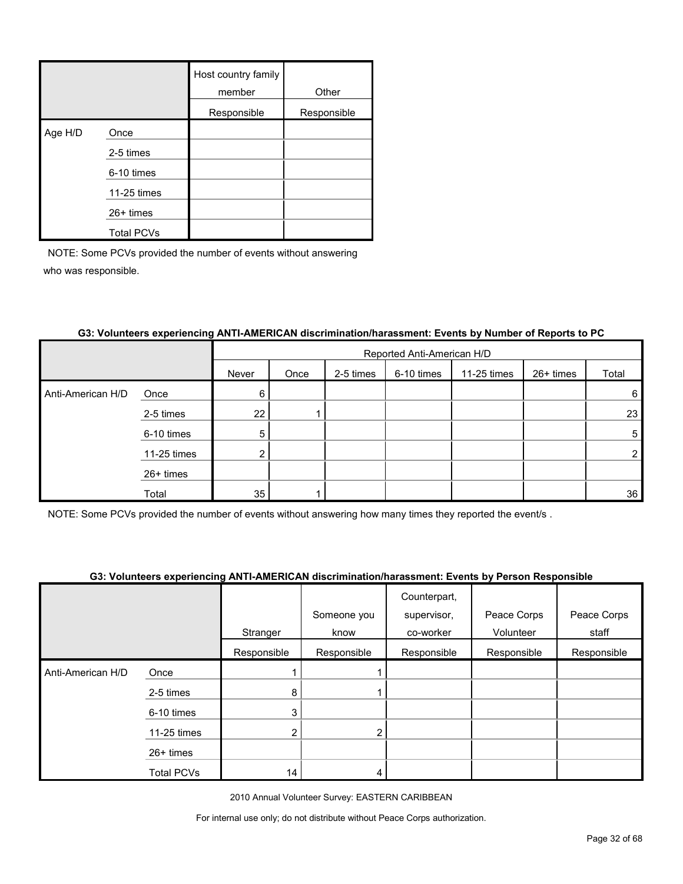| | | Host country family member | Other |
|---|---|---|---|
| | | Responsible | Responsible |
| Age H/D | Once | | |
| | 2-5 times | | |
| | 6-10 times | | |
| | 11-25 times | | |
| | 26+ times | | |
| | Total PCVs | | |

NOTE: Some PCVs provided the number of events without answering who was responsible.

**G3: Volunteers experiencing ANTI-AMERICAN discrimination/harassment: Events by Number of Reports to PC**

| | | Reported Anti-American H/D | | | | | | |
|---|---|---|---|---|---|---|---|---|
| | | Never | Once | 2-5 times | 6-10 times | 11-25 times | 26+ times | Total |
| Anti-American H/D | Once | 6 | | | | | | 6 |
| | 2-5 times | 22 | 1 | | | | | 23 |
| | 6-10 times | 5 | | | | | | 5 |
| | 11-25 times | 2 | | | | | | 2 |
| | 26+ times | | | | | | | |
| | Total | 35 | 1 | | | | | 36 |

NOTE: Some PCVs provided the number of events without answering how many times they reported the event/s .

**G3: Volunteers experiencing ANTI-AMERICAN discrimination/harassment: Events by Person Responsible**

| | | Stranger | Someone you know | Counterpart, supervisor, co-worker | Peace Corps Volunteer | Peace Corps staff |
|---|---|---|---|---|---|---|
| | | Responsible | Responsible | Responsible | Responsible | Responsible |
| Anti-American H/D | Once | 1 | 1 | | | |
| | 2-5 times | 8 | 1 | | | |
| | 6-10 times | 3 | | | | |
| | 11-25 times | 2 | 2 | | | |
| | 26+ times | | | | | |
| | Total PCVs | 14 | 4 | | | |

2010 Annual Volunteer Survey: EASTERN CARIBBEAN

For internal use only; do not distribute without Peace Corps authorization.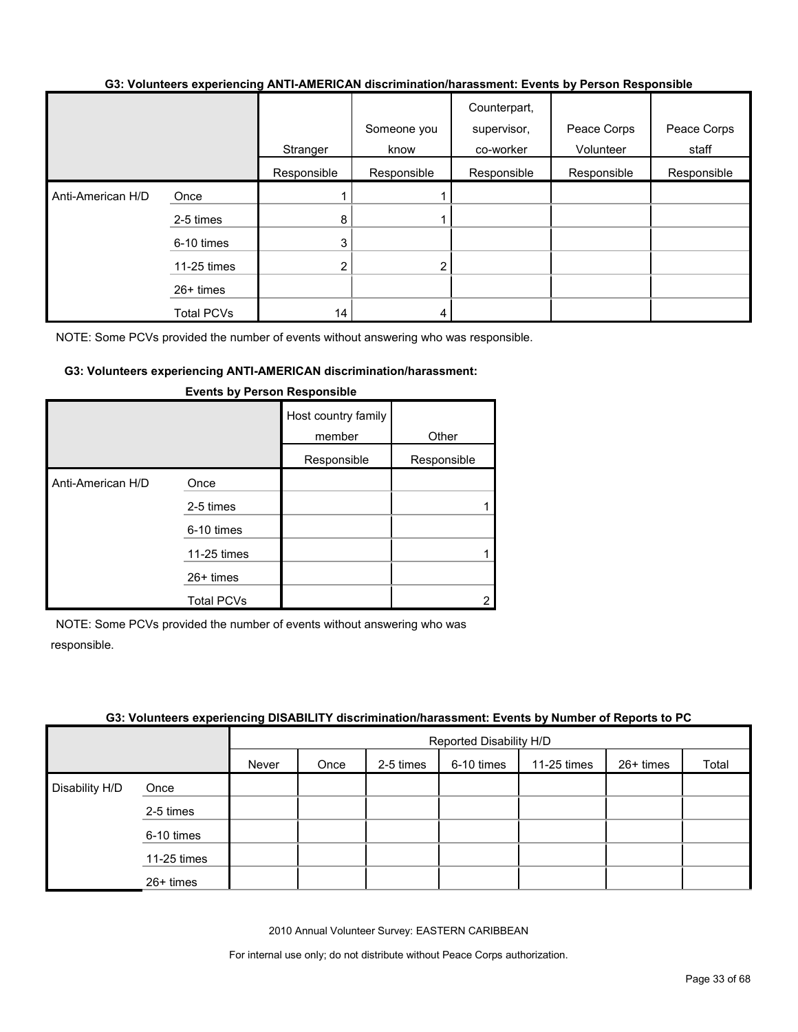**G3: Volunteers experiencing ANTI-AMERICAN discrimination/harassment: Events by Person Responsible**

| | | Stranger | Someone you know | Counterpart, supervisor, co-worker | Peace Corps Volunteer | Peace Corps staff |
|---|---|---|---|---|---|---|
| | | Responsible | Responsible | Responsible | Responsible | Responsible |
| Anti-American H/D | Once | 1 | 1 | | | |
| | 2-5 times | 8 | 1 | | | |
| | 6-10 times | 3 | | | | |
| | 11-25 times | 2 | 2 | | | |
| | 26+ times | | | | | |
| | Total PCVs | 14 | 4 | | | |

NOTE: Some PCVs provided the number of events without answering who was responsible.

**G3: Volunteers experiencing ANTI-AMERICAN discrimination/harassment: Events by Person Responsible**

| | | Host country family member | Other |
|---|---|---|---|
| | | Responsible | Responsible |
| Anti-American H/D | Once | | |
| | 2-5 times | | 1 |
| | 6-10 times | | |
| | 11-25 times | | 1 |
| | 26+ times | | |
| | Total PCVs | | 2 |

NOTE: Some PCVs provided the number of events without answering who was responsible.

**G3: Volunteers experiencing DISABILITY discrimination/harassment: Events by Number of Reports to PC**

| | | Reported Disability H/D | | | | | | |
|---|---|---|---|---|---|---|---|---|
| | | Never | Once | 2-5 times | 6-10 times | 11-25 times | 26+ times | Total |
| Disability H/D | Once | | | | | | | |
| | 2-5 times | | | | | | | |
| | 6-10 times | | | | | | | |
| | 11-25 times | | | | | | | |
| | 26+ times | | | | | | | |

2010 Annual Volunteer Survey: EASTERN CARIBBEAN

For internal use only; do not distribute without Peace Corps authorization.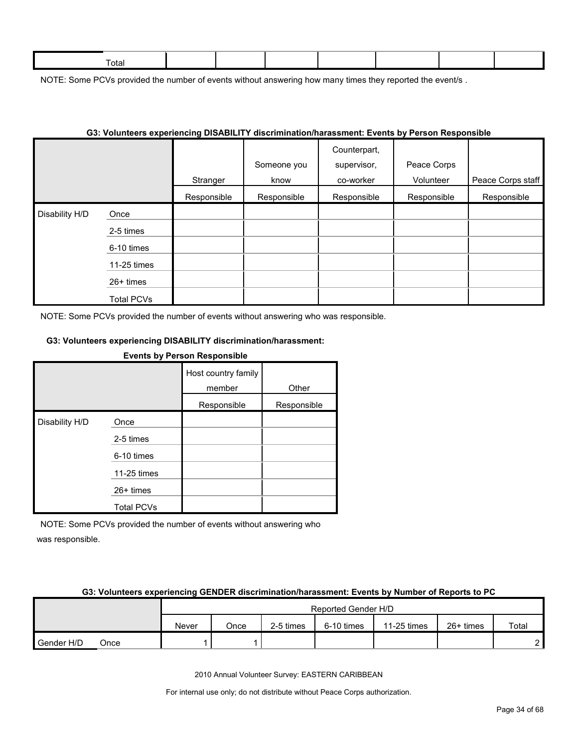| Total | | | | | | | |
|---|---|---|---|---|---|---|---|

NOTE: Some PCVs provided the number of events without answering how many times they reported the event/s .

**G3: Volunteers experiencing DISABILITY discrimination/harassment: Events by Person Responsible**

| | | Stranger | Someone you know | Counterpart, supervisor, co-worker | Peace Corps Volunteer | Peace Corps staff |
|---|---|---|---|---|---|---|
| | | Responsible | Responsible | Responsible | Responsible | Responsible |
| Disability H/D | Once | | | | | |
| | 2-5 times | | | | | |
| | 6-10 times | | | | | |
| | 11-25 times | | | | | |
| | 26+ times | | | | | |
| | Total PCVs | | | | | |

NOTE: Some PCVs provided the number of events without answering who was responsible.

**G3: Volunteers experiencing DISABILITY discrimination/harassment: Events by Person Responsible**

| | | Host country family member | Other |
|---|---|---|---|
| | | Responsible | Responsible |
| Disability H/D | Once | | |
| | 2-5 times | | |
| | 6-10 times | | |
| | 11-25 times | | |
| | 26+ times | | |
| | Total PCVs | | |

NOTE: Some PCVs provided the number of events without answering who was responsible.

**G3: Volunteers experiencing GENDER discrimination/harassment: Events by Number of Reports to PC**

| | | Reported Gender H/D | | | | | | |
|---|---|---|---|---|---|---|---|---|
| | | Never | Once | 2-5 times | 6-10 times | 11-25 times | 26+ times | Total |
| Gender H/D | Once | 1 | 1 | | | | | 2 |

2010 Annual Volunteer Survey: EASTERN CARIBBEAN

For internal use only; do not distribute without Peace Corps authorization.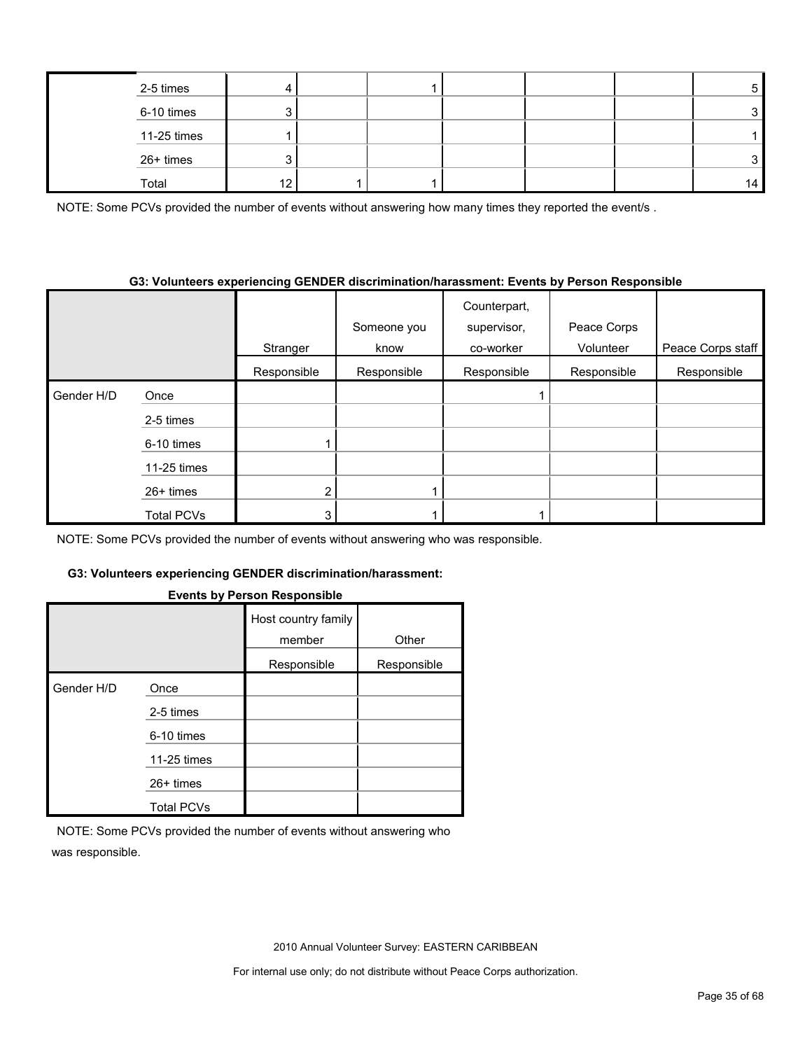| | | | | | | | | |
|---|---|---|---|---|---|---|---|---|
| | 2-5 times | 4 | | 1 | | | | 5 |
| | 6-10 times | 3 | | | | | | 3 |
| | 11-25 times | 1 | | | | | | 1 |
| | 26+ times | 3 | | | | | | 3 |
| | Total | 12 | 1 | 1 | | | | 14 |

NOTE: Some PCVs provided the number of events without answering how many times they reported the event/s .

**G3: Volunteers experiencing GENDER discrimination/harassment: Events by Person Responsible**

| | | Stranger | Someone you know | Counterpart, supervisor, co-worker | Peace Corps Volunteer | Peace Corps staff |
|---|---|---|---|---|---|---|
| | | Responsible | Responsible | Responsible | Responsible | Responsible |
| Gender H/D | Once | | | 1 | | |
| | 2-5 times | | | | | |
| | 6-10 times | 1 | | | | |
| | 11-25 times | | | | | |
| | 26+ times | 2 | 1 | | | |
| | Total PCVs | 3 | 1 | 1 | | |

NOTE: Some PCVs provided the number of events without answering who was responsible.

**G3: Volunteers experiencing GENDER discrimination/harassment: Events by Person Responsible**

| | | Host country family member | Other |
|---|---|---|---|
| | | Responsible | Responsible |
| Gender H/D | Once | | |
| | 2-5 times | | |
| | 6-10 times | | |
| | 11-25 times | | |
| | 26+ times | | |
| | Total PCVs | | |

NOTE: Some PCVs provided the number of events without answering who was responsible.

2010 Annual Volunteer Survey: EASTERN CARIBBEAN

For internal use only; do not distribute without Peace Corps authorization.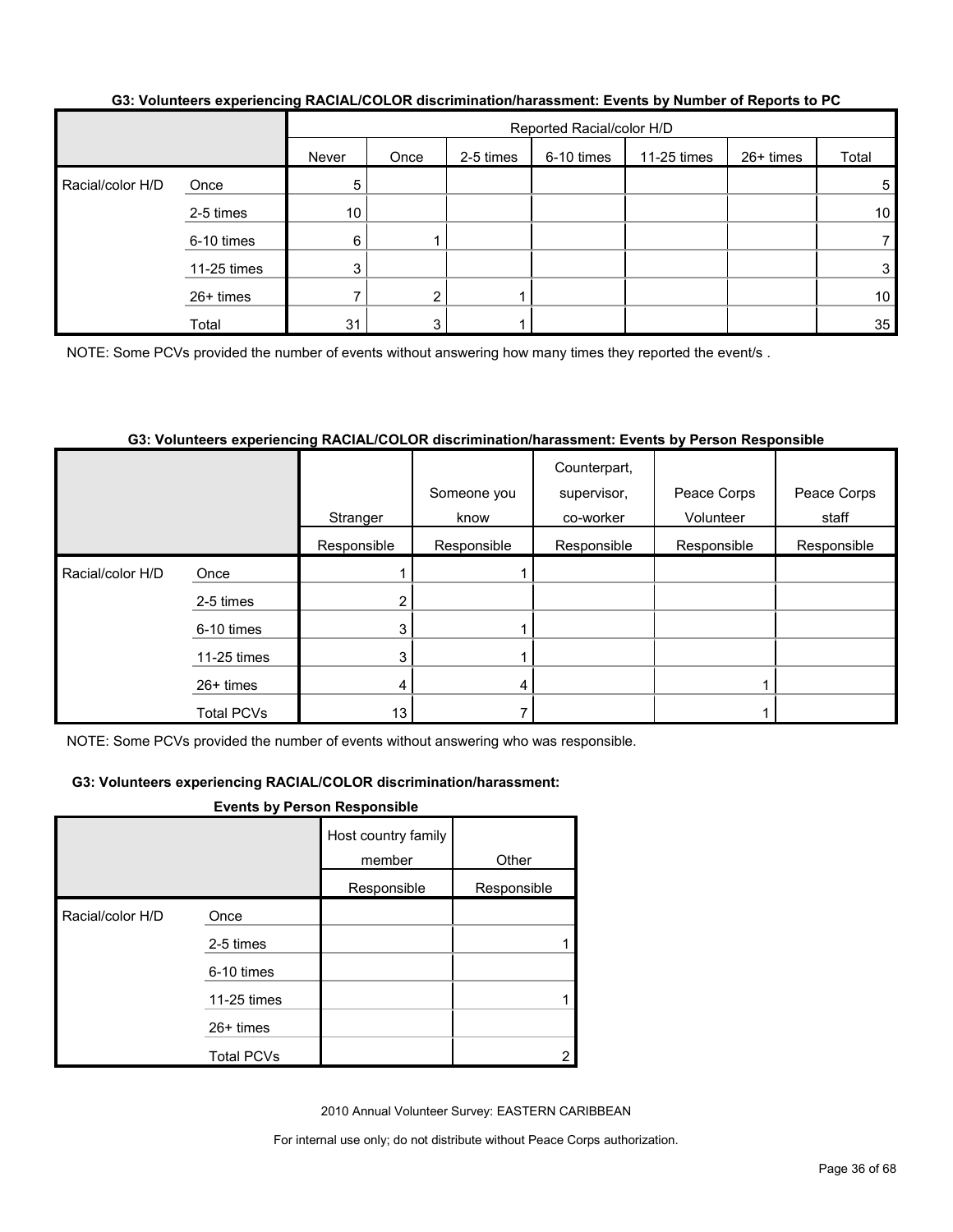**G3: Volunteers experiencing RACIAL/COLOR discrimination/harassment: Events by Number of Reports to PC**

| | | Reported Racial/color H/D | | | | | | |
|---|---|---|---|---|---|---|---|---|
| | | Never | Once | 2-5 times | 6-10 times | 11-25 times | 26+ times | Total |
| Racial/color H/D | Once | 5 | | | | | | 5 |
| | 2-5 times | 10 | | | | | | 10 |
| | 6-10 times | 6 | 1 | | | | | 7 |
| | 11-25 times | 3 | | | | | | 3 |
| | 26+ times | 7 | 2 | 1 | | | | 10 |
| | Total | 31 | 3 | 1 | | | | 35 |

NOTE: Some PCVs provided the number of events without answering how many times they reported the event/s .

**G3: Volunteers experiencing RACIAL/COLOR discrimination/harassment: Events by Person Responsible**

| | | Stranger | Someone you know | Counterpart, supervisor, co-worker | Peace Corps Volunteer | Peace Corps staff |
|---|---|---|---|---|---|---|
| | | Responsible | Responsible | Responsible | Responsible | Responsible |
| Racial/color H/D | Once | 1 | 1 | | | |
| | 2-5 times | 2 | | | | |
| | 6-10 times | 3 | 1 | | | |
| | 11-25 times | 3 | 1 | | | |
| | 26+ times | 4 | 4 | | 1 | |
| | Total PCVs | 13 | 7 | | 1 | |

NOTE: Some PCVs provided the number of events without answering who was responsible.

**G3: Volunteers experiencing RACIAL/COLOR discrimination/harassment: Events by Person Responsible**

| | | Host country family member | Other |
|---|---|---|---|
| | | Responsible | Responsible |
| Racial/color H/D | Once | | |
| | 2-5 times | | 1 |
| | 6-10 times | | |
| | 11-25 times | | 1 |
| | 26+ times | | |
| | Total PCVs | | 2 |

2010 Annual Volunteer Survey: EASTERN CARIBBEAN

For internal use only; do not distribute without Peace Corps authorization.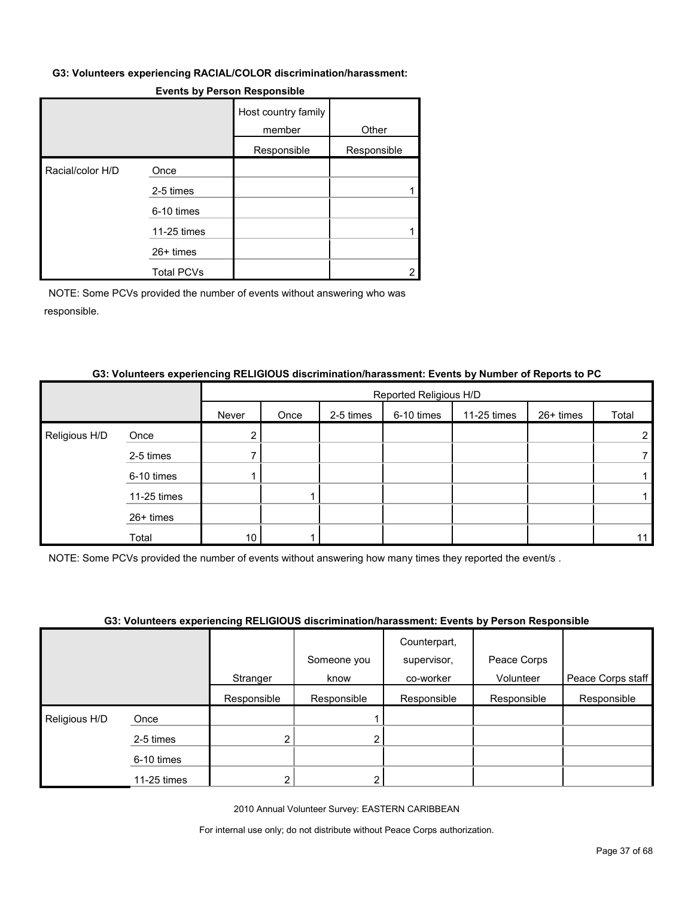**G3: Volunteers experiencing RACIAL/COLOR discrimination/harassment: Events by Person Responsible**

| | | Host country family member | Other |
|---|---|---|---|
| | | Responsible | Responsible |
| Racial/color H/D | Once | | |
| | 2-5 times | | 1 |
| | 6-10 times | | |
| | 11-25 times | | 1 |
| | 26+ times | | |
| | Total PCVs | | 2 |

NOTE: Some PCVs provided the number of events without answering who was responsible.

**G3: Volunteers experiencing RELIGIOUS discrimination/harassment: Events by Number of Reports to PC**

| | | Reported Religious H/D | | | | | | |
|---|---|---|---|---|---|---|---|---|
| | | Never | Once | 2-5 times | 6-10 times | 11-25 times | 26+ times | Total |
| Religious H/D | Once | 2 | | | | | | 2 |
| | 2-5 times | 7 | | | | | | 7 |
| | 6-10 times | 1 | | | | | | 1 |
| | 11-25 times | | 1 | | | | | 1 |
| | 26+ times | | | | | | | |
| | Total | 10 | 1 | | | | | 11 |

NOTE: Some PCVs provided the number of events without answering how many times they reported the event/s .

**G3: Volunteers experiencing RELIGIOUS discrimination/harassment: Events by Person Responsible**

| | | Stranger | Someone you know | Counterpart, supervisor, co-worker | Peace Corps Volunteer | Peace Corps staff |
|---|---|---|---|---|---|---|
| | | Responsible | Responsible | Responsible | Responsible | Responsible |
| Religious H/D | Once | | 1 | | | |
| | 2-5 times | 2 | 2 | | | |
| | 6-10 times | | | | | |
| | 11-25 times | 2 | 2 | | | |

2010 Annual Volunteer Survey: EASTERN CARIBBEAN

For internal use only; do not distribute without Peace Corps authorization.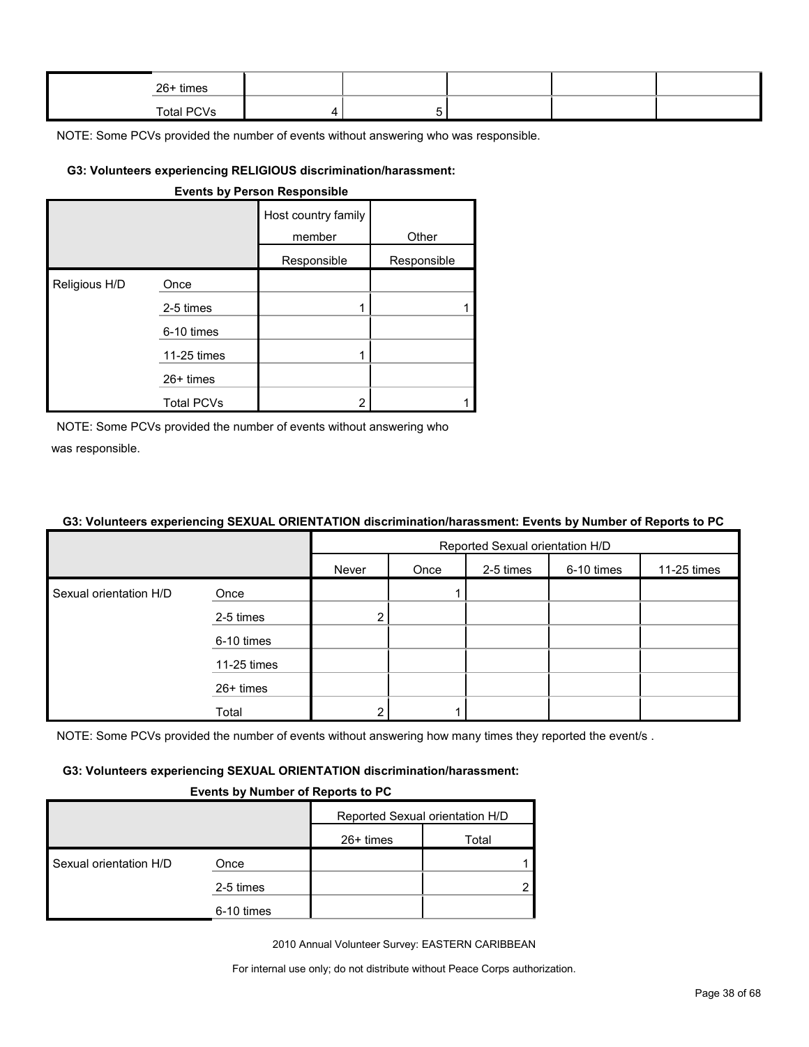| | | | | | | |
|---|---|---|---|---|---|---|
| | 26+ times | | | | | |
| | Total PCVs | 4 | 5 | | | |

NOTE: Some PCVs provided the number of events without answering who was responsible.

#### G3: Volunteers experiencing RELIGIOUS discrimination/harassment:

**Events by Person Responsible**

| | | Host country family member Responsible | Other Responsible |
|---|---|---|---|
| Religious H/D | Once | | |
| | 2-5 times | 1 | 1 |
| | 6-10 times | | |
| | 11-25 times | 1 | |
| | 26+ times | | |
| | Total PCVs | 2 | 1 |

NOTE: Some PCVs provided the number of events without answering who was responsible.

#### G3: Volunteers experiencing SEXUAL ORIENTATION discrimination/harassment: Events by Number of Reports to PC

| | | Reported Sexual orientation H/D | | | | |
|---|---|---|---|---|---|---|
| | | Never | Once | 2-5 times | 6-10 times | 11-25 times |
| Sexual orientation H/D | Once | | 1 | | | |
| | 2-5 times | 2 | | | | |
| | 6-10 times | | | | | |
| | 11-25 times | | | | | |
| | 26+ times | | | | | |
| | Total | 2 | 1 | | | |

NOTE: Some PCVs provided the number of events without answering how many times they reported the event/s .

#### G3: Volunteers experiencing SEXUAL ORIENTATION discrimination/harassment:

**Events by Number of Reports to PC**

| | | Reported Sexual orientation H/D | |
|---|---|---|---|
| | | 26+ times | Total |
| Sexual orientation H/D | Once | | 1 |
| | 2-5 times | | 2 |
| | 6-10 times | | |

2010 Annual Volunteer Survey: EASTERN CARIBBEAN

For internal use only; do not distribute without Peace Corps authorization.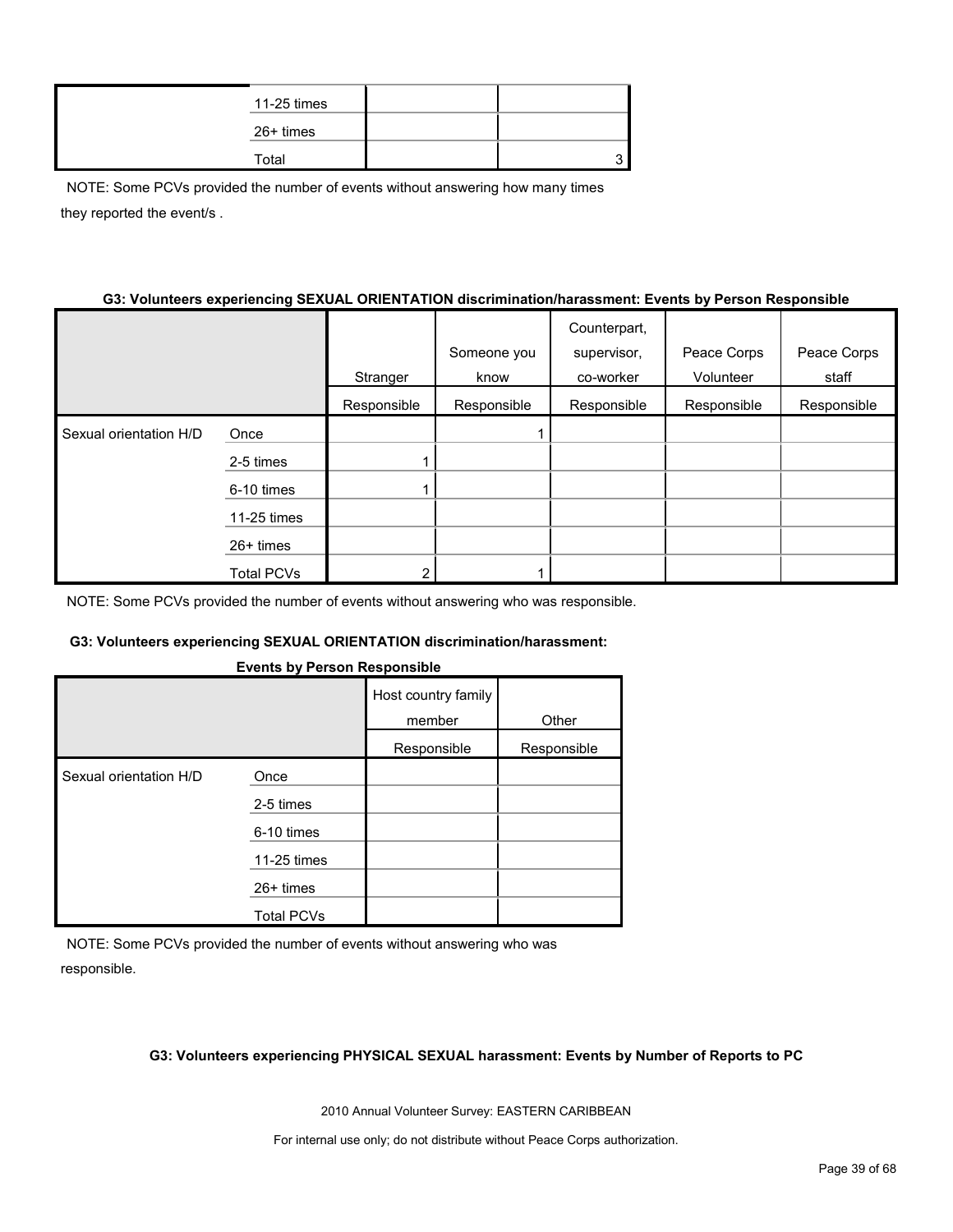| | | | |
|---|---|---|---|
| | 11-25 times | | |
| | 26+ times | | |
| | Total | | 3 |

NOTE: Some PCVs provided the number of events without answering how many times they reported the event/s .

**G3: Volunteers experiencing SEXUAL ORIENTATION discrimination/harassment: Events by Person Responsible**

| | | Stranger | Someone you know | Counterpart, supervisor, co-worker | Peace Corps Volunteer | Peace Corps staff |
|---|---|---|---|---|---|---|
| | | Responsible | Responsible | Responsible | Responsible | Responsible |
| Sexual orientation H/D | Once | | 1 | | | |
| | 2-5 times | 1 | | | | |
| | 6-10 times | 1 | | | | |
| | 11-25 times | | | | | |
| | 26+ times | | | | | |
| | Total PCVs | 2 | 1 | | | |

NOTE: Some PCVs provided the number of events without answering who was responsible.

**G3: Volunteers experiencing SEXUAL ORIENTATION discrimination/harassment: Events by Person Responsible**

| | | Host country family member | Other |
|---|---|---|---|
| | | Responsible | Responsible |
| Sexual orientation H/D | Once | | |
| | 2-5 times | | |
| | 6-10 times | | |
| | 11-25 times | | |
| | 26+ times | | |
| | Total PCVs | | |

NOTE: Some PCVs provided the number of events without answering who was responsible.

**G3: Volunteers experiencing PHYSICAL SEXUAL harassment: Events by Number of Reports to PC**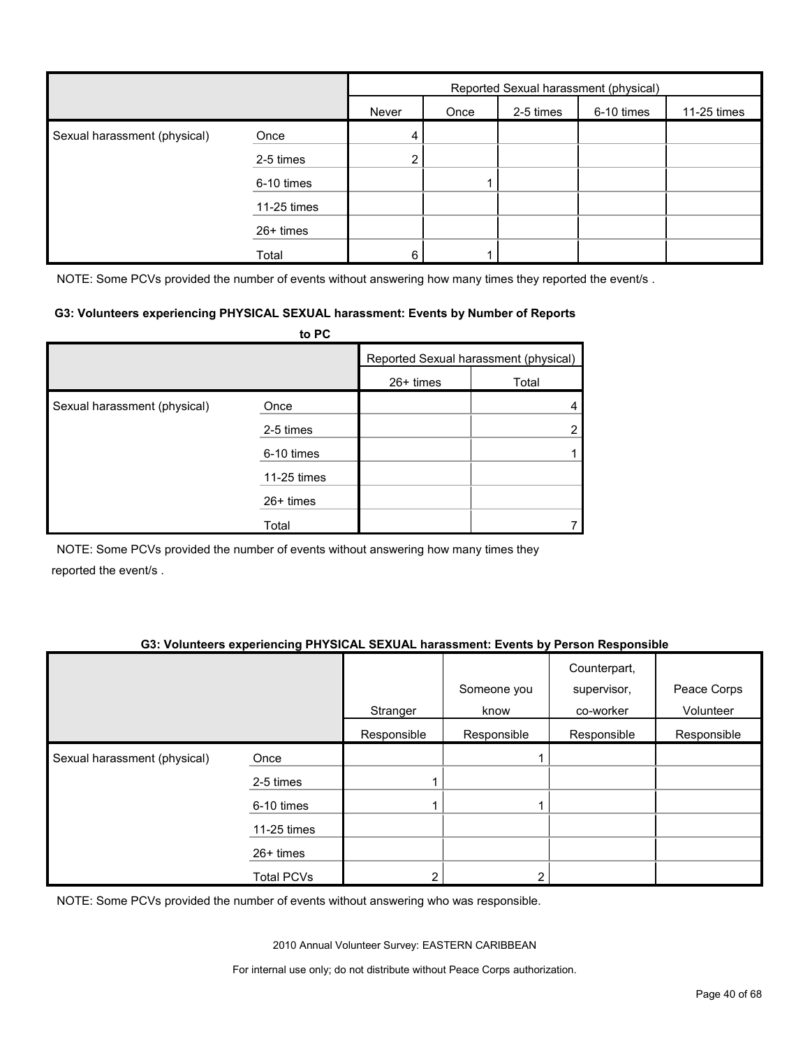| | | Reported Sexual harassment (physical) | | | | |
|---|---|---|---|---|---|---|
| | | Never | Once | 2-5 times | 6-10 times | 11-25 times |
| Sexual harassment (physical) | Once | 4 | | | | |
| | 2-5 times | 2 | | | | |
| | 6-10 times | | 1 | | | |
| | 11-25 times | | | | | |
| | 26+ times | | | | | |
| | Total | 6 | 1 | | | |

NOTE: Some PCVs provided the number of events without answering how many times they reported the event/s .

### G3: Volunteers experiencing PHYSICAL SEXUAL harassment: Events by Number of Reports to PC

| | | Reported Sexual harassment (physical) | |
|---|---|---|---|
| | | 26+ times | Total |
| Sexual harassment (physical) | Once | | 4 |
| | 2-5 times | | 2 |
| | 6-10 times | | 1 |
| | 11-25 times | | |
| | 26+ times | | |
| | Total | | 7 |

NOTE: Some PCVs provided the number of events without answering how many times they reported the event/s .

### G3: Volunteers experiencing PHYSICAL SEXUAL harassment: Events by Person Responsible

| | | Stranger | Someone you know | Counterpart, supervisor, co-worker | Peace Corps Volunteer |
|---|---|---|---|---|---|
| | | Responsible | Responsible | Responsible | Responsible |
| Sexual harassment (physical) | Once | | 1 | | |
| | 2-5 times | 1 | | | |
| | 6-10 times | 1 | 1 | | |
| | 11-25 times | | | | |
| | 26+ times | | | | |
| | Total PCVs | 2 | 2 | | |

NOTE: Some PCVs provided the number of events without answering who was responsible.

2010 Annual Volunteer Survey: EASTERN CARIBBEAN

For internal use only; do not distribute without Peace Corps authorization.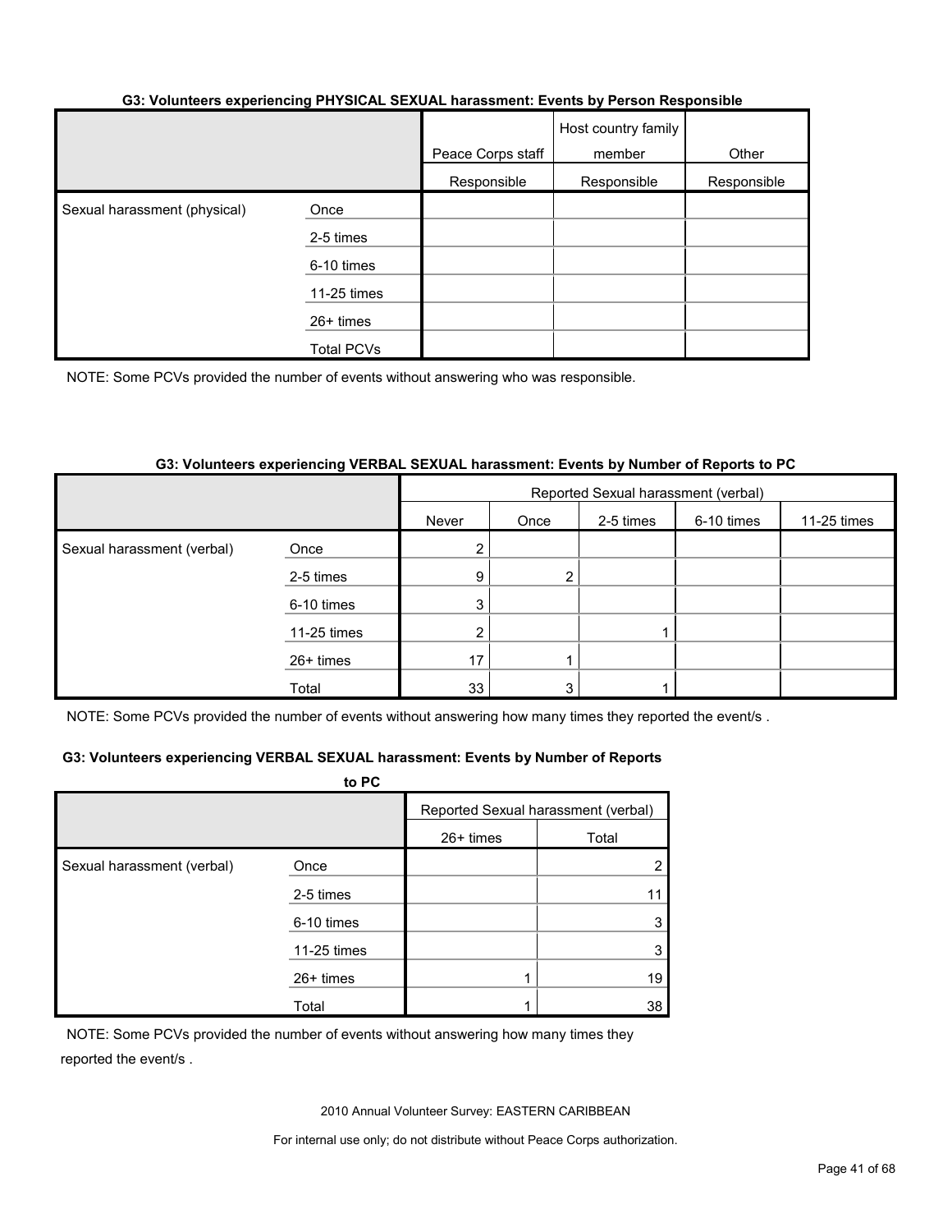### G3: Volunteers experiencing PHYSICAL SEXUAL harassment: Events by Person Responsible

| | | Peace Corps staff | Host country family member | Other |
|---|---|---|---|---|
| | | Responsible | Responsible | Responsible |
| Sexual harassment (physical) | Once | | | |
| | 2-5 times | | | |
| | 6-10 times | | | |
| | 11-25 times | | | |
| | 26+ times | | | |
| | Total PCVs | | | |

NOTE: Some PCVs provided the number of events without answering who was responsible.

### G3: Volunteers experiencing VERBAL SEXUAL harassment: Events by Number of Reports to PC

| | | Reported Sexual harassment (verbal) | | | | |
|---|---|---|---|---|---|---|
| | | Never | Once | 2-5 times | 6-10 times | 11-25 times |
| Sexual harassment (verbal) | Once | 2 | | | | |
| | 2-5 times | 9 | 2 | | | |
| | 6-10 times | 3 | | | | |
| | 11-25 times | 2 | | 1 | | |
| | 26+ times | 17 | 1 | | | |
| | Total | 33 | 3 | 1 | | |

NOTE: Some PCVs provided the number of events without answering how many times they reported the event/s .

### G3: Volunteers experiencing VERBAL SEXUAL harassment: Events by Number of Reports to PC

| | | Reported Sexual harassment (verbal) | |
|---|---|---|---|
| | | 26+ times | Total |
| Sexual harassment (verbal) | Once | | 2 |
| | 2-5 times | | 11 |
| | 6-10 times | | 3 |
| | 11-25 times | | 3 |
| | 26+ times | 1 | 19 |
| | Total | 1 | 38 |

NOTE: Some PCVs provided the number of events without answering how many times they reported the event/s .

2010 Annual Volunteer Survey: EASTERN CARIBBEAN

For internal use only; do not distribute without Peace Corps authorization.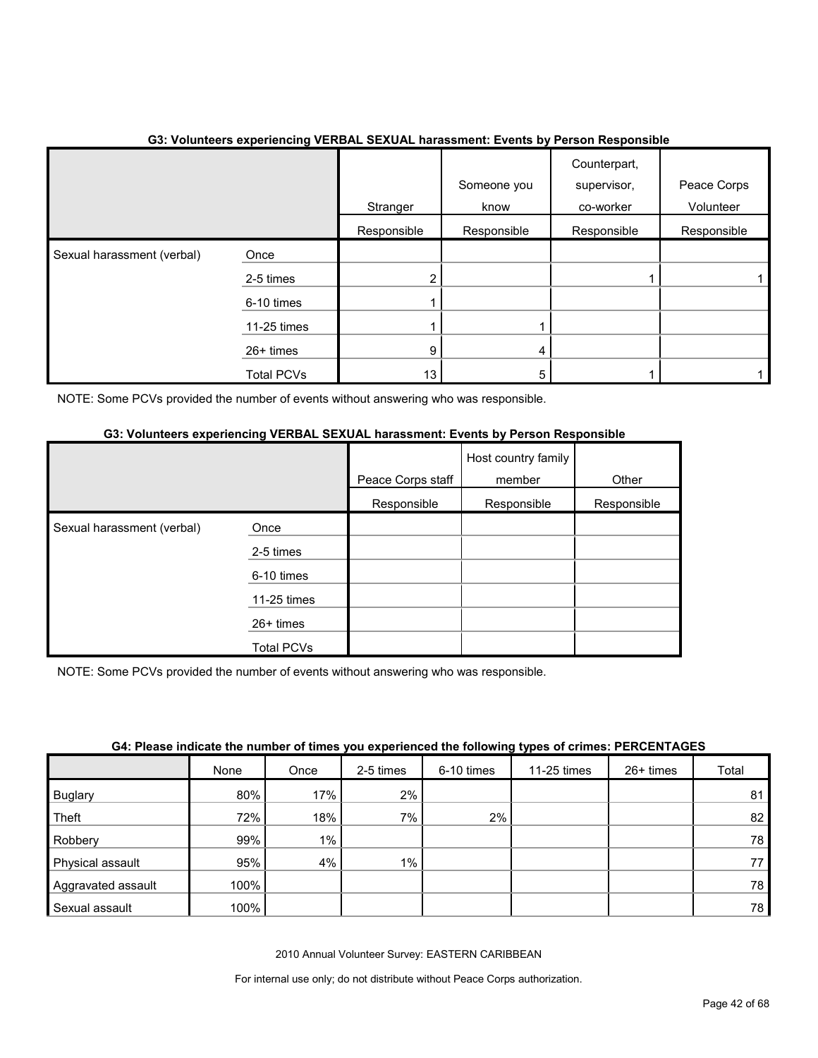### G3: Volunteers experiencing VERBAL SEXUAL harassment: Events by Person Responsible

| | | Stranger Responsible | Someone you know Responsible | Counterpart, supervisor, co-worker Responsible | Peace Corps Volunteer Responsible |
|---|---|---|---|---|---|
| Sexual harassment (verbal) | Once | | | | |
| | 2-5 times | 2 | | 1 | 1 |
| | 6-10 times | 1 | | | |
| | 11-25 times | 1 | 1 | | |
| | 26+ times | 9 | 4 | | |
| | Total PCVs | 13 | 5 | 1 | 1 |

NOTE: Some PCVs provided the number of events without answering who was responsible.

### G3: Volunteers experiencing VERBAL SEXUAL harassment: Events by Person Responsible

| | | Peace Corps staff Responsible | Host country family member Responsible | Other Responsible |
|---|---|---|---|---|
| Sexual harassment (verbal) | Once | | | |
| | 2-5 times | | | |
| | 6-10 times | | | |
| | 11-25 times | | | |
| | 26+ times | | | |
| | Total PCVs | | | |

NOTE: Some PCVs provided the number of events without answering who was responsible.

### G4: Please indicate the number of times you experienced the following types of crimes: PERCENTAGES

| | None | Once | 2-5 times | 6-10 times | 11-25 times | 26+ times | Total |
|---|---|---|---|---|---|---|---|
| Buglary | 80% | 17% | 2% | | | | 81 |
| Theft | 72% | 18% | 7% | 2% | | | 82 |
| Robbery | 99% | 1% | | | | | 78 |
| Physical assault | 95% | 4% | 1% | | | | 77 |
| Aggravated assault | 100% | | | | | | 78 |
| Sexual assault | 100% | | | | | | 78 |

2010 Annual Volunteer Survey: EASTERN CARIBBEAN

For internal use only; do not distribute without Peace Corps authorization.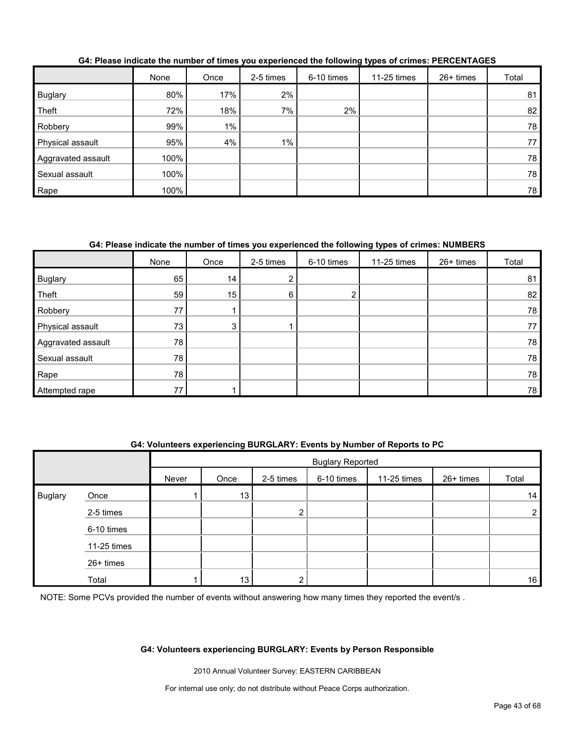**G4: Please indicate the number of times you experienced the following types of crimes: PERCENTAGES**

| | None | Once | 2-5 times | 6-10 times | 11-25 times | 26+ times | Total |
|---|---|---|---|---|---|---|---|
| Buglary | 80% | 17% | 2% | | | | 81 |
| Theft | 72% | 18% | 7% | 2% | | | 82 |
| Robbery | 99% | 1% | | | | | 78 |
| Physical assault | 95% | 4% | 1% | | | | 77 |
| Aggravated assault | 100% | | | | | | 78 |
| Sexual assault | 100% | | | | | | 78 |
| Rape | 100% | | | | | | 78 |

**G4: Please indicate the number of times you experienced the following types of crimes: NUMBERS**

| | None | Once | 2-5 times | 6-10 times | 11-25 times | 26+ times | Total |
|---|---|---|---|---|---|---|---|
| Buglary | 65 | 14 | 2 | | | | 81 |
| Theft | 59 | 15 | 6 | 2 | | | 82 |
| Robbery | 77 | 1 | | | | | 78 |
| Physical assault | 73 | 3 | 1 | | | | 77 |
| Aggravated assault | 78 | | | | | | 78 |
| Sexual assault | 78 | | | | | | 78 |
| Rape | 78 | | | | | | 78 |
| Attempted rape | 77 | 1 | | | | | 78 |

**G4: Volunteers experiencing BURGLARY: Events by Number of Reports to PC**

| | | Buglary Reported | | | | | | |
|---|---|---|---|---|---|---|---|---|
| | | Never | Once | 2-5 times | 6-10 times | 11-25 times | 26+ times | Total |
| Buglary | Once | 1 | 13 | | | | | 14 |
| | 2-5 times | | | 2 | | | | 2 |
| | 6-10 times | | | | | | | |
| | 11-25 times | | | | | | | |
| | 26+ times | | | | | | | |
| | Total | 1 | 13 | 2 | | | | 16 |

NOTE: Some PCVs provided the number of events without answering how many times they reported the event/s .

**G4: Volunteers experiencing BURGLARY: Events by Person Responsible**

2010 Annual Volunteer Survey: EASTERN CARIBBEAN

For internal use only; do not distribute without Peace Corps authorization.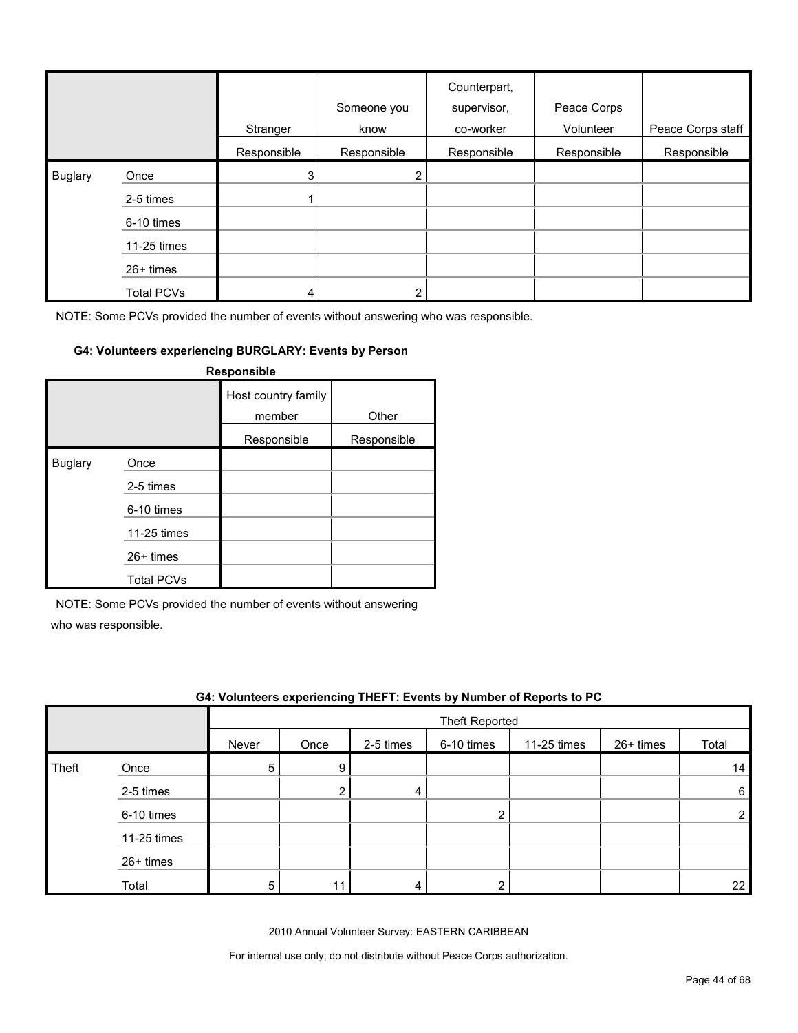| | | Stranger | Someone you know | Counterpart, supervisor, co-worker | Peace Corps Volunteer | Peace Corps staff |
|---|---|---|---|---|---|---|
| | | Responsible | Responsible | Responsible | Responsible | Responsible |
| Buglary | Once | 3 | 2 | | | |
| | 2-5 times | 1 | | | | |
| | 6-10 times | | | | | |
| | 11-25 times | | | | | |
| | 26+ times | | | | | |
| | Total PCVs | 4 | 2 | | | |

NOTE: Some PCVs provided the number of events without answering who was responsible.

**G4: Volunteers experiencing BURGLARY: Events by Person Responsible**

| | | Host country family member | Other |
|---|---|---|---|
| | | Responsible | Responsible |
| Buglary | Once | | |
| | 2-5 times | | |
| | 6-10 times | | |
| | 11-25 times | | |
| | 26+ times | | |
| | Total PCVs | | |

NOTE: Some PCVs provided the number of events without answering who was responsible.

**G4: Volunteers experiencing THEFT: Events by Number of Reports to PC**

| | | Theft Reported | | | | | | |
|---|---|---|---|---|---|---|---|---|
| | | Never | Once | 2-5 times | 6-10 times | 11-25 times | 26+ times | Total |
| Theft | Once | 5 | 9 | | | | | 14 |
| | 2-5 times | | 2 | 4 | | | | 6 |
| | 6-10 times | | | | 2 | | | 2 |
| | 11-25 times | | | | | | | |
| | 26+ times | | | | | | | |
| | Total | 5 | 11 | 4 | 2 | | | 22 |

2010 Annual Volunteer Survey: EASTERN CARIBBEAN

For internal use only; do not distribute without Peace Corps authorization.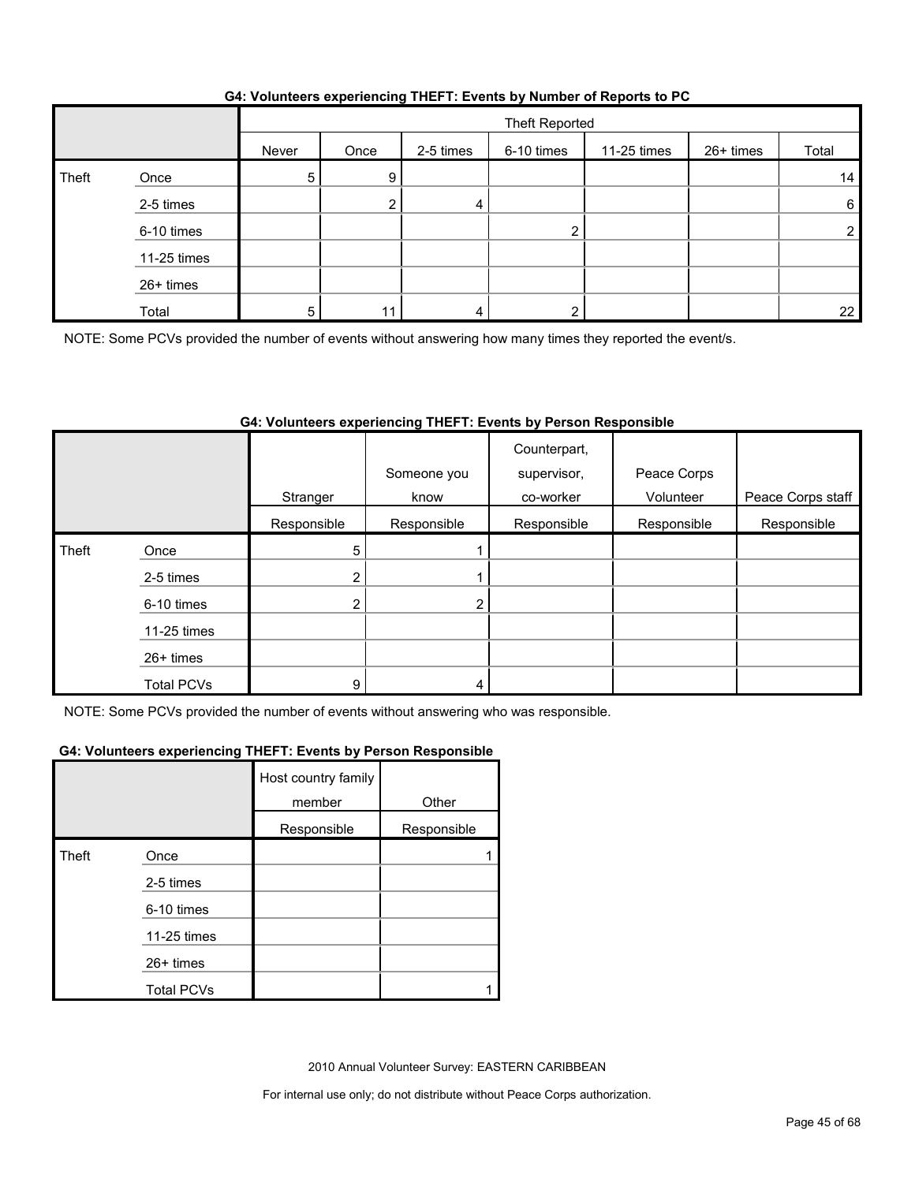### G4: Volunteers experiencing THEFT: Events by Number of Reports to PC

| | | Theft Reported | | | | | | |
|---|---|---|---|---|---|---|---|---|
| | | Never | Once | 2-5 times | 6-10 times | 11-25 times | 26+ times | Total |
| Theft | Once | 5 | 9 | | | | | 14 |
| | 2-5 times | | 2 | 4 | | | | 6 |
| | 6-10 times | | | | 2 | | | 2 |
| | 11-25 times | | | | | | | |
| | 26+ times | | | | | | | |
| | Total | 5 | 11 | 4 | 2 | | | 22 |

NOTE: Some PCVs provided the number of events without answering how many times they reported the event/s.

### G4: Volunteers experiencing THEFT: Events by Person Responsible

| | | Stranger | Someone you know | Counterpart, supervisor, co-worker | Peace Corps Volunteer | Peace Corps staff |
|---|---|---|---|---|---|---|
| | | Responsible | Responsible | Responsible | Responsible | Responsible |
| Theft | Once | 5 | 1 | | | |
| | 2-5 times | 2 | 1 | | | |
| | 6-10 times | 2 | 2 | | | |
| | 11-25 times | | | | | |
| | 26+ times | | | | | |
| | Total PCVs | 9 | 4 | | | |

NOTE: Some PCVs provided the number of events without answering who was responsible.

### G4: Volunteers experiencing THEFT: Events by Person Responsible

| | | Host country family member | Other |
|---|---|---|---|
| | | Responsible | Responsible |
| Theft | Once | | 1 |
| | 2-5 times | | |
| | 6-10 times | | |
| | 11-25 times | | |
| | 26+ times | | |
| | Total PCVs | | 1 |

2010 Annual Volunteer Survey: EASTERN CARIBBEAN

For internal use only; do not distribute without Peace Corps authorization.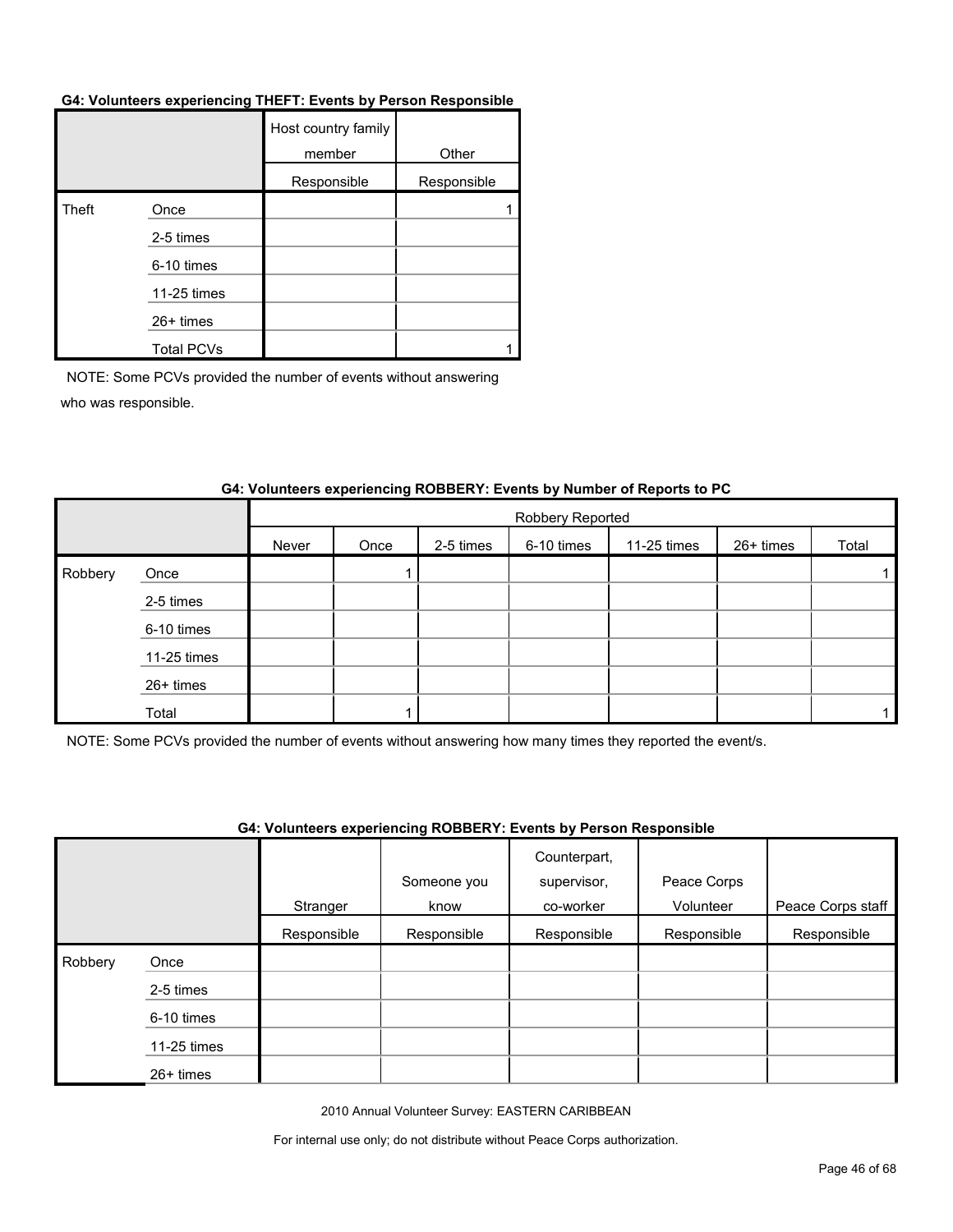**G4: Volunteers experiencing THEFT: Events by Person Responsible**

| | | Host country family member | Other |
|---|---|---|---|
| | | Responsible | Responsible |
| Theft | Once | | 1 |
| | 2-5 times | | |
| | 6-10 times | | |
| | 11-25 times | | |
| | 26+ times | | |
| | Total PCVs | | 1 |

NOTE: Some PCVs provided the number of events without answering who was responsible.

**G4: Volunteers experiencing ROBBERY: Events by Number of Reports to PC**

| | | Robbery Reported | | | | | | |
|---|---|---|---|---|---|---|---|---|
| | | Never | Once | 2-5 times | 6-10 times | 11-25 times | 26+ times | Total |
| Robbery | Once | | 1 | | | | | 1 |
| | 2-5 times | | | | | | | |
| | 6-10 times | | | | | | | |
| | 11-25 times | | | | | | | |
| | 26+ times | | | | | | | |
| | Total | | 1 | | | | | 1 |

NOTE: Some PCVs provided the number of events without answering how many times they reported the event/s.

**G4: Volunteers experiencing ROBBERY: Events by Person Responsible**

| | | Stranger | Someone you know | Counterpart, supervisor, co-worker | Peace Corps Volunteer | Peace Corps staff |
|---|---|---|---|---|---|---|
| | | Responsible | Responsible | Responsible | Responsible | Responsible |
| Robbery | Once | | | | | |
| | 2-5 times | | | | | |
| | 6-10 times | | | | | |
| | 11-25 times | | | | | |
| | 26+ times | | | | | |

2010 Annual Volunteer Survey: EASTERN CARIBBEAN

For internal use only; do not distribute without Peace Corps authorization.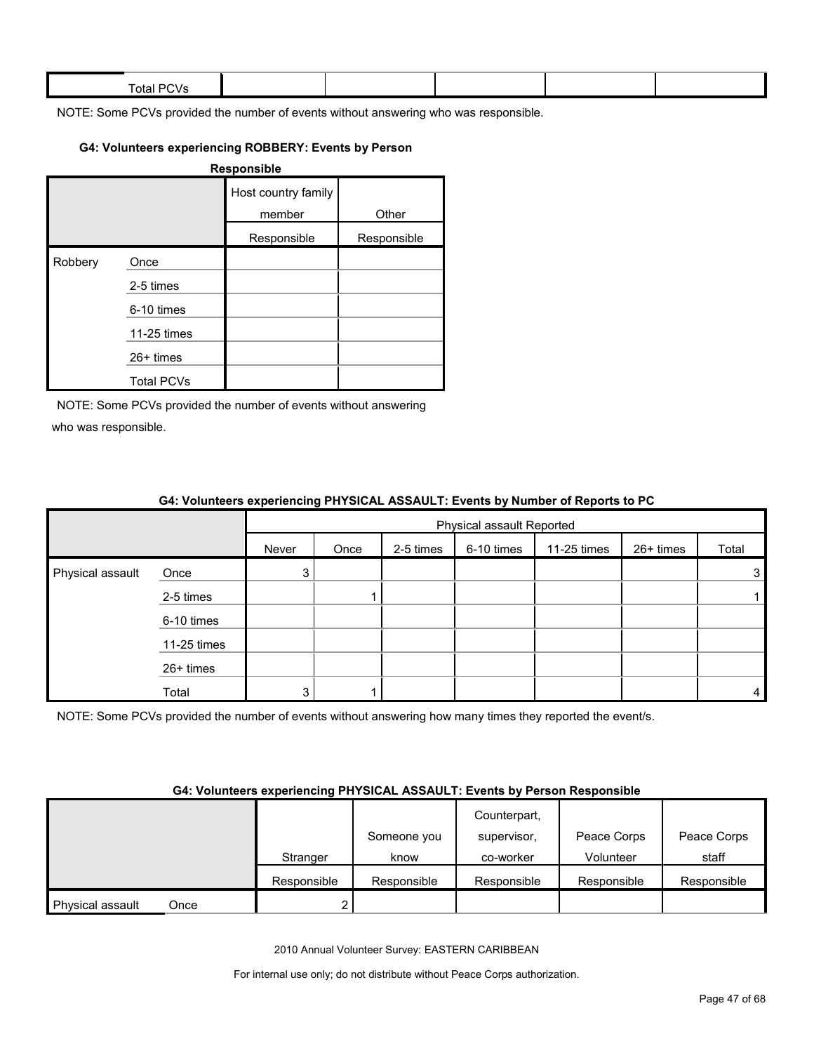| | Total PCVs | | | | | |
|---|---|---|---|---|---|---|

NOTE: Some PCVs provided the number of events without answering who was responsible.

**G4: Volunteers experiencing ROBBERY: Events by Person Responsible**

| | | Host country family member | Other |
|---|---|---|---|
| | | Responsible | Responsible |
| Robbery | Once | | |
| | 2-5 times | | |
| | 6-10 times | | |
| | 11-25 times | | |
| | 26+ times | | |
| | Total PCVs | | |

NOTE: Some PCVs provided the number of events without answering who was responsible.

**G4: Volunteers experiencing PHYSICAL ASSAULT: Events by Number of Reports to PC**

| | | Physical assault Reported | | | | | | |
|---|---|---|---|---|---|---|---|---|
| | | Never | Once | 2-5 times | 6-10 times | 11-25 times | 26+ times | Total |
| Physical assault | Once | 3 | | | | | | 3 |
| | 2-5 times | | 1 | | | | | 1 |
| | 6-10 times | | | | | | | |
| | 11-25 times | | | | | | | |
| | 26+ times | | | | | | | |
| | Total | 3 | 1 | | | | | 4 |

NOTE: Some PCVs provided the number of events without answering how many times they reported the event/s.

**G4: Volunteers experiencing PHYSICAL ASSAULT: Events by Person Responsible**

| | | Stranger | Someone you know | Counterpart, supervisor, co-worker | Peace Corps Volunteer | Peace Corps staff |
|---|---|---|---|---|---|---|
| | | Responsible | Responsible | Responsible | Responsible | Responsible |
| Physical assault | Once | 2 | | | | |

2010 Annual Volunteer Survey: EASTERN CARIBBEAN

For internal use only; do not distribute without Peace Corps authorization.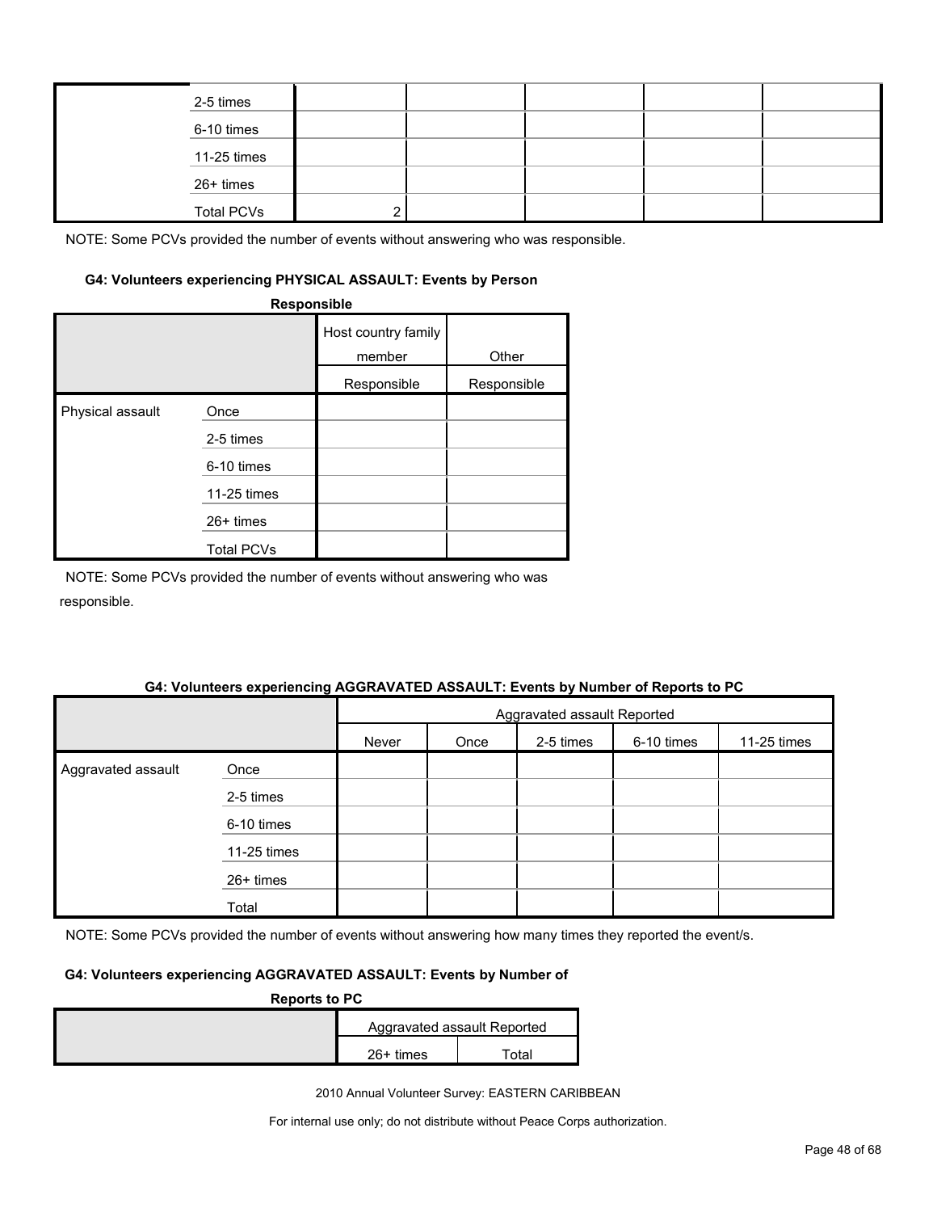| | | | | | | |
|---|---|---|---|---|---|---|
| | 2-5 times | | | | | |
| | 6-10 times | | | | | |
| | 11-25 times | | | | | |
| | 26+ times | | | | | |
| | Total PCVs | 2 | | | | |

NOTE: Some PCVs provided the number of events without answering who was responsible.

**G4: Volunteers experiencing PHYSICAL ASSAULT: Events by Person Responsible**

| | | Host country family member | Other |
|---|---|---|---|
| | | Responsible | Responsible |
| Physical assault | Once | | |
| | 2-5 times | | |
| | 6-10 times | | |
| | 11-25 times | | |
| | 26+ times | | |
| | Total PCVs | | |

NOTE: Some PCVs provided the number of events without answering who was responsible.

**G4: Volunteers experiencing AGGRAVATED ASSAULT: Events by Number of Reports to PC**

| | | Aggravated assault Reported | | | | | | |
|---|---|---|---|---|---|---|---|---|
| | | Never | Once | 2-5 times | 6-10 times | 11-25 times | 26+ times | Total |
| Aggravated assault | Once | | | | | | | |
| | 2-5 times | | | | | | | |
| | 6-10 times | | | | | | | |
| | 11-25 times | | | | | | | |
| | 26+ times | | | | | | | |
| | Total | | | | | | | |

NOTE: Some PCVs provided the number of events without answering how many times they reported the event/s.

**G4: Volunteers experiencing AGGRAVATED ASSAULT: Events by Number of Reports to PC**

| | Aggravated assault Reported | |
|---|---|---|
| | 26+ times | Total |

2010 Annual Volunteer Survey: EASTERN CARIBBEAN

For internal use only; do not distribute without Peace Corps authorization.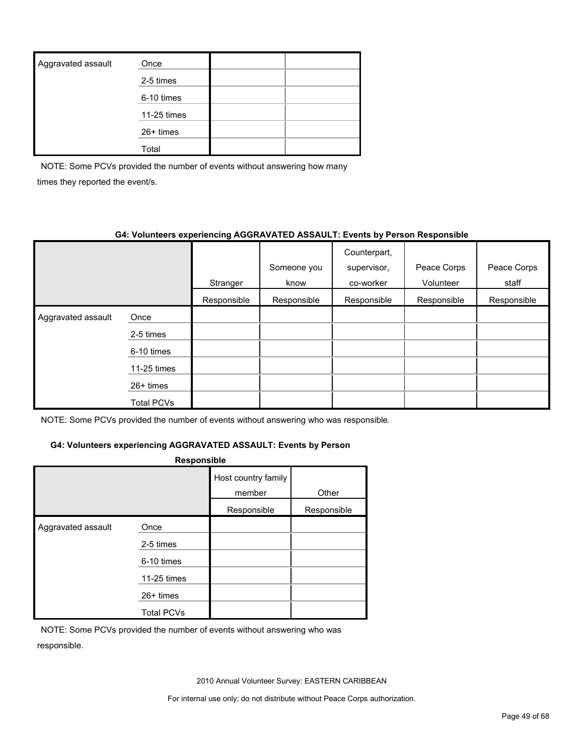| Aggravated assault | Once | | |
|---|---|---|---|
| | 2-5 times | | |
| | 6-10 times | | |
| | 11-25 times | | |
| | 26+ times | | |
| | Total | | |

NOTE: Some PCVs provided the number of events without answering how many times they reported the event/s.

**G4: Volunteers experiencing AGGRAVATED ASSAULT: Events by Person Responsible**

| | | Stranger | Someone you know | Counterpart, supervisor, co-worker | Peace Corps Volunteer | Peace Corps staff |
|---|---|---|---|---|---|---|
| | | Responsible | Responsible | Responsible | Responsible | Responsible |
| Aggravated assault | Once | | | | | |
| | 2-5 times | | | | | |
| | 6-10 times | | | | | |
| | 11-25 times | | | | | |
| | 26+ times | | | | | |
| | Total PCVs | | | | | |

NOTE: Some PCVs provided the number of events without answering who was responsible.

**G4: Volunteers experiencing AGGRAVATED ASSAULT: Events by Person Responsible**

| | | Host country family member | Other |
|---|---|---|---|
| | | Responsible | Responsible |
| Aggravated assault | Once | | |
| | 2-5 times | | |
| | 6-10 times | | |
| | 11-25 times | | |
| | 26+ times | | |
| | Total PCVs | | |

NOTE: Some PCVs provided the number of events without answering who was responsible.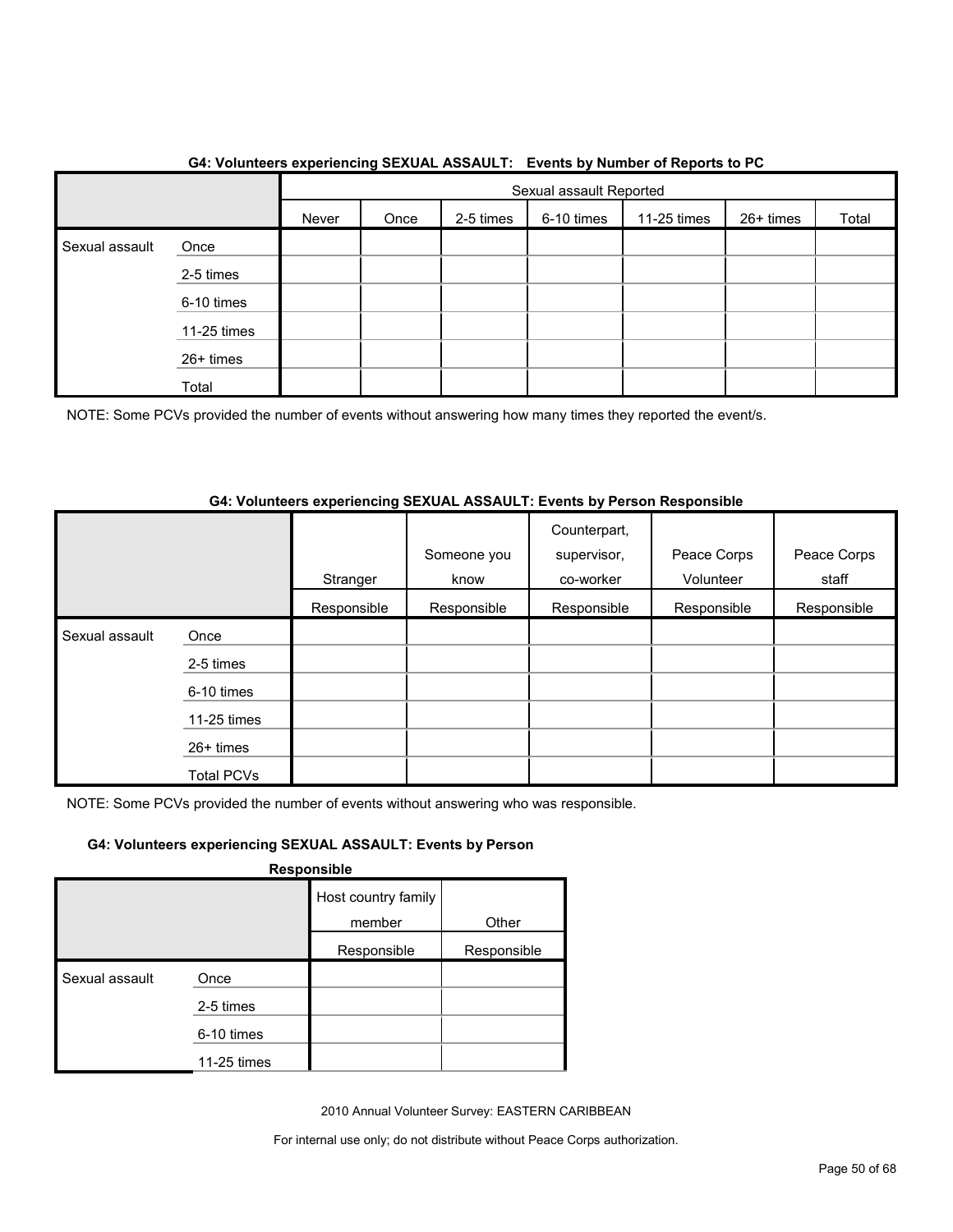**G4: Volunteers experiencing SEXUAL ASSAULT:   Events by Number of Reports to PC**

| | | Sexual assault Reported | | | | | | |
|---|---|---|---|---|---|---|---|---|
| | | Never | Once | 2-5 times | 6-10 times | 11-25 times | 26+ times | Total |
| Sexual assault | Once | | | | | | | |
| | 2-5 times | | | | | | | |
| | 6-10 times | | | | | | | |
| | 11-25 times | | | | | | | |
| | 26+ times | | | | | | | |
| | Total | | | | | | | |

NOTE: Some PCVs provided the number of events without answering how many times they reported the event/s.

**G4: Volunteers experiencing SEXUAL ASSAULT: Events by Person Responsible**

| | | Stranger | Someone you know | Counterpart, supervisor, co-worker | Peace Corps Volunteer | Peace Corps staff |
|---|---|---|---|---|---|---|
| | | Responsible | Responsible | Responsible | Responsible | Responsible |
| Sexual assault | Once | | | | | |
| | 2-5 times | | | | | |
| | 6-10 times | | | | | |
| | 11-25 times | | | | | |
| | 26+ times | | | | | |
| | Total PCVs | | | | | |

NOTE: Some PCVs provided the number of events without answering who was responsible.

**G4: Volunteers experiencing SEXUAL ASSAULT: Events by Person Responsible**

| | | Host country family member | Other |
|---|---|---|---|
| | | Responsible | Responsible |
| Sexual assault | Once | | |
| | 2-5 times | | |
| | 6-10 times | | |
| | 11-25 times | | |

2010 Annual Volunteer Survey: EASTERN CARIBBEAN

For internal use only; do not distribute without Peace Corps authorization.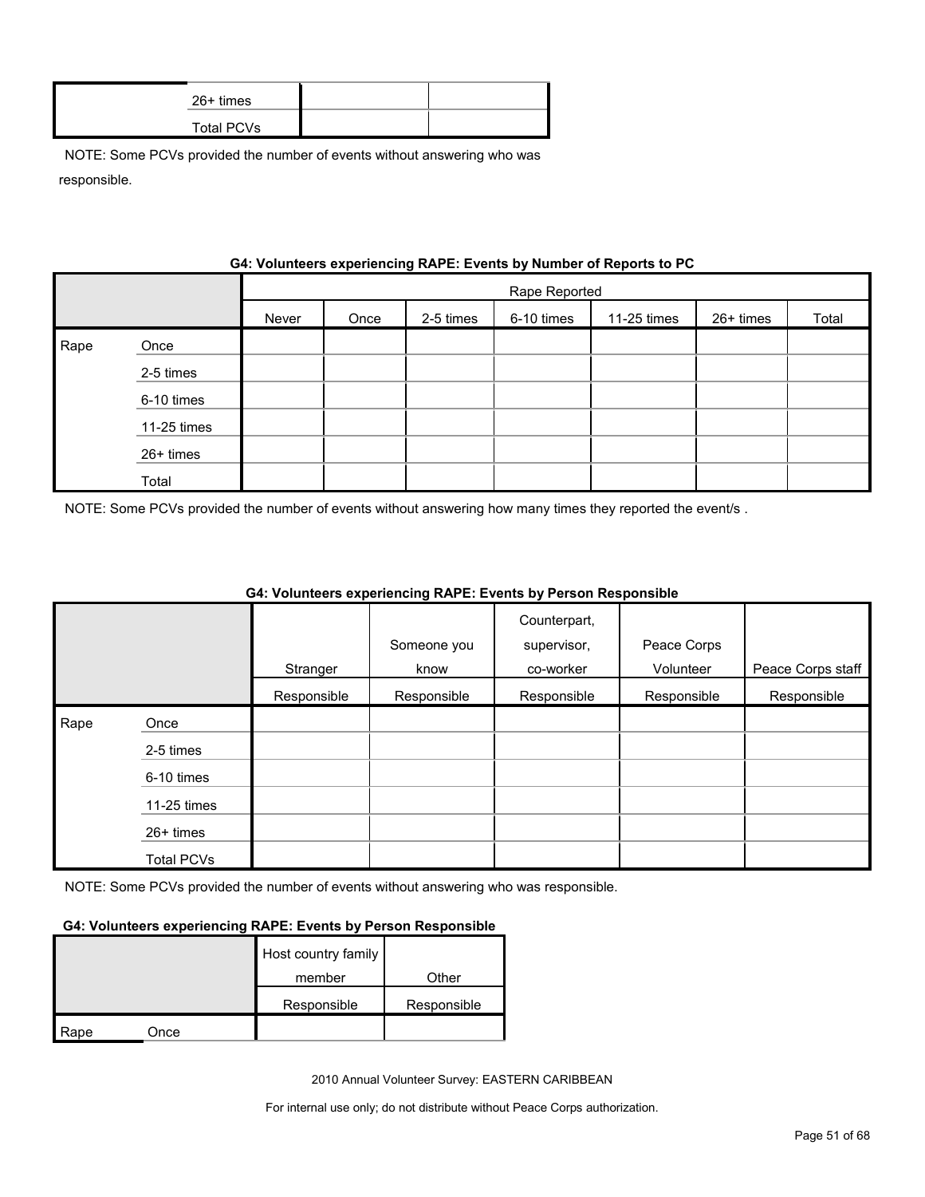| | | | |
|---|---|---|---|
| | 26+ times | | |
| | Total PCVs | | |

NOTE: Some PCVs provided the number of events without answering who was responsible.

**G4: Volunteers experiencing RAPE: Events by Number of Reports to PC**

| | | Rape Reported | | | | | | |
|---|---|---|---|---|---|---|---|---|
| | | Never | Once | 2-5 times | 6-10 times | 11-25 times | 26+ times | Total |
| Rape | Once | | | | | | | |
| | 2-5 times | | | | | | | |
| | 6-10 times | | | | | | | |
| | 11-25 times | | | | | | | |
| | 26+ times | | | | | | | |
| | Total | | | | | | | |

NOTE: Some PCVs provided the number of events without answering how many times they reported the event/s .

**G4: Volunteers experiencing RAPE: Events by Person Responsible**

| | | Stranger | Someone you know | Counterpart, supervisor, co-worker | Peace Corps Volunteer | Peace Corps staff |
|---|---|---|---|---|---|---|
| | | Responsible | Responsible | Responsible | Responsible | Responsible |
| Rape | Once | | | | | |
| | 2-5 times | | | | | |
| | 6-10 times | | | | | |
| | 11-25 times | | | | | |
| | 26+ times | | | | | |
| | Total PCVs | | | | | |

NOTE: Some PCVs provided the number of events without answering who was responsible.

**G4: Volunteers experiencing RAPE: Events by Person Responsible**

| | | Host country family member | Other |
|---|---|---|---|
| | | Responsible | Responsible |
| Rape | Once | | |

2010 Annual Volunteer Survey: EASTERN CARIBBEAN

For internal use only; do not distribute without Peace Corps authorization.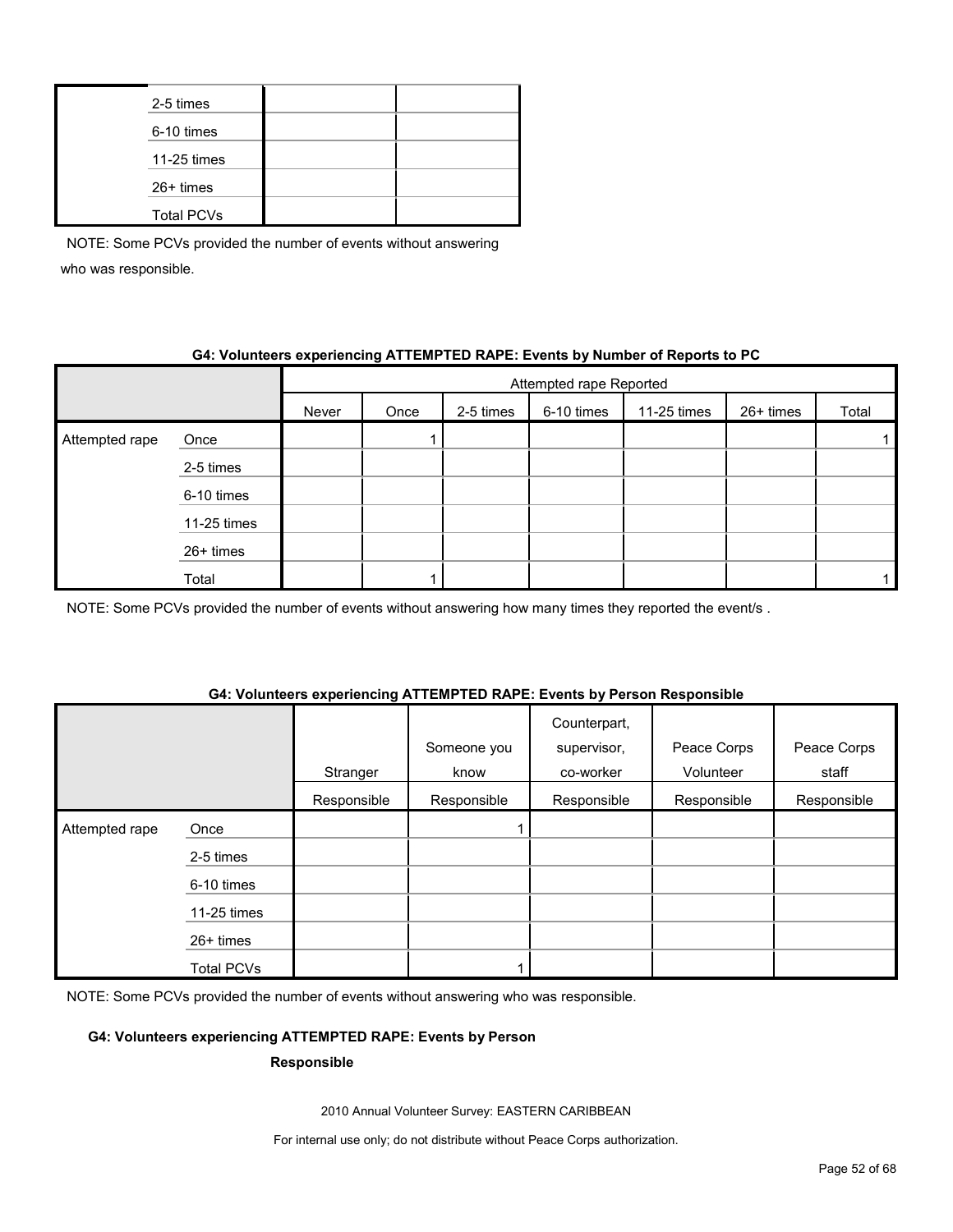| | | | |
|---|---|---|---|
| | 2-5 times | | |
| | 6-10 times | | |
| | 11-25 times | | |
| | 26+ times | | |
| | Total PCVs | | |

NOTE: Some PCVs provided the number of events without answering who was responsible.

**G4: Volunteers experiencing ATTEMPTED RAPE: Events by Number of Reports to PC**

| | | Attempted rape Reported | | | | | | |
|---|---|---|---|---|---|---|---|---|
| | | Never | Once | 2-5 times | 6-10 times | 11-25 times | 26+ times | Total |
| Attempted rape | Once | | 1 | | | | | 1 |
| | 2-5 times | | | | | | | |
| | 6-10 times | | | | | | | |
| | 11-25 times | | | | | | | |
| | 26+ times | | | | | | | |
| | Total | | 1 | | | | | 1 |

NOTE: Some PCVs provided the number of events without answering how many times they reported the event/s .

**G4: Volunteers experiencing ATTEMPTED RAPE: Events by Person Responsible**

| | | Stranger Responsible | Someone you know Responsible | Counterpart, supervisor, co-worker Responsible | Peace Corps Volunteer Responsible | Peace Corps staff Responsible |
|---|---|---|---|---|---|---|
| Attempted rape | Once | | 1 | | | |
| | 2-5 times | | | | | |
| | 6-10 times | | | | | |
| | 11-25 times | | | | | |
| | 26+ times | | | | | |
| | Total PCVs | | 1 | | | |

NOTE: Some PCVs provided the number of events without answering who was responsible.

**G4: Volunteers experiencing ATTEMPTED RAPE: Events by Person Responsible**

2010 Annual Volunteer Survey: EASTERN CARIBBEAN

For internal use only; do not distribute without Peace Corps authorization.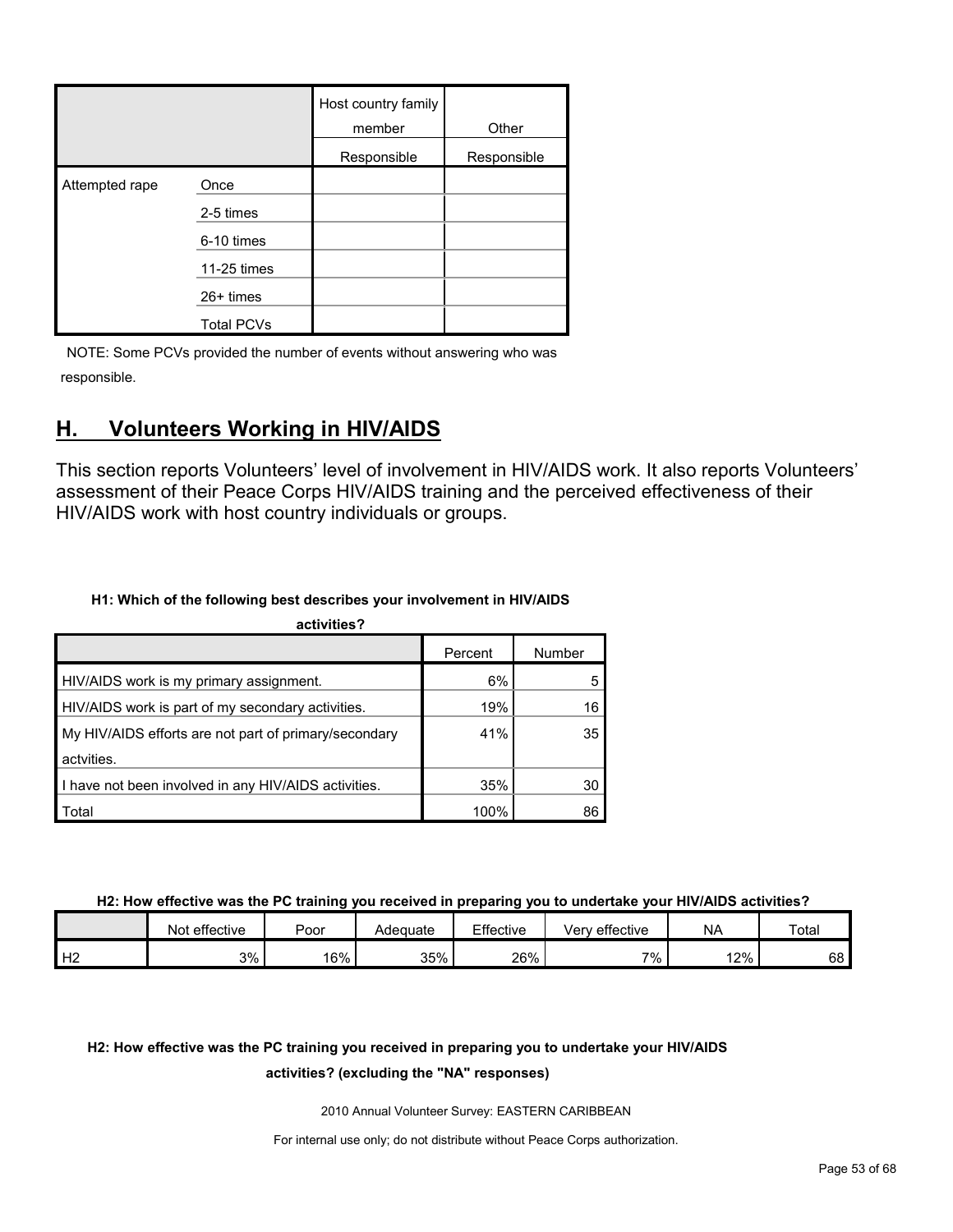| | | Host country family member | Other |
|---|---|---|---|
| | | Responsible | Responsible |
| Attempted rape | Once | | |
| | 2-5 times | | |
| | 6-10 times | | |
| | 11-25 times | | |
| | 26+ times | | |
| | Total PCVs | | |

NOTE: Some PCVs provided the number of events without answering who was responsible.

## H. Volunteers Working in HIV/AIDS

This section reports Volunteers' level of involvement in HIV/AIDS work. It also reports Volunteers' assessment of their Peace Corps HIV/AIDS training and the perceived effectiveness of their HIV/AIDS work with host country individuals or groups.

**H1: Which of the following best describes your involvement in HIV/AIDS activities?**

| | Percent | Number |
|---|---|---|
| HIV/AIDS work is my primary assignment. | 6% | 5 |
| HIV/AIDS work is part of my secondary activities. | 19% | 16 |
| My HIV/AIDS efforts are not part of primary/secondary actvities. | 41% | 35 |
| I have not been involved in any HIV/AIDS activities. | 35% | 30 |
| Total | 100% | 86 |

**H2: How effective was the PC training you received in preparing you to undertake your HIV/AIDS activities?**

| | Not effective | Poor | Adequate | Effective | Very effective | NA | Total |
|---|---|---|---|---|---|---|---|
| H2 | 3% | 16% | 35% | 26% | 7% | 12% | 68 |

**H2: How effective was the PC training you received in preparing you to undertake your HIV/AIDS activities? (excluding the "NA" responses)**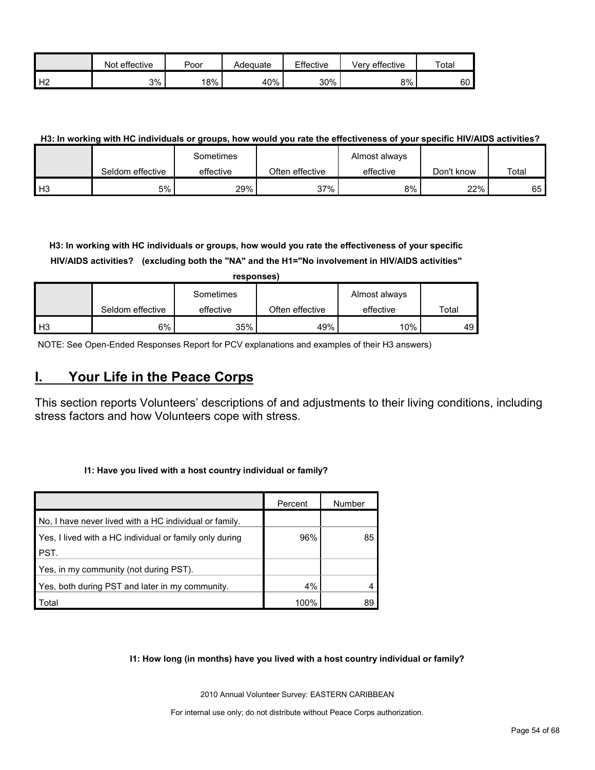| | Not effective | Poor | Adequate | Effective | Very effective | Total |
|---|---|---|---|---|---|---|
| H2 | 3% | 18% | 40% | 30% | 8% | 60 |

**H3: In working with HC individuals or groups, how would you rate the effectiveness of your specific HIV/AIDS activities?**

| | Seldom effective | Sometimes effective | Often effective | Almost always effective | Don't know | Total |
|---|---|---|---|---|---|---|
| H3 | 5% | 29% | 37% | 8% | 22% | 65 |

**H3: In working with HC individuals or groups, how would you rate the effectiveness of your specific HIV/AIDS activities? (excluding both the "NA" and the H1="No involvement in HIV/AIDS activities" responses)**

| | Seldom effective | Sometimes effective | Often effective | Almost always effective | Total |
|---|---|---|---|---|---|
| H3 | 6% | 35% | 49% | 10% | 49 |

NOTE: See Open-Ended Responses Report for PCV explanations and examples of their H3 answers)

## I. Your Life in the Peace Corps

This section reports Volunteers' descriptions of and adjustments to their living conditions, including stress factors and how Volunteers cope with stress.

**I1: Have you lived with a host country individual or family?**

| | Percent | Number |
|---|---|---|
| No, I have never lived with a HC individual or family. | | |
| Yes, I lived with a HC individual or family only during PST. | 96% | 85 |
| Yes, in my community (not during PST). | | |
| Yes, both during PST and later in my community. | 4% | 4 |
| Total | 100% | 89 |

**I1: How long (in months) have you lived with a host country individual or family?**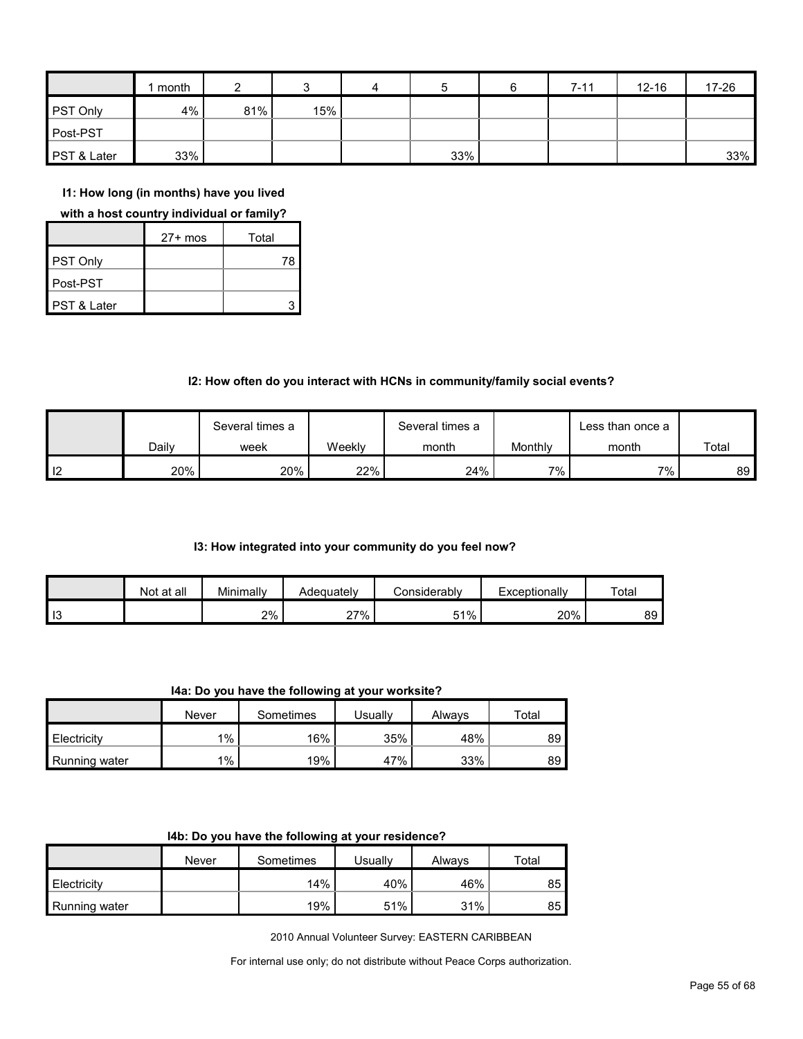| | 1 month | 2 | 3 | 4 | 5 | 6 | 7-11 | 12-16 | 17-26 |
|---|---|---|---|---|---|---|---|---|---|
| PST Only | 4% | 81% | 15% | | | | | | |
| Post-PST | | | | | | | | | |
| PST & Later | 33% | | | | 33% | | | | 33% |

**I1: How long (in months) have you lived with a host country individual or family?**

| | 27+ mos | Total |
|---|---|---|
| PST Only | | 78 |
| Post-PST | | |
| PST & Later | | 3 |

**I2: How often do you interact with HCNs in community/family social events?**

| | Daily | Several times a week | Weekly | Several times a month | Monthly | Less than once a month | Total |
|---|---|---|---|---|---|---|---|
| I2 | 20% | 20% | 22% | 24% | 7% | 7% | 89 |

**I3: How integrated into your community do you feel now?**

| | Not at all | Minimally | Adequately | Considerably | Exceptionally | Total |
|---|---|---|---|---|---|---|
| I3 | | 2% | 27% | 51% | 20% | 89 |

**I4a: Do you have the following at your worksite?**

| | Never | Sometimes | Usually | Always | Total |
|---|---|---|---|---|---|
| Electricity | 1% | 16% | 35% | 48% | 89 |
| Running water | 1% | 19% | 47% | 33% | 89 |

**I4b: Do you have the following at your residence?**

| | Never | Sometimes | Usually | Always | Total |
|---|---|---|---|---|---|
| Electricity | | 14% | 40% | 46% | 85 |
| Running water | | 19% | 51% | 31% | 85 |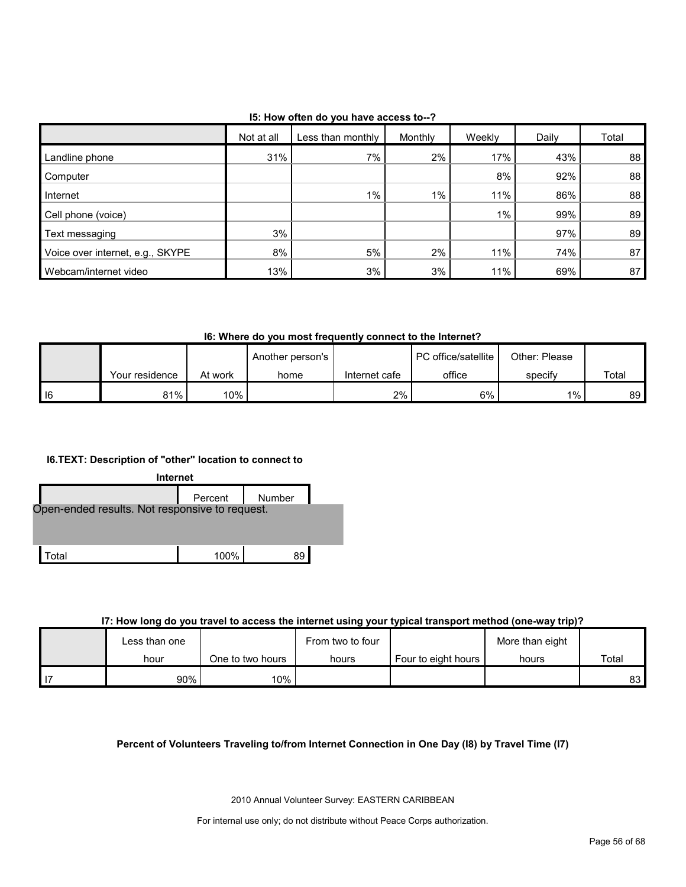**I5: How often do you have access to--?**

| | Not at all | Less than monthly | Monthly | Weekly | Daily | Total |
|---|---|---|---|---|---|---|
| Landline phone | 31% | 7% | 2% | 17% | 43% | 88 |
| Computer | | | | 8% | 92% | 88 |
| Internet | | 1% | 1% | 11% | 86% | 88 |
| Cell phone (voice) | | | | 1% | 99% | 89 |
| Text messaging | 3% | | | | 97% | 89 |
| Voice over internet, e.g., SKYPE | 8% | 5% | 2% | 11% | 74% | 87 |
| Webcam/internet video | 13% | 3% | 3% | 11% | 69% | 87 |

**I6: Where do you most frequently connect to the Internet?**

| | Your residence | At work | Another person's home | Internet cafe | PC office/satellite office | Other: Please specify | Total |
|---|---|---|---|---|---|---|---|
| I6 | 81% | 10% | | 2% | 6% | 1% | 89 |

**I6.TEXT: Description of "other" location to connect to Internet**

| | Percent | Number |
|---|---|---|
| Open-ended results. Not responsive to request. | | |
| Total | 100% | 89 |

**I7: How long do you travel to access the internet using your typical transport method (one-way trip)?**

| | Less than one hour | One to two hours | From two to four hours | Four to eight hours | More than eight hours | Total |
|---|---|---|---|---|---|---|
| I7 | 90% | 10% | | | | 83 |

**Percent of Volunteers Traveling to/from Internet Connection in One Day (I8) by Travel Time (I7)**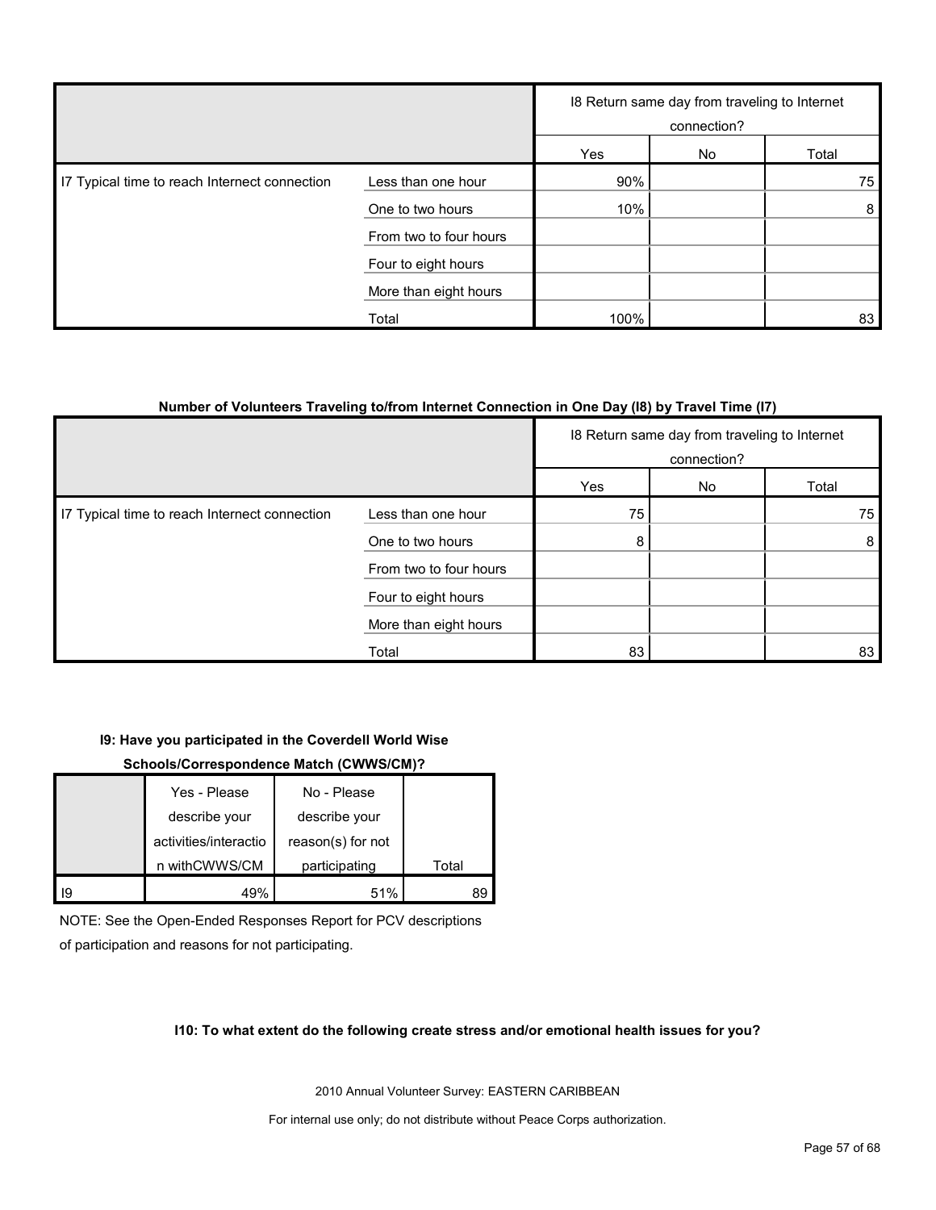| | | I8 Return same day from traveling to Internet connection? | | |
|---|---|---|---|---|
| | | Yes | No | Total |
| I7 Typical time to reach Internet connection | Less than one hour | 90% | | 75 |
| | One to two hours | 10% | | 8 |
| | From two to four hours | | | |
| | Four to eight hours | | | |
| | More than eight hours | | | |
| | Total | 100% | | 83 |

**Number of Volunteers Traveling to/from Internet Connection in One Day (I8) by Travel Time (I7)**

| | | I8 Return same day from traveling to Internet connection? | | |
|---|---|---|---|---|
| | | Yes | No | Total |
| I7 Typical time to reach Internet connection | Less than one hour | 75 | | 75 |
| | One to two hours | 8 | | 8 |
| | From two to four hours | | | |
| | Four to eight hours | | | |
| | More than eight hours | | | |
| | Total | 83 | | 83 |

**I9: Have you participated in the Coverdell World Wise Schools/Correspondence Match (CWWS/CM)?**

| | Yes - Please describe your activities/interaction withCWWS/CM | No - Please describe your reason(s) for not participating | Total |
|---|---|---|---|
| I9 | 49% | 51% | 89 |

NOTE: See the Open-Ended Responses Report for PCV descriptions of participation and reasons for not participating.

**I10: To what extent do the following create stress and/or emotional health issues for you?**

2010 Annual Volunteer Survey: EASTERN CARIBBEAN

For internal use only; do not distribute without Peace Corps authorization.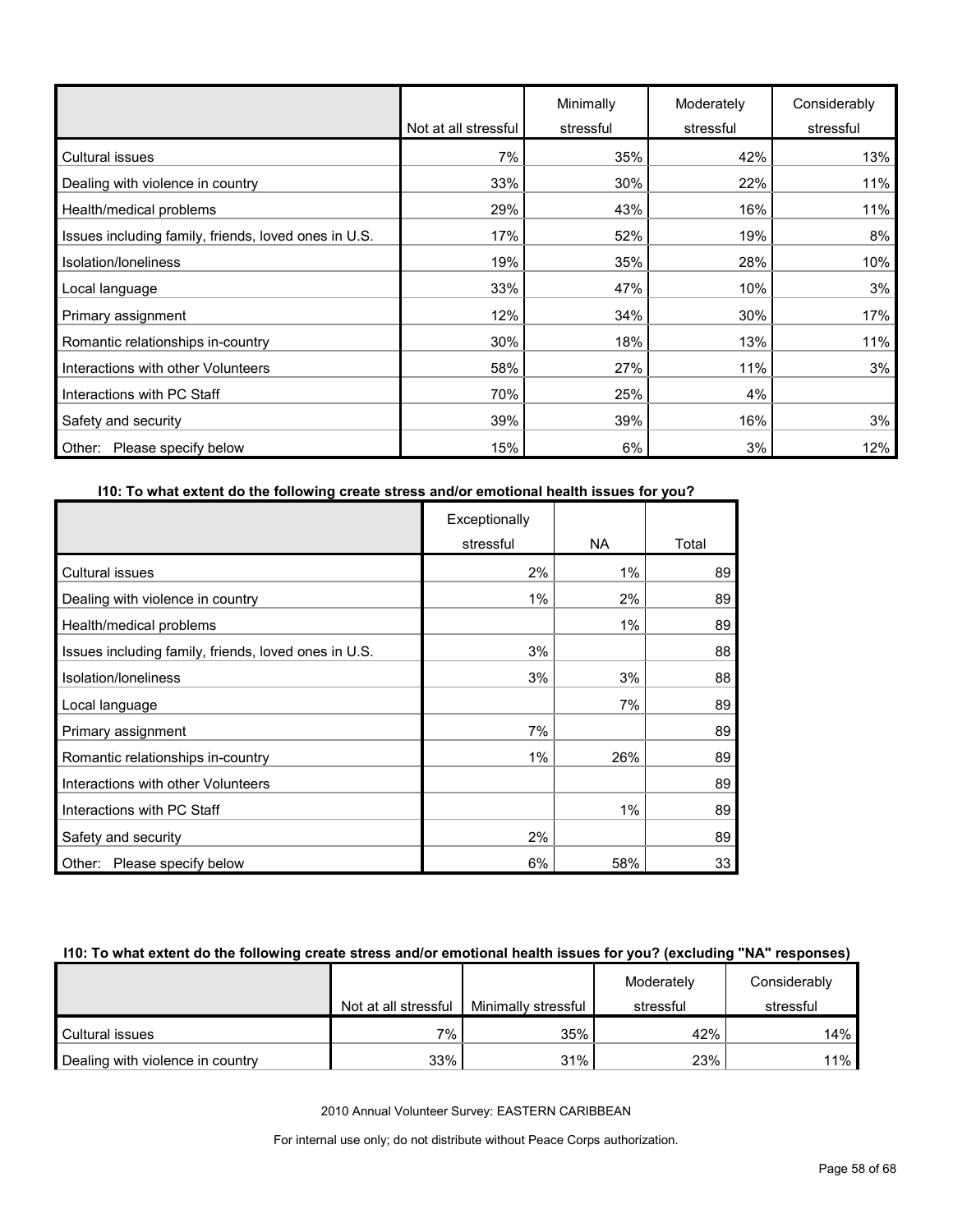| | Not at all stressful | Minimally stressful | Moderately stressful | Considerably stressful |
|---|---|---|---|---|
| Cultural issues | 7% | 35% | 42% | 13% |
| Dealing with violence in country | 33% | 30% | 22% | 11% |
| Health/medical problems | 29% | 43% | 16% | 11% |
| Issues including family, friends, loved ones in U.S. | 17% | 52% | 19% | 8% |
| Isolation/loneliness | 19% | 35% | 28% | 10% |
| Local language | 33% | 47% | 10% | 3% |
| Primary assignment | 12% | 34% | 30% | 17% |
| Romantic relationships in-country | 30% | 18% | 13% | 11% |
| Interactions with other Volunteers | 58% | 27% | 11% | 3% |
| Interactions with PC Staff | 70% | 25% | 4% | |
| Safety and security | 39% | 39% | 16% | 3% |
| Other: Please specify below | 15% | 6% | 3% | 12% |

**I10: To what extent do the following create stress and/or emotional health issues for you?**

| | Exceptionally stressful | NA | Total |
|---|---|---|---|
| Cultural issues | 2% | 1% | 89 |
| Dealing with violence in country | 1% | 2% | 89 |
| Health/medical problems | | 1% | 89 |
| Issues including family, friends, loved ones in U.S. | 3% | | 88 |
| Isolation/loneliness | 3% | 3% | 88 |
| Local language | | 7% | 89 |
| Primary assignment | 7% | | 89 |
| Romantic relationships in-country | 1% | 26% | 89 |
| Interactions with other Volunteers | | | 89 |
| Interactions with PC Staff | | 1% | 89 |
| Safety and security | 2% | | 89 |
| Other: Please specify below | 6% | 58% | 33 |

**I10: To what extent do the following create stress and/or emotional health issues for you? (excluding "NA" responses)**

| | Not at all stressful | Minimally stressful | Moderately stressful | Considerably stressful |
|---|---|---|---|---|
| Cultural issues | 7% | 35% | 42% | 14% |
| Dealing with violence in country | 33% | 31% | 23% | 11% |

2010 Annual Volunteer Survey: EASTERN CARIBBEAN

For internal use only; do not distribute without Peace Corps authorization.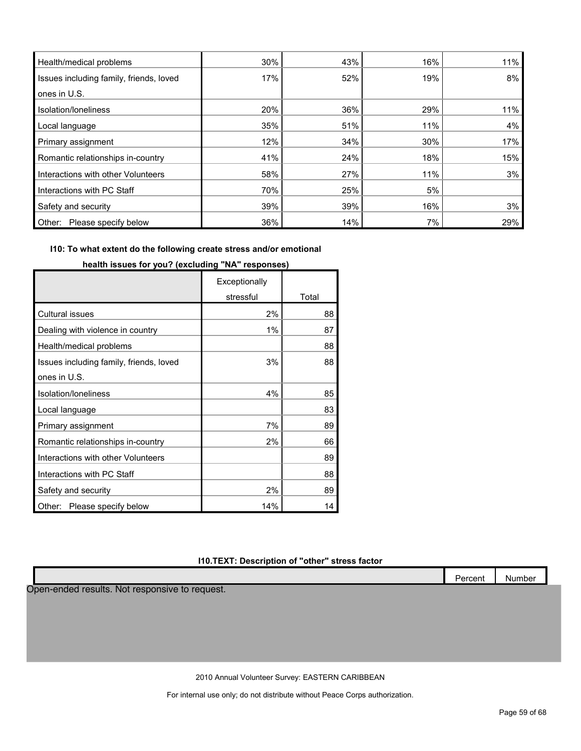| | | | | |
|---|---|---|---|---|
| Health/medical problems | 30% | 43% | 16% | 11% |
| Issues including family, friends, loved ones in U.S. | 17% | 52% | 19% | 8% |
| Isolation/loneliness | 20% | 36% | 29% | 11% |
| Local language | 35% | 51% | 11% | 4% |
| Primary assignment | 12% | 34% | 30% | 17% |
| Romantic relationships in-country | 41% | 24% | 18% | 15% |
| Interactions with other Volunteers | 58% | 27% | 11% | 3% |
| Interactions with PC Staff | 70% | 25% | 5% | |
| Safety and security | 39% | 39% | 16% | 3% |
| Other: Please specify below | 36% | 14% | 7% | 29% |

**I10: To what extent do the following create stress and/or emotional health issues for you? (excluding "NA" responses)**

| | Exceptionally stressful | Total |
|---|---|---|
| Cultural issues | 2% | 88 |
| Dealing with violence in country | 1% | 87 |
| Health/medical problems | | 88 |
| Issues including family, friends, loved ones in U.S. | 3% | 88 |
| Isolation/loneliness | 4% | 85 |
| Local language | | 83 |
| Primary assignment | 7% | 89 |
| Romantic relationships in-country | 2% | 66 |
| Interactions with other Volunteers | | 89 |
| Interactions with PC Staff | | 88 |
| Safety and security | 2% | 89 |
| Other: Please specify below | 14% | 14 |

**I10.TEXT: Description of "other" stress factor**

| | Percent | Number |
|---|---|---|

Open-ended results. Not responsive to request.

2010 Annual Volunteer Survey: EASTERN CARIBBEAN

For internal use only; do not distribute without Peace Corps authorization.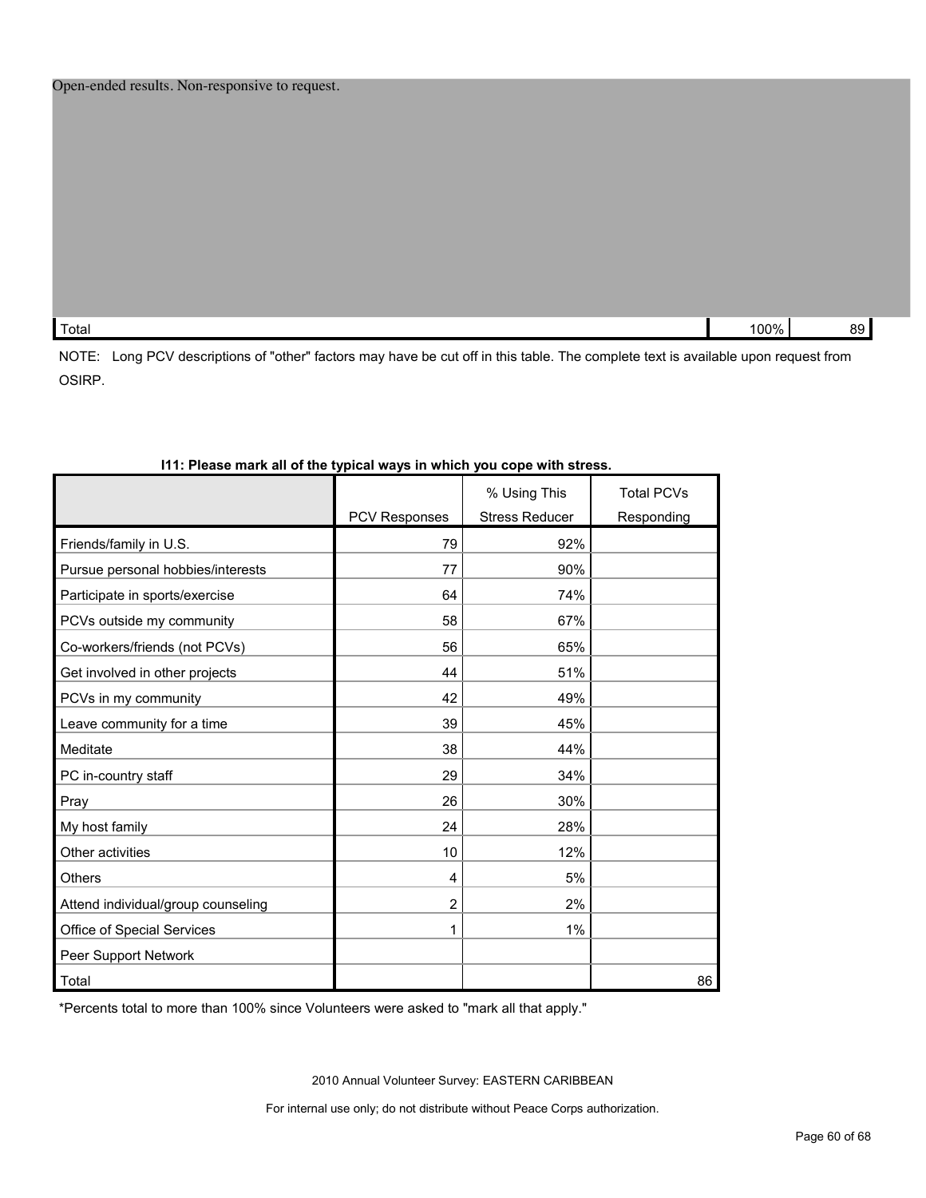| Open-ended results. Non-responsive to request. | | |
|---|---|---|
| Total | 100% | 89 |

NOTE: Long PCV descriptions of "other" factors may have be cut off in this table. The complete text is available upon request from OSIRP.

**I11: Please mark all of the typical ways in which you cope with stress.**

| | PCV Responses | % Using This Stress Reducer | Total PCVs Responding |
|---|---|---|---|
| Friends/family in U.S. | 79 | 92% | |
| Pursue personal hobbies/interests | 77 | 90% | |
| Participate in sports/exercise | 64 | 74% | |
| PCVs outside my community | 58 | 67% | |
| Co-workers/friends (not PCVs) | 56 | 65% | |
| Get involved in other projects | 44 | 51% | |
| PCVs in my community | 42 | 49% | |
| Leave community for a time | 39 | 45% | |
| Meditate | 38 | 44% | |
| PC in-country staff | 29 | 34% | |
| Pray | 26 | 30% | |
| My host family | 24 | 28% | |
| Other activities | 10 | 12% | |
| Others | 4 | 5% | |
| Attend individual/group counseling | 2 | 2% | |
| Office of Special Services | 1 | 1% | |
| Peer Support Network | | | |
| Total | | | 86 |

*Percents total to more than 100% since Volunteers were asked to "mark all that apply."

2010 Annual Volunteer Survey: EASTERN CARIBBEAN

For internal use only; do not distribute without Peace Corps authorization.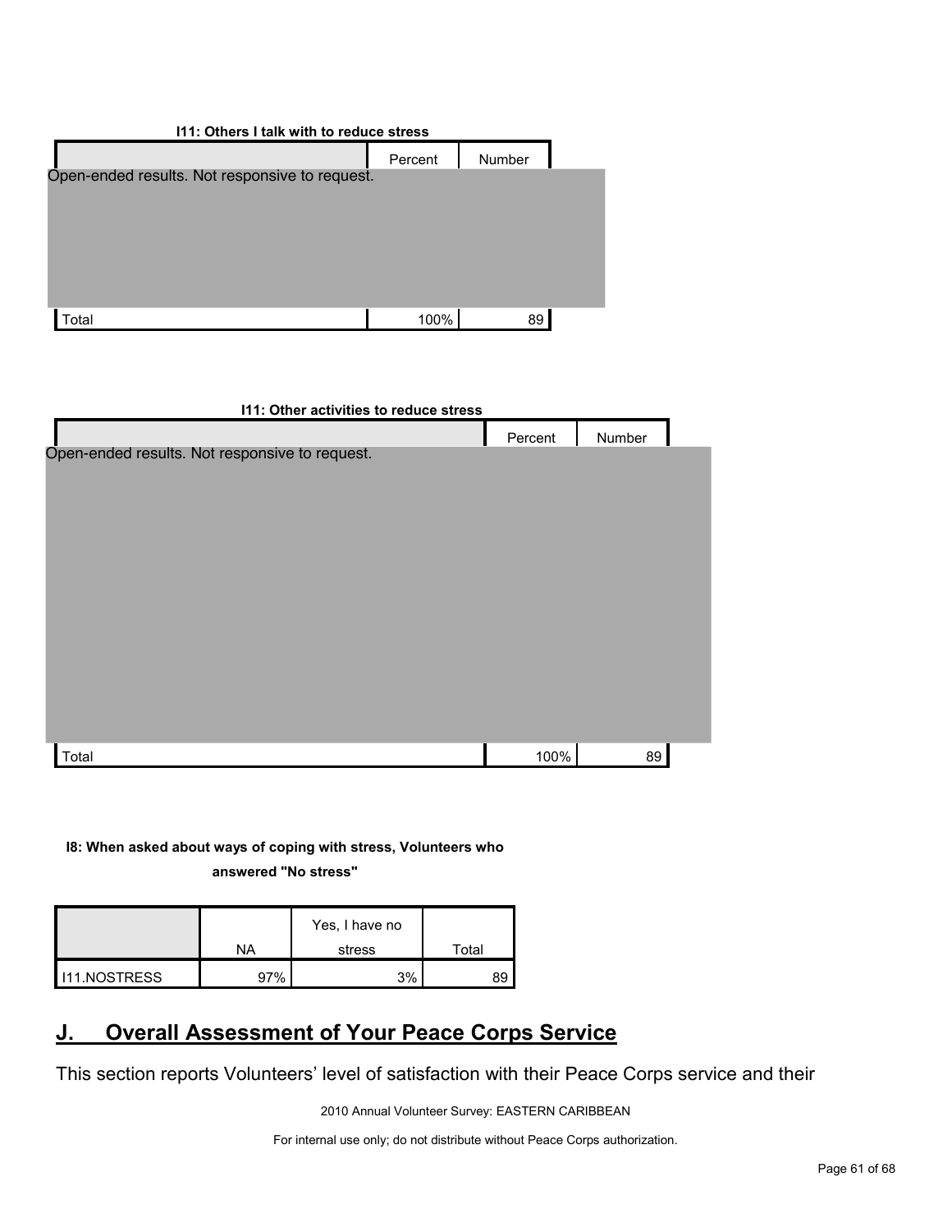**I11: Others I talk with to reduce stress**

| | Percent | Number |
|---|---|---|
| Open-ended results. Not responsive to request. | | |
| Total | 100% | 89 |

**I11: Other activities to reduce stress**

| | Percent | Number |
|---|---|---|
| Open-ended results. Not responsive to request. | | |
| Total | 100% | 89 |

**I8: When asked about ways of coping with stress, Volunteers who answered "No stress"**

| | NA | Yes, I have no stress | Total |
|---|---|---|---|
| I11.NOSTRESS | 97% | 3% | 89 |

## J. Overall Assessment of Your Peace Corps Service

This section reports Volunteers' level of satisfaction with their Peace Corps service and their

2010 Annual Volunteer Survey: EASTERN CARIBBEAN

For internal use only; do not distribute without Peace Corps authorization.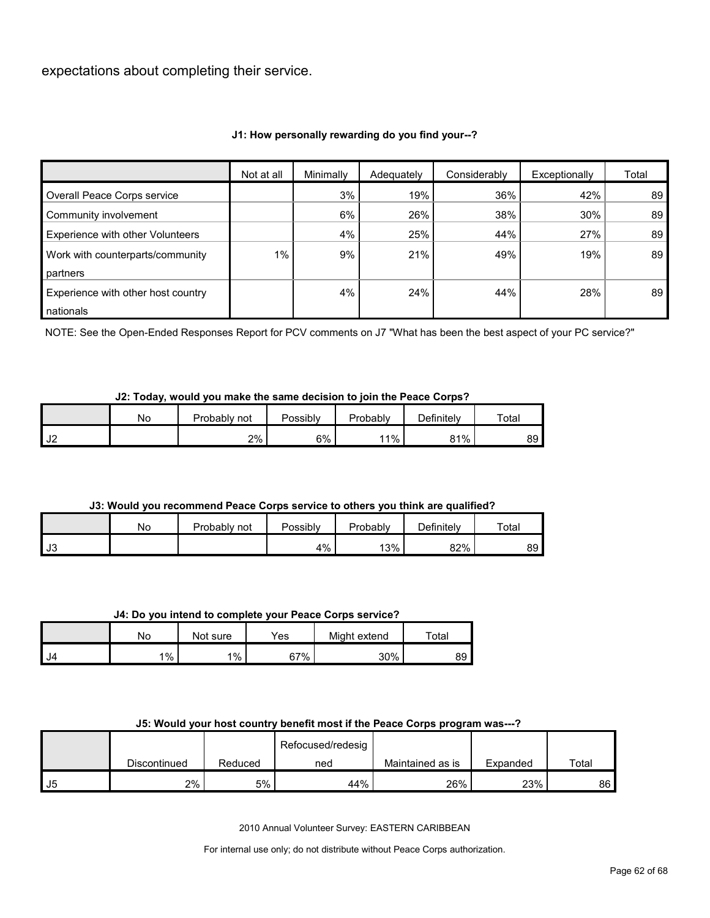expectations about completing their service.

**J1: How personally rewarding do you find your--?**

| | Not at all | Minimally | Adequately | Considerably | Exceptionally | Total |
|---|---|---|---|---|---|---|
| Overall Peace Corps service | | 3% | 19% | 36% | 42% | 89 |
| Community involvement | | 6% | 26% | 38% | 30% | 89 |
| Experience with other Volunteers | | 4% | 25% | 44% | 27% | 89 |
| Work with counterparts/community partners | 1% | 9% | 21% | 49% | 19% | 89 |
| Experience with other host country nationals | | 4% | 24% | 44% | 28% | 89 |

NOTE: See the Open-Ended Responses Report for PCV comments on J7 "What has been the best aspect of your PC service?"

**J2: Today, would you make the same decision to join the Peace Corps?**

| | No | Probably not | Possibly | Probably | Definitely | Total |
|---|---|---|---|---|---|---|
| J2 | | 2% | 6% | 11% | 81% | 89 |

**J3: Would you recommend Peace Corps service to others you think are qualified?**

| | No | Probably not | Possibly | Probably | Definitely | Total |
|---|---|---|---|---|---|---|
| J3 | | | 4% | 13% | 82% | 89 |

**J4: Do you intend to complete your Peace Corps service?**

| | No | Not sure | Yes | Might extend | Total |
|---|---|---|---|---|---|
| J4 | 1% | 1% | 67% | 30% | 89 |

**J5: Would your host country benefit most if the Peace Corps program was---?**

| | Discontinued | Reduced | Refocused/redesigned | Maintained as is | Expanded | Total |
|---|---|---|---|---|---|---|
| J5 | 2% | 5% | 44% | 26% | 23% | 86 |

2010 Annual Volunteer Survey: EASTERN CARIBBEAN

For internal use only; do not distribute without Peace Corps authorization.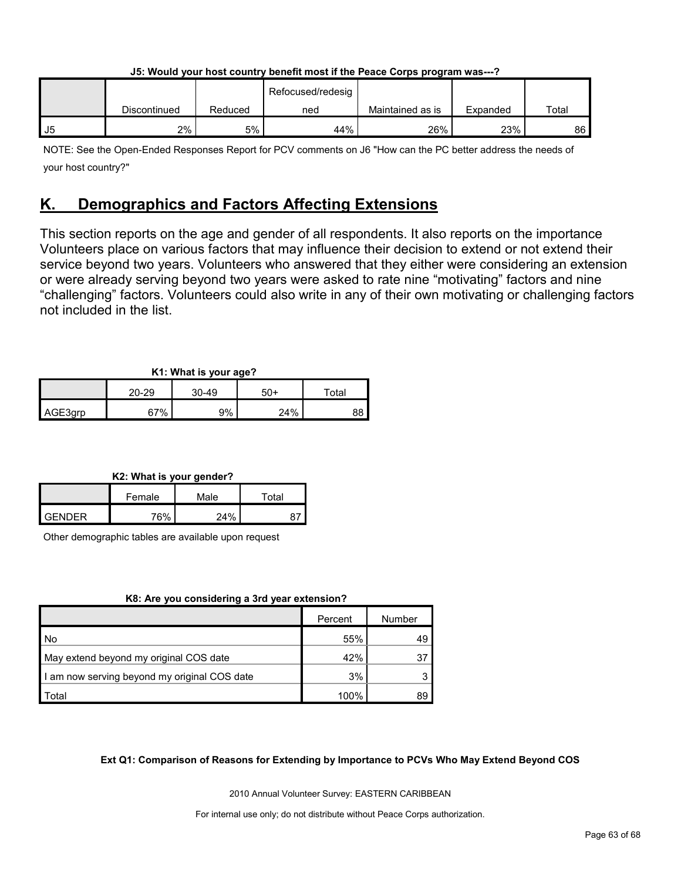**J5: Would your host country benefit most if the Peace Corps program was---?**

| | Discontinued | Reduced | Refocused/redesigned | Maintained as is | Expanded | Total |
|---|---|---|---|---|---|---|
| J5 | 2% | 5% | 44% | 26% | 23% | 86 |

NOTE: See the Open-Ended Responses Report for PCV comments on J6 "How can the PC better address the needs of your host country?"

## K. Demographics and Factors Affecting Extensions

This section reports on the age and gender of all respondents. It also reports on the importance Volunteers place on various factors that may influence their decision to extend or not extend their service beyond two years. Volunteers who answered that they either were considering an extension or were already serving beyond two years were asked to rate nine "motivating" factors and nine "challenging" factors. Volunteers could also write in any of their own motivating or challenging factors not included in the list.

**K1: What is your age?**

| | 20-29 | 30-49 | 50+ | Total |
|---|---|---|---|---|
| AGE3grp | 67% | 9% | 24% | 88 |

**K2: What is your gender?**

| | Female | Male | Total |
|---|---|---|---|
| GENDER | 76% | 24% | 87 |

Other demographic tables are available upon request

**K8: Are you considering a 3rd year extension?**

| | Percent | Number |
|---|---|---|
| No | 55% | 49 |
| May extend beyond my original COS date | 42% | 37 |
| I am now serving beyond my original COS date | 3% | 3 |
| Total | 100% | 89 |

**Ext Q1: Comparison of Reasons for Extending by Importance to PCVs Who May Extend Beyond COS**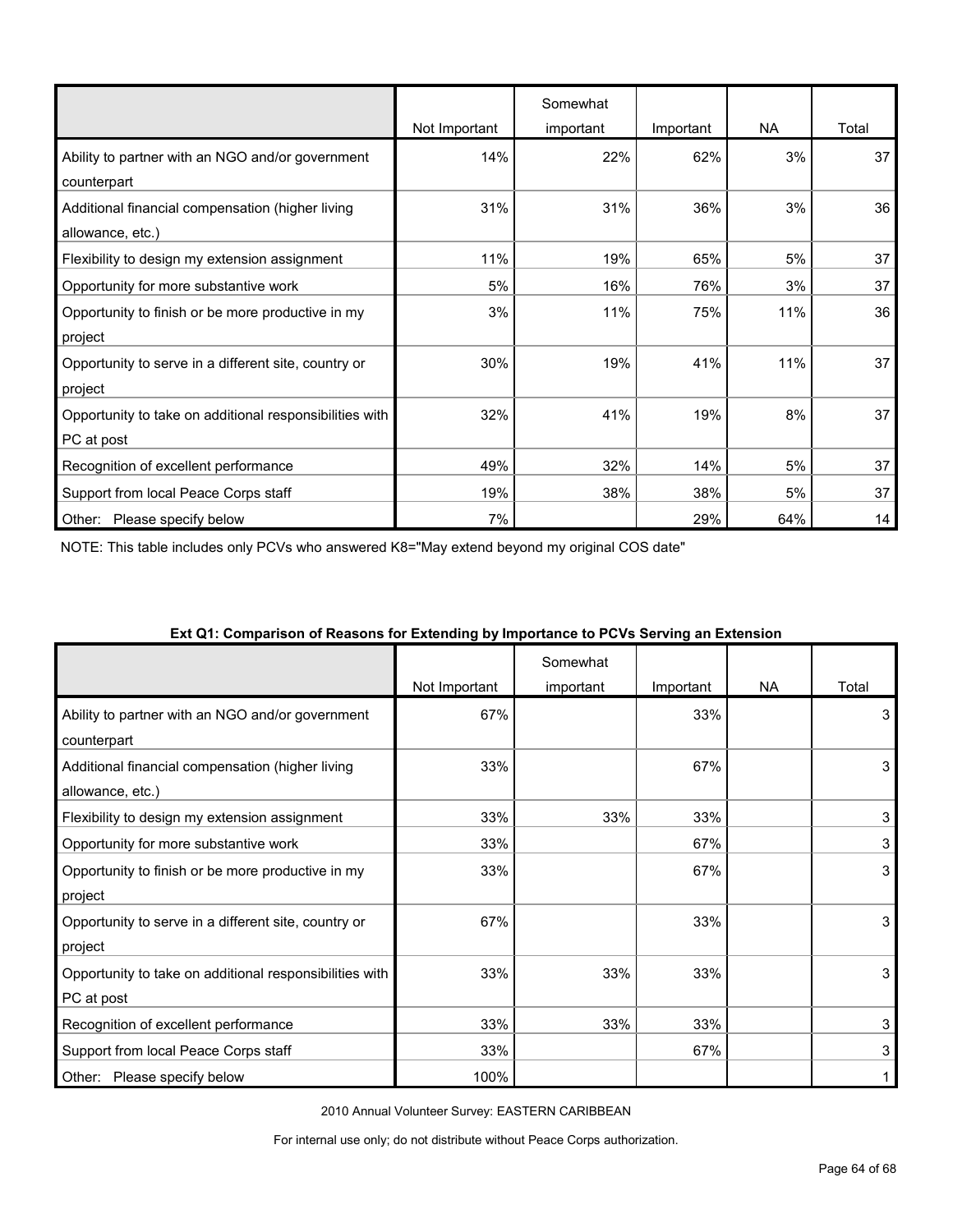| | Not Important | Somewhat important | Important | NA | Total |
|---|---|---|---|---|---|
| Ability to partner with an NGO and/or government counterpart | 14% | 22% | 62% | 3% | 37 |
| Additional financial compensation (higher living allowance, etc.) | 31% | 31% | 36% | 3% | 36 |
| Flexibility to design my extension assignment | 11% | 19% | 65% | 5% | 37 |
| Opportunity for more substantive work | 5% | 16% | 76% | 3% | 37 |
| Opportunity to finish or be more productive in my project | 3% | 11% | 75% | 11% | 36 |
| Opportunity to serve in a different site, country or project | 30% | 19% | 41% | 11% | 37 |
| Opportunity to take on additional responsibilities with PC at post | 32% | 41% | 19% | 8% | 37 |
| Recognition of excellent performance | 49% | 32% | 14% | 5% | 37 |
| Support from local Peace Corps staff | 19% | 38% | 38% | 5% | 37 |
| Other: Please specify below | 7% | | 29% | 64% | 14 |

NOTE: This table includes only PCVs who answered K8="May extend beyond my original COS date"

**Ext Q1: Comparison of Reasons for Extending by Importance to PCVs Serving an Extension**

| | Not Important | Somewhat important | Important | NA | Total |
|---|---|---|---|---|---|
| Ability to partner with an NGO and/or government counterpart | 67% | | 33% | | 3 |
| Additional financial compensation (higher living allowance, etc.) | 33% | | 67% | | 3 |
| Flexibility to design my extension assignment | 33% | 33% | 33% | | 3 |
| Opportunity for more substantive work | 33% | | 67% | | 3 |
| Opportunity to finish or be more productive in my project | 33% | | 67% | | 3 |
| Opportunity to serve in a different site, country or project | 67% | | 33% | | 3 |
| Opportunity to take on additional responsibilities with PC at post | 33% | 33% | 33% | | 3 |
| Recognition of excellent performance | 33% | 33% | 33% | | 3 |
| Support from local Peace Corps staff | 33% | | 67% | | 3 |
| Other: Please specify below | 100% | | | | 1 |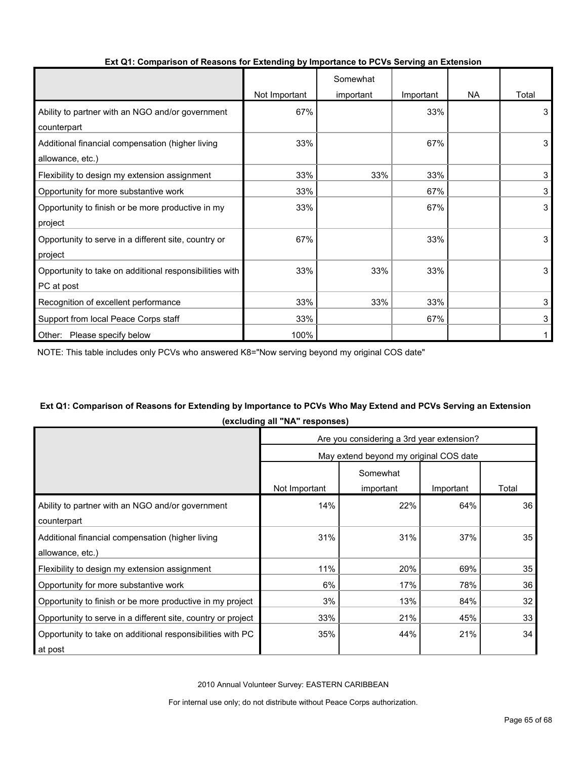**Ext Q1: Comparison of Reasons for Extending by Importance to PCVs Serving an Extension**

| | Not Important | Somewhat important | Important | NA | Total |
|---|---|---|---|---|---|
| Ability to partner with an NGO and/or government counterpart | 67% | | 33% | | 3 |
| Additional financial compensation (higher living allowance, etc.) | 33% | | 67% | | 3 |
| Flexibility to design my extension assignment | 33% | 33% | 33% | | 3 |
| Opportunity for more substantive work | 33% | | 67% | | 3 |
| Opportunity to finish or be more productive in my project | 33% | | 67% | | 3 |
| Opportunity to serve in a different site, country or project | 67% | | 33% | | 3 |
| Opportunity to take on additional responsibilities with PC at post | 33% | 33% | 33% | | 3 |
| Recognition of excellent performance | 33% | 33% | 33% | | 3 |
| Support from local Peace Corps staff | 33% | | 67% | | 3 |
| Other: Please specify below | 100% | | | | 1 |

NOTE: This table includes only PCVs who answered K8="Now serving beyond my original COS date"

**Ext Q1: Comparison of Reasons for Extending by Importance to PCVs Who May Extend and PCVs Serving an Extension (excluding all "NA" responses)**

| | Are you considering a 3rd year extension? | | | |
|---|---|---|---|---|
| | May extend beyond my original COS date | | | |
| | Not Important | Somewhat important | Important | Total |
| Ability to partner with an NGO and/or government counterpart | 14% | 22% | 64% | 36 |
| Additional financial compensation (higher living allowance, etc.) | 31% | 31% | 37% | 35 |
| Flexibility to design my extension assignment | 11% | 20% | 69% | 35 |
| Opportunity for more substantive work | 6% | 17% | 78% | 36 |
| Opportunity to finish or be more productive in my project | 3% | 13% | 84% | 32 |
| Opportunity to serve in a different site, country or project | 33% | 21% | 45% | 33 |
| Opportunity to take on additional responsibilities with PC at post | 35% | 44% | 21% | 34 |

2010 Annual Volunteer Survey: EASTERN CARIBBEAN

For internal use only; do not distribute without Peace Corps authorization.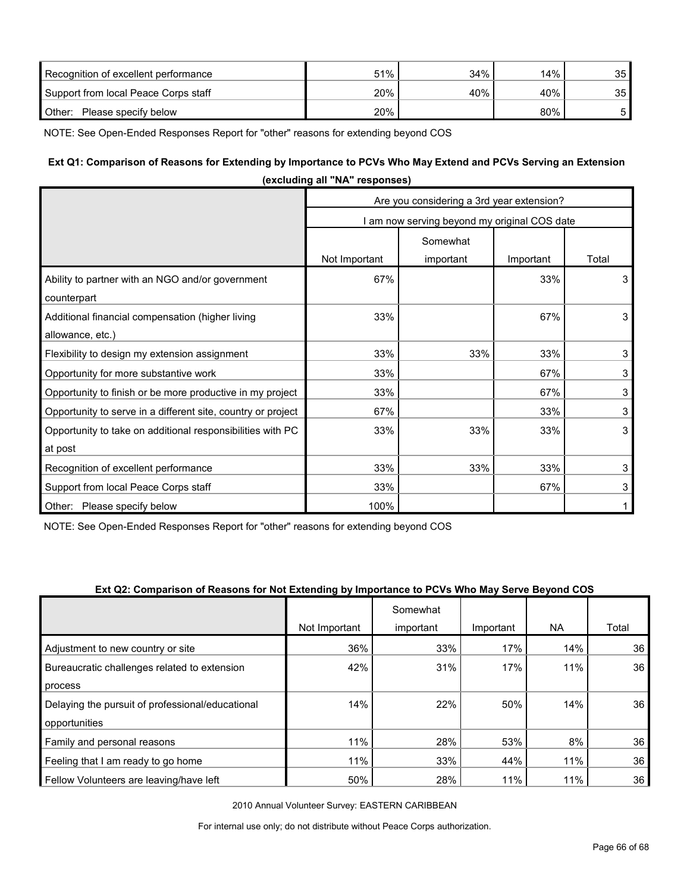| | | | | |
|---|---|---|---|---|
| Recognition of excellent performance | 51% | 34% | 14% | 35 |
| Support from local Peace Corps staff | 20% | 40% | 40% | 35 |
| Other: Please specify below | 20% | | 80% | 5 |

NOTE: See Open-Ended Responses Report for "other" reasons for extending beyond COS

**Ext Q1: Comparison of Reasons for Extending by Importance to PCVs Who May Extend and PCVs Serving an Extension (excluding all "NA" responses)**

| | Are you considering a 3rd year extension? | | | |
|---|---|---|---|---|
| | I am now serving beyond my original COS date | | | |
| | Not Important | Somewhat important | Important | Total |
| Ability to partner with an NGO and/or government counterpart | 67% | | 33% | 3 |
| Additional financial compensation (higher living allowance, etc.) | 33% | | 67% | 3 |
| Flexibility to design my extension assignment | 33% | 33% | 33% | 3 |
| Opportunity for more substantive work | 33% | | 67% | 3 |
| Opportunity to finish or be more productive in my project | 33% | | 67% | 3 |
| Opportunity to serve in a different site, country or project | 67% | | 33% | 3 |
| Opportunity to take on additional responsibilities with PC at post | 33% | 33% | 33% | 3 |
| Recognition of excellent performance | 33% | 33% | 33% | 3 |
| Support from local Peace Corps staff | 33% | | 67% | 3 |
| Other: Please specify below | 100% | | | 1 |

NOTE: See Open-Ended Responses Report for "other" reasons for extending beyond COS

**Ext Q2: Comparison of Reasons for Not Extending by Importance to PCVs Who May Serve Beyond COS**

| | Not Important | Somewhat important | Important | NA | Total |
|---|---|---|---|---|---|
| Adjustment to new country or site | 36% | 33% | 17% | 14% | 36 |
| Bureaucratic challenges related to extension process | 42% | 31% | 17% | 11% | 36 |
| Delaying the pursuit of professional/educational opportunities | 14% | 22% | 50% | 14% | 36 |
| Family and personal reasons | 11% | 28% | 53% | 8% | 36 |
| Feeling that I am ready to go home | 11% | 33% | 44% | 11% | 36 |
| Fellow Volunteers are leaving/have left | 50% | 28% | 11% | 11% | 36 |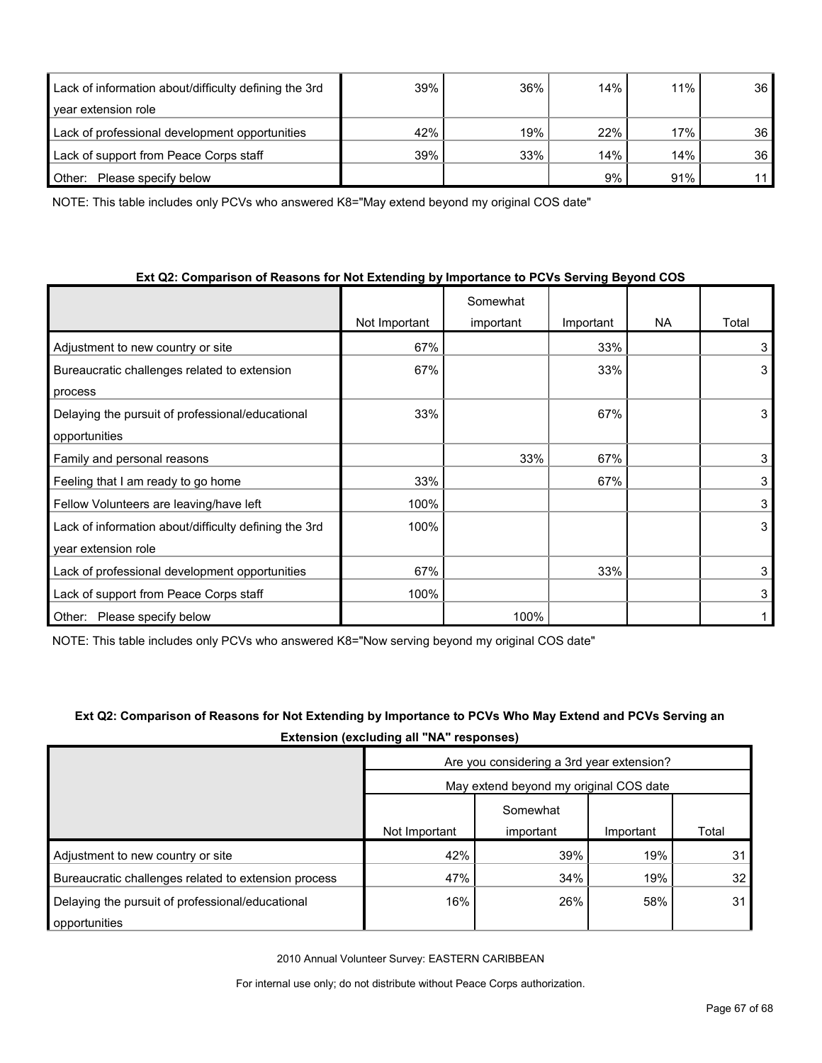| | | | | | |
|---|---|---|---|---|---|
| Lack of information about/difficulty defining the 3rd year extension role | 39% | 36% | 14% | 11% | 36 |
| Lack of professional development opportunities | 42% | 19% | 22% | 17% | 36 |
| Lack of support from Peace Corps staff | 39% | 33% | 14% | 14% | 36 |
| Other: Please specify below | | | 9% | 91% | 11 |

NOTE: This table includes only PCVs who answered K8="May extend beyond my original COS date"

**Ext Q2: Comparison of Reasons for Not Extending by Importance to PCVs Serving Beyond COS**

| | Not Important | Somewhat important | Important | NA | Total |
|---|---|---|---|---|---|
| Adjustment to new country or site | 67% | | 33% | | 3 |
| Bureaucratic challenges related to extension process | 67% | | 33% | | 3 |
| Delaying the pursuit of professional/educational opportunities | 33% | | 67% | | 3 |
| Family and personal reasons | | 33% | 67% | | 3 |
| Feeling that I am ready to go home | 33% | | 67% | | 3 |
| Fellow Volunteers are leaving/have left | 100% | | | | 3 |
| Lack of information about/difficulty defining the 3rd year extension role | 100% | | | | 3 |
| Lack of professional development opportunities | 67% | | 33% | | 3 |
| Lack of support from Peace Corps staff | 100% | | | | 3 |
| Other: Please specify below | | 100% | | | 1 |

NOTE: This table includes only PCVs who answered K8="Now serving beyond my original COS date"

**Ext Q2: Comparison of Reasons for Not Extending by Importance to PCVs Who May Extend and PCVs Serving an Extension (excluding all "NA" responses)**

| | Are you considering a 3rd year extension? | | | |
|---|---|---|---|---|
| | May extend beyond my original COS date | | | |
| | Not Important | Somewhat important | Important | Total |
| Adjustment to new country or site | 42% | 39% | 19% | 31 |
| Bureaucratic challenges related to extension process | 47% | 34% | 19% | 32 |
| Delaying the pursuit of professional/educational opportunities | 16% | 26% | 58% | 31 |

2010 Annual Volunteer Survey: EASTERN CARIBBEAN

For internal use only; do not distribute without Peace Corps authorization.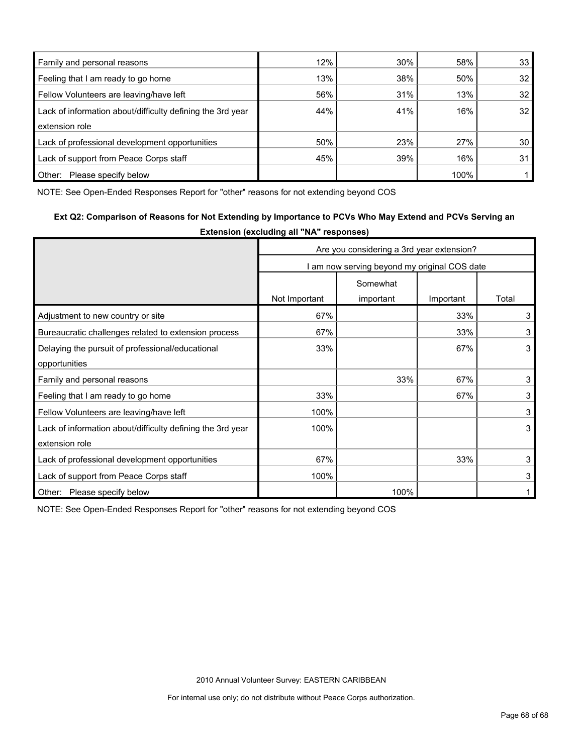| | | | | |
|---|---|---|---|---|
| Family and personal reasons | 12% | 30% | 58% | 33 |
| Feeling that I am ready to go home | 13% | 38% | 50% | 32 |
| Fellow Volunteers are leaving/have left | 56% | 31% | 13% | 32 |
| Lack of information about/difficulty defining the 3rd year extension role | 44% | 41% | 16% | 32 |
| Lack of professional development opportunities | 50% | 23% | 27% | 30 |
| Lack of support from Peace Corps staff | 45% | 39% | 16% | 31 |
| Other: Please specify below | | | 100% | 1 |

NOTE: See Open-Ended Responses Report for "other" reasons for not extending beyond COS

**Ext Q2: Comparison of Reasons for Not Extending by Importance to PCVs Who May Extend and PCVs Serving an Extension (excluding all "NA" responses)**

| | Are you considering a 3rd year extension? | | | |
|---|---|---|---|---|
| | I am now serving beyond my original COS date | | | |
| | Not Important | Somewhat important | Important | Total |
| Adjustment to new country or site | 67% | | 33% | 3 |
| Bureaucratic challenges related to extension process | 67% | | 33% | 3 |
| Delaying the pursuit of professional/educational opportunities | 33% | | 67% | 3 |
| Family and personal reasons | | 33% | 67% | 3 |
| Feeling that I am ready to go home | 33% | | 67% | 3 |
| Fellow Volunteers are leaving/have left | 100% | | | 3 |
| Lack of information about/difficulty defining the 3rd year extension role | 100% | | | 3 |
| Lack of professional development opportunities | 67% | | 33% | 3 |
| Lack of support from Peace Corps staff | 100% | | | 3 |
| Other: Please specify below | | 100% | | 1 |

NOTE: See Open-Ended Responses Report for "other" reasons for not extending beyond COS